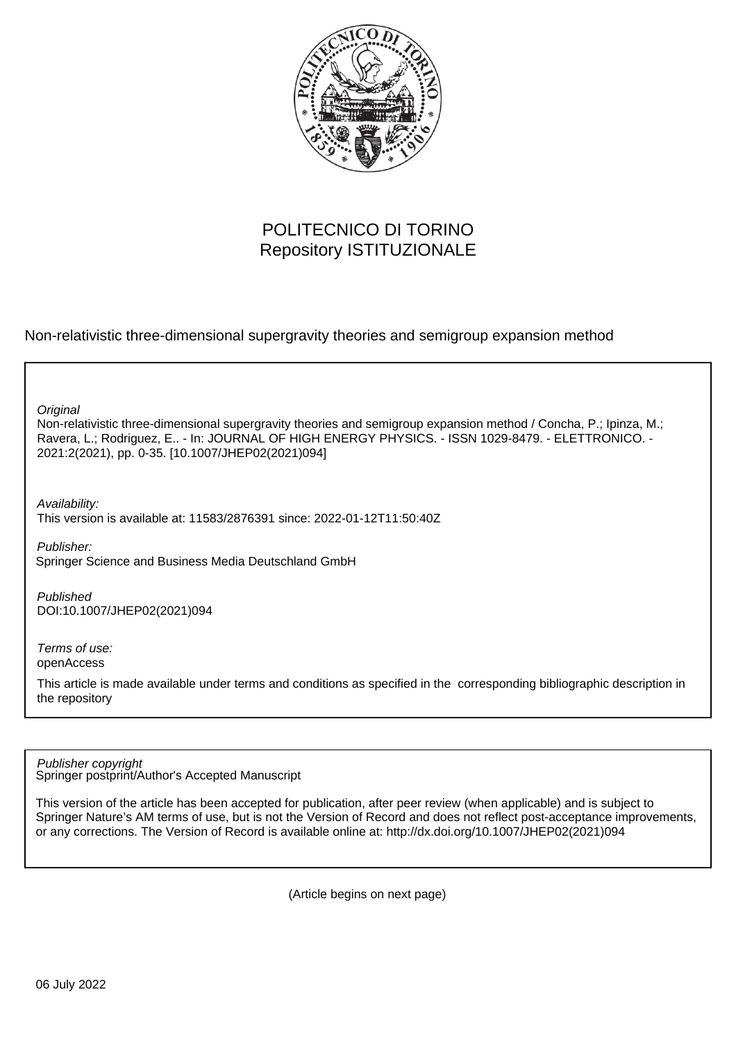POLITECNICO DI TORINO
Repository ISTITUZIONALE

Non-relativistic three-dimensional supergravity theories and semigroup expansion method

*Original*
Non-relativistic three-dimensional supergravity theories and semigroup expansion method / Concha, P.; Ipinza, M.; Ravera, L.; Rodriguez, E.. - In: JOURNAL OF HIGH ENERGY PHYSICS. - ISSN 1029-8479. - ELETTRONICO. - 2021:2(2021), pp. 0-35. [10.1007/JHEP02(2021)094]

*Availability:*
This version is available at: 11583/2876391 since: 2022-01-12T11:50:40Z

*Publisher:*
Springer Science and Business Media Deutschland GmbH

*Published*
DOI:10.1007/JHEP02(2021)094

*Terms of use:*
openAccess

This article is made available under terms and conditions as specified in the corresponding bibliographic description in the repository

*Publisher copyright*
Springer postprint/Author's Accepted Manuscript

This version of the article has been accepted for publication, after peer review (when applicable) and is subject to Springer Nature's AM terms of use, but is not the Version of Record and does not reflect post-acceptance improvements, or any corrections. The Version of Record is available online at: http://dx.doi.org/10.1007/JHEP02(2021)094

(Article begins on next page)

06 July 2022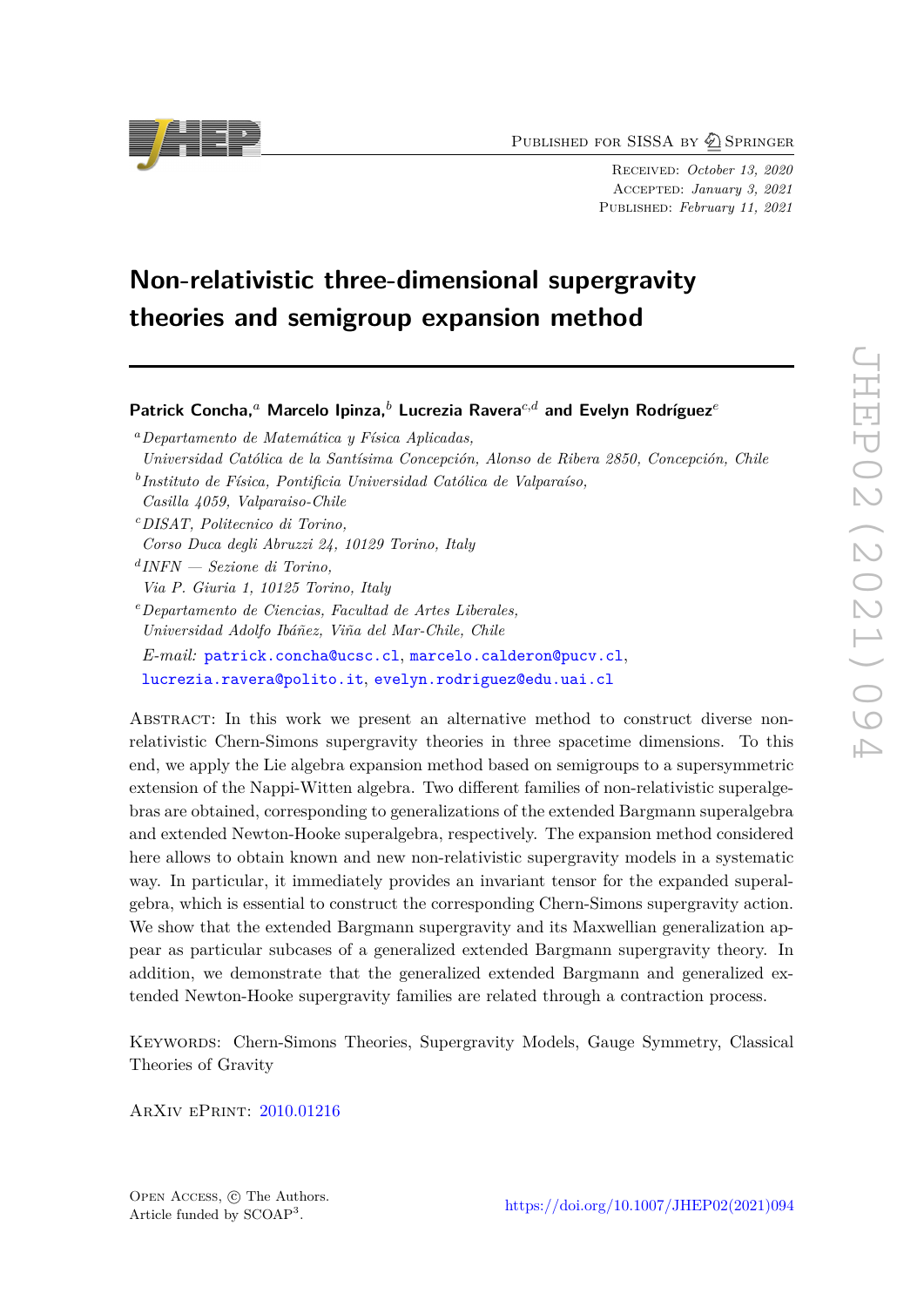# Non-relativistic three-dimensional supergravity theories and semigroup expansion method

**Patrick Concha,**[a] **Marcelo Ipinza,**[b] **Lucrezia Ravera**[c,d] **and Evelyn Rodríguez**[e]

[a] *Departamento de Matemática y Física Aplicadas, Universidad Católica de la Santísima Concepción, Alonso de Ribera 2850, Concepción, Chile*

[b] *Instituto de Física, Pontificia Universidad Católica de Valparaíso, Casilla 4059, Valparaiso-Chile*

[c] *DISAT, Politecnico di Torino, Corso Duca degli Abruzzi 24, 10129 Torino, Italy*

[d] *INFN — Sezione di Torino, Via P. Giuria 1, 10125 Torino, Italy*

[e] *Departamento de Ciencias, Facultad de Artes Liberales, Universidad Adolfo Ibáñez, Viña del Mar-Chile, Chile*

*E-mail:* patrick.concha@ucsc.cl, marcelo.calderon@pucv.cl, lucrezia.ravera@polito.it, evelyn.rodriguez@edu.uai.cl

Abstract: In this work we present an alternative method to construct diverse non-relativistic Chern-Simons supergravity theories in three spacetime dimensions. To this end, we apply the Lie algebra expansion method based on semigroups to a supersymmetric extension of the Nappi-Witten algebra. Two different families of non-relativistic superalgebras are obtained, corresponding to generalizations of the extended Bargmann superalgebra and extended Newton-Hooke superalgebra, respectively. The expansion method considered here allows to obtain known and new non-relativistic supergravity models in a systematic way. In particular, it immediately provides an invariant tensor for the expanded superalgebra, which is essential to construct the corresponding Chern-Simons supergravity action. We show that the extended Bargmann supergravity and its Maxwellian generalization appear as particular subcases of a generalized extended Bargmann supergravity theory. In addition, we demonstrate that the generalized extended Bargmann and generalized extended Newton-Hooke supergravity families are related through a contraction process.

Keywords: Chern-Simons Theories, Supergravity Models, Gauge Symmetry, Classical Theories of Gravity

ArXiv ePrint: 2010.01216

Open Access, © The Authors.
Article funded by SCOAP[3].

https://doi.org/10.1007/JHEP02(2021)094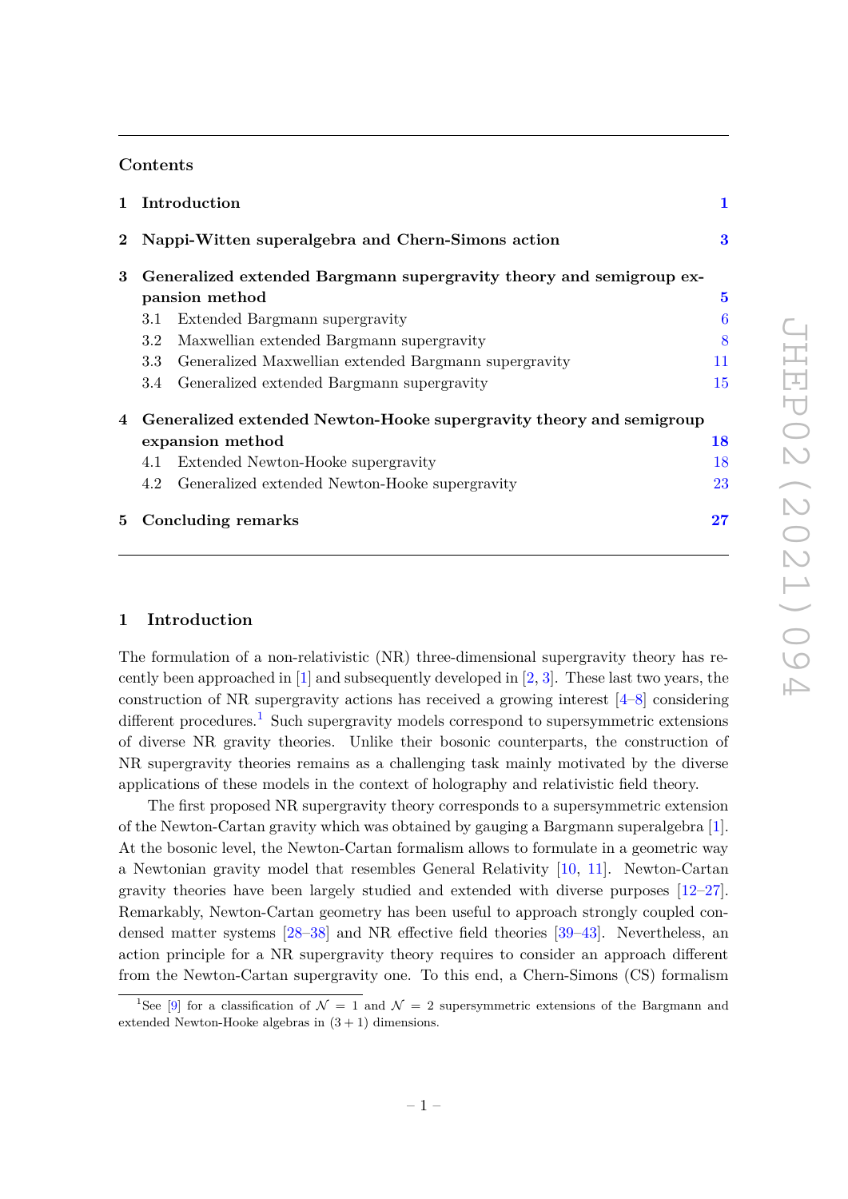## Contents

1 Introduction 1

2 Nappi-Witten superalgebra and Chern-Simons action 3

3 Generalized extended Bargmann supergravity theory and semigroup expansion method 5
- 3.1 Extended Bargmann supergravity 6
- 3.2 Maxwellian extended Bargmann supergravity 8
- 3.3 Generalized Maxwellian extended Bargmann supergravity 11
- 3.4 Generalized extended Bargmann supergravity 15

4 Generalized extended Newton-Hooke supergravity theory and semigroup expansion method 18
- 4.1 Extended Newton-Hooke supergravity 18
- 4.2 Generalized extended Newton-Hooke supergravity 23

5 Concluding remarks 27

# 1 Introduction

The formulation of a non-relativistic (NR) three-dimensional supergravity theory has recently been approached in [1] and subsequently developed in [2, 3]. These last two years, the construction of NR supergravity actions has received a growing interest [4–8] considering different procedures.[1] Such supergravity models correspond to supersymmetric extensions of diverse NR gravity theories. Unlike their bosonic counterparts, the construction of NR supergravity theories remains as a challenging task mainly motivated by the diverse applications of these models in the context of holography and relativistic field theory.

The first proposed NR supergravity theory corresponds to a supersymmetric extension of the Newton-Cartan gravity which was obtained by gauging a Bargmann superalgebra [1]. At the bosonic level, the Newton-Cartan formalism allows to formulate in a geometric way a Newtonian gravity model that resembles General Relativity [10, 11]. Newton-Cartan gravity theories have been largely studied and extended with diverse purposes [12–27]. Remarkably, Newton-Cartan geometry has been useful to approach strongly coupled condensed matter systems [28–38] and NR effective field theories [39–43]. Nevertheless, an action principle for a NR supergravity theory requires to consider an approach different from the Newton-Cartan supergravity one. To this end, a Chern-Simons (CS) formalism

[1] See [9] for a classification of $\mathcal{N}=1$ and $\mathcal{N}=2$ supersymmetric extensions of the Bargmann and extended Newton-Hooke algebras in $(3+1)$ dimensions.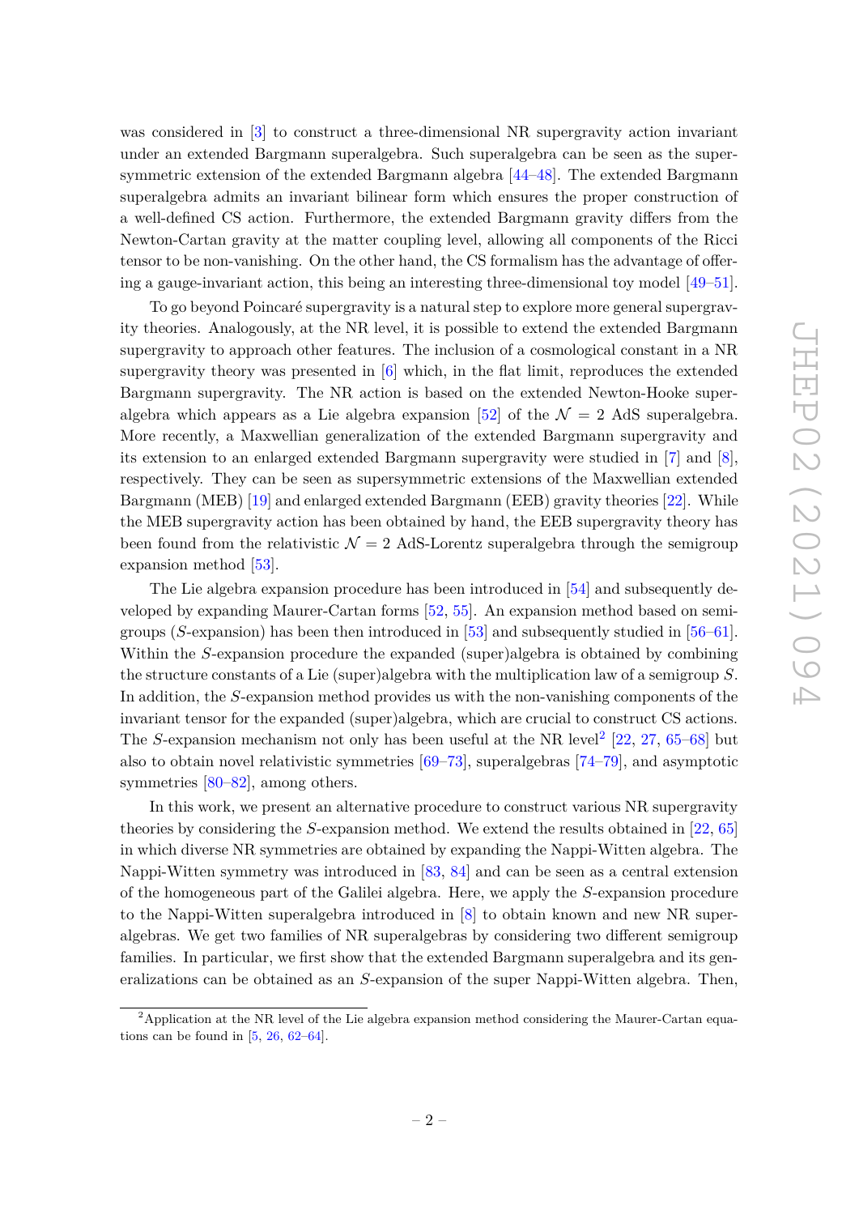was considered in [3] to construct a three-dimensional NR supergravity action invariant under an extended Bargmann superalgebra. Such superalgebra can be seen as the supersymmetric extension of the extended Bargmann algebra [44–48]. The extended Bargmann superalgebra admits an invariant bilinear form which ensures the proper construction of a well-defined CS action. Furthermore, the extended Bargmann gravity differs from the Newton-Cartan gravity at the matter coupling level, allowing all components of the Ricci tensor to be non-vanishing. On the other hand, the CS formalism has the advantage of offering a gauge-invariant action, this being an interesting three-dimensional toy model [49–51].

To go beyond Poincaré supergravity is a natural step to explore more general supergravity theories. Analogously, at the NR level, it is possible to extend the extended Bargmann supergravity to approach other features. The inclusion of a cosmological constant in a NR supergravity theory was presented in [6] which, in the flat limit, reproduces the extended Bargmann supergravity. The NR action is based on the extended Newton-Hooke superalgebra which appears as a Lie algebra expansion [52] of the $\mathcal{N}=2$ AdS superalgebra. More recently, a Maxwellian generalization of the extended Bargmann supergravity and its extension to an enlarged extended Bargmann supergravity were studied in [7] and [8], respectively. They can be seen as supersymmetric extensions of the Maxwellian extended Bargmann (MEB) [19] and enlarged extended Bargmann (EEB) gravity theories [22]. While the MEB supergravity action has been obtained by hand, the EEB supergravity theory has been found from the relativistic $\mathcal{N}=2$ AdS-Lorentz superalgebra through the semigroup expansion method [53].

The Lie algebra expansion procedure has been introduced in [54] and subsequently developed by expanding Maurer-Cartan forms [52, 55]. An expansion method based on semigroups ($S$-expansion) has been then introduced in [53] and subsequently studied in [56–61]. Within the $S$-expansion procedure the expanded (super)algebra is obtained by combining the structure constants of a Lie (super)algebra with the multiplication law of a semigroup $S$. In addition, the $S$-expansion method provides us with the non-vanishing components of the invariant tensor for the expanded (super)algebra, which are crucial to construct CS actions. The $S$-expansion mechanism not only has been useful at the NR level[2] [22, 27, 65–68] but also to obtain novel relativistic symmetries [69–73], superalgebras [74–79], and asymptotic symmetries [80–82], among others.

In this work, we present an alternative procedure to construct various NR supergravity theories by considering the $S$-expansion method. We extend the results obtained in [22, 65] in which diverse NR symmetries are obtained by expanding the Nappi-Witten algebra. The Nappi-Witten symmetry was introduced in [83, 84] and can be seen as a central extension of the homogeneous part of the Galilei algebra. Here, we apply the $S$-expansion procedure to the Nappi-Witten superalgebra introduced in [8] to obtain known and new NR superalgebras. We get two families of NR superalgebras by considering two different semigroup families. In particular, we first show that the extended Bargmann superalgebra and its generalizations can be obtained as an $S$-expansion of the super Nappi-Witten algebra. Then,

[2] Application at the NR level of the Lie algebra expansion method considering the Maurer-Cartan equations can be found in [5, 26, 62–64].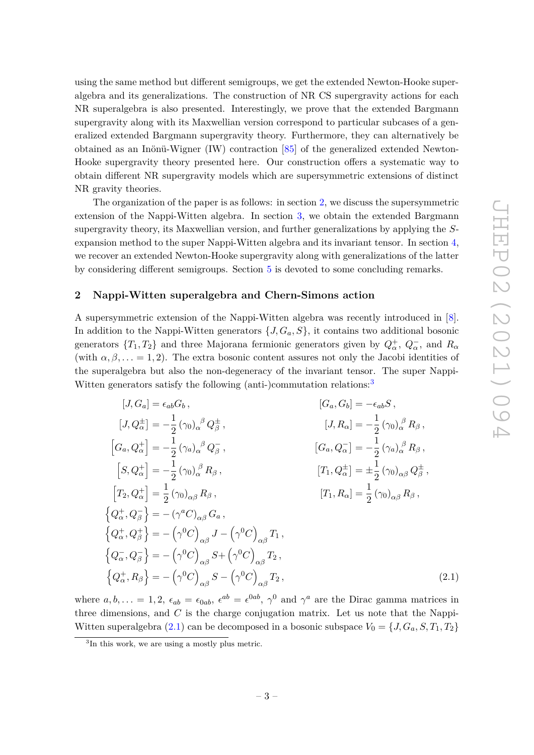using the same method but different semigroups, we get the extended Newton-Hooke superalgebra and its generalizations. The construction of NR CS supergravity actions for each NR superalgebra is also presented. Interestingly, we prove that the extended Bargmann supergravity along with its Maxwellian version correspond to particular subcases of a generalized extended Bargmann supergravity theory. Furthermore, they can alternatively be obtained as an Inönü-Wigner (IW) contraction [85] of the generalized extended Newton-Hooke supergravity theory presented here. Our construction offers a systematic way to obtain different NR supergravity models which are supersymmetric extensions of distinct NR gravity theories.

The organization of the paper is as follows: in section 2, we discuss the supersymmetric extension of the Nappi-Witten algebra. In section 3, we obtain the extended Bargmann supergravity theory, its Maxwellian version, and further generalizations by applying the $S$-expansion method to the super Nappi-Witten algebra and its invariant tensor. In section 4, we recover an extended Newton-Hooke supergravity along with generalizations of the latter by considering different semigroups. Section 5 is devoted to some concluding remarks.

## 2 Nappi-Witten superalgebra and Chern-Simons action

A supersymmetric extension of the Nappi-Witten algebra was recently introduced in [8]. In addition to the Nappi-Witten generators $\{J, G_a, S\}$, it contains two additional bosonic generators $\{T_1, T_2\}$ and three Majorana fermionic generators given by $Q_\alpha^+$, $Q_\alpha^-$, and $R_\alpha$ (with $\alpha, \beta, \ldots = 1, 2$). The extra bosonic content assures not only the Jacobi identities of the superalgebra but also the non-degeneracy of the invariant tensor. The super Nappi-Witten generators satisfy the following (anti-)commutation relations:[3]

$$
\begin{aligned}
&[J, G_a] = \epsilon_{ab} G_b\,, && [G_a, G_b] = -\epsilon_{ab} S\,,\\
&[J, Q_\alpha^\pm] = -\frac{1}{2}(\gamma_0)_\alpha^{\ \beta} Q_\beta^\pm\,, && [J, R_\alpha] = -\frac{1}{2}(\gamma_0)_\alpha^{\ \beta} R_\beta\,,\\
&\left[G_a, Q_\alpha^+\right] = -\frac{1}{2}(\gamma_a)_\alpha^{\ \beta} Q_\beta^-\,, && [G_a, Q_\alpha^-] = -\frac{1}{2}(\gamma_a)_\alpha^{\ \beta} R_\beta\,,\\
&\left[S, Q_\alpha^+\right] = -\frac{1}{2}(\gamma_0)_\alpha^{\ \beta} R_\beta\,, && [T_1, Q_\alpha^\pm] = \pm\frac{1}{2}(\gamma_0)_{\alpha\beta} Q_\beta^\pm\,,\\
&\left[T_2, Q_\alpha^+\right] = \frac{1}{2}(\gamma_0)_{\alpha\beta} R_\beta\,, && [T_1, R_\alpha] = \frac{1}{2}(\gamma_0)_{\alpha\beta} R_\beta\,,\\
&\left\{Q_\alpha^+, Q_\beta^-\right\} = -(\gamma^a C)_{\alpha\beta} G_a\,, &&\\
&\left\{Q_\alpha^+, Q_\beta^+\right\} = -\left(\gamma^0 C\right)_{\alpha\beta} J - \left(\gamma^0 C\right)_{\alpha\beta} T_1\,, &&\\
&\left\{Q_\alpha^-, Q_\beta^-\right\} = -\left(\gamma^0 C\right)_{\alpha\beta} S + \left(\gamma^0 C\right)_{\alpha\beta} T_2\,, &&\\
&\left\{Q_\alpha^+, R_\beta\right\} = -\left(\gamma^0 C\right)_{\alpha\beta} S - \left(\gamma^0 C\right)_{\alpha\beta} T_2\,, &&
\end{aligned}
\tag{2.1}
$$

where $a, b, \ldots = 1, 2$, $\epsilon_{ab} = \epsilon_{0ab}$, $\epsilon^{ab} = \epsilon^{0ab}$, $\gamma^0$ and $\gamma^a$ are the Dirac gamma matrices in three dimensions, and $C$ is the charge conjugation matrix. Let us note that the Nappi-Witten superalgebra (2.1) can be decomposed in a bosonic subspace $V_0 = \{J, G_a, S, T_1, T_2\}$

[3] In this work, we are using a mostly plus metric.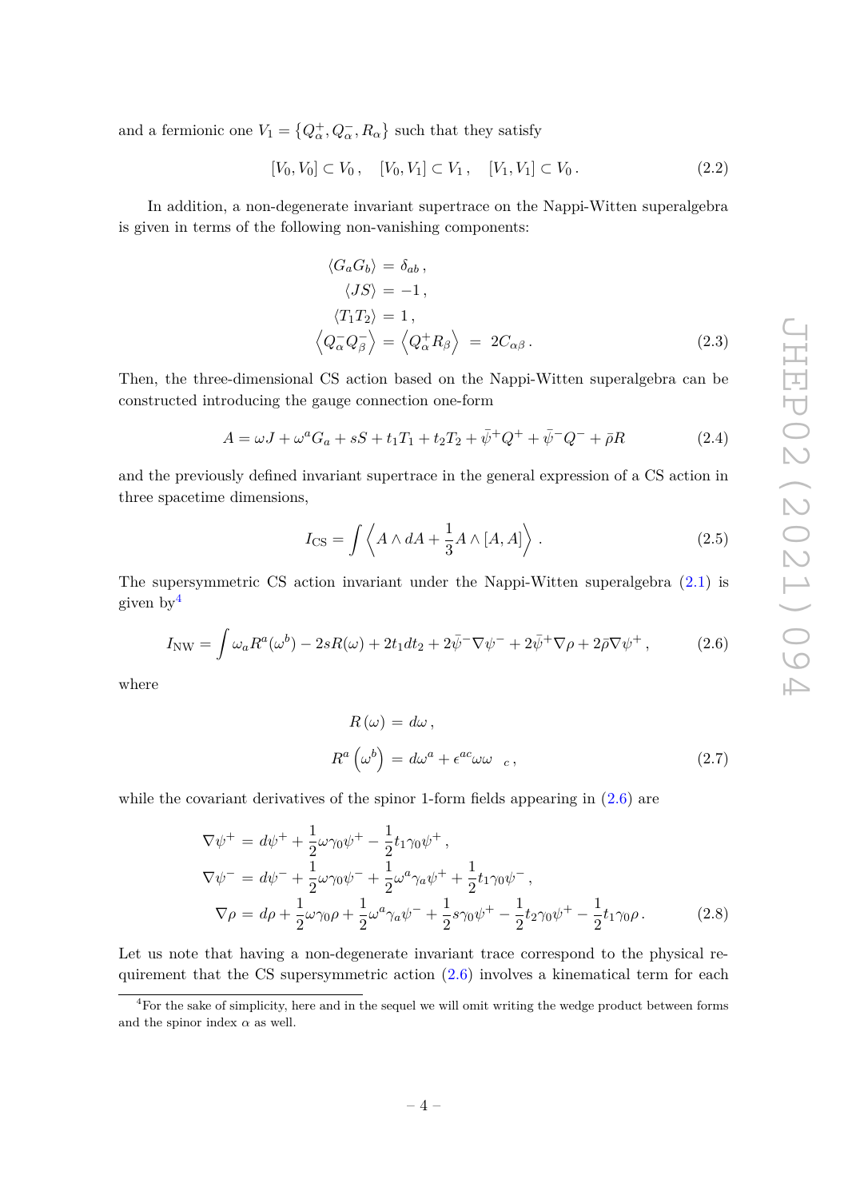and a fermionic one $V_1 = \{Q^+_\alpha, Q^-_\alpha, R_\alpha\}$ such that they satisfy

$$[V_0, V_0] \subset V_0\,, \quad [V_0, V_1] \subset V_1\,, \quad [V_1, V_1] \subset V_0\,. \tag{2.2}$$

In addition, a non-degenerate invariant supertrace on the Nappi-Witten superalgebra is given in terms of the following non-vanishing components:

$$\begin{aligned}
\langle G_a G_b \rangle &= \delta_{ab}\,, \\
\langle JS \rangle &= -1\,, \\
\langle T_1 T_2 \rangle &= 1\,, \\
\left\langle Q^-_\alpha Q^-_\beta \right\rangle &= \left\langle Q^+_\alpha R_\beta \right\rangle \;=\; 2C_{\alpha\beta}\,.
\end{aligned} \tag{2.3}$$

Then, the three-dimensional CS action based on the Nappi-Witten superalgebra can be constructed introducing the gauge connection one-form

$$A = \omega J + \omega^a G_a + sS + t_1 T_1 + t_2 T_2 + \bar{\psi}^+ Q^+ + \bar{\psi}^- Q^- + \bar{\rho} R \tag{2.4}$$

and the previously defined invariant supertrace in the general expression of a CS action in three spacetime dimensions,

$$I_{\text{CS}} = \int \left\langle A \wedge dA + \frac{1}{3} A \wedge [A, A] \right\rangle\,. \tag{2.5}$$

The supersymmetric CS action invariant under the Nappi-Witten superalgebra (2.1) is given by[4]

$$I_{\text{NW}} = \int \omega_a R^a(\omega^b) - 2sR(\omega) + 2t_1 dt_2 + 2\bar{\psi}^- \nabla \psi^- + 2\bar{\psi}^+ \nabla \rho + 2\bar{\rho} \nabla \psi^+\,, \tag{2.6}$$

where

$$\begin{aligned}
R\,(\omega) &= d\omega\,, \\
R^a\left(\omega^b\right) &= d\omega^a + \epsilon^{ac} \omega \omega_{\;\;c}\,,
\end{aligned} \tag{2.7}$$

while the covariant derivatives of the spinor 1-form fields appearing in (2.6) are

$$\begin{aligned}
\nabla \psi^+ &= d\psi^+ + \frac{1}{2}\omega \gamma_0 \psi^+ - \frac{1}{2} t_1 \gamma_0 \psi^+\,, \\
\nabla \psi^- &= d\psi^- + \frac{1}{2}\omega \gamma_0 \psi^- + \frac{1}{2}\omega^a \gamma_a \psi^+ + \frac{1}{2} t_1 \gamma_0 \psi^-\,, \\
\nabla \rho &= d\rho + \frac{1}{2}\omega \gamma_0 \rho + \frac{1}{2}\omega^a \gamma_a \psi^- + \frac{1}{2} s \gamma_0 \psi^+ - \frac{1}{2} t_2 \gamma_0 \psi^+ - \frac{1}{2} t_1 \gamma_0 \rho\,.
\end{aligned} \tag{2.8}$$

Let us note that having a non-degenerate invariant trace correspond to the physical requirement that the CS supersymmetric action (2.6) involves a kinematical term for each

[4] For the sake of simplicity, here and in the sequel we will omit writing the wedge product between forms and the spinor index $\alpha$ as well.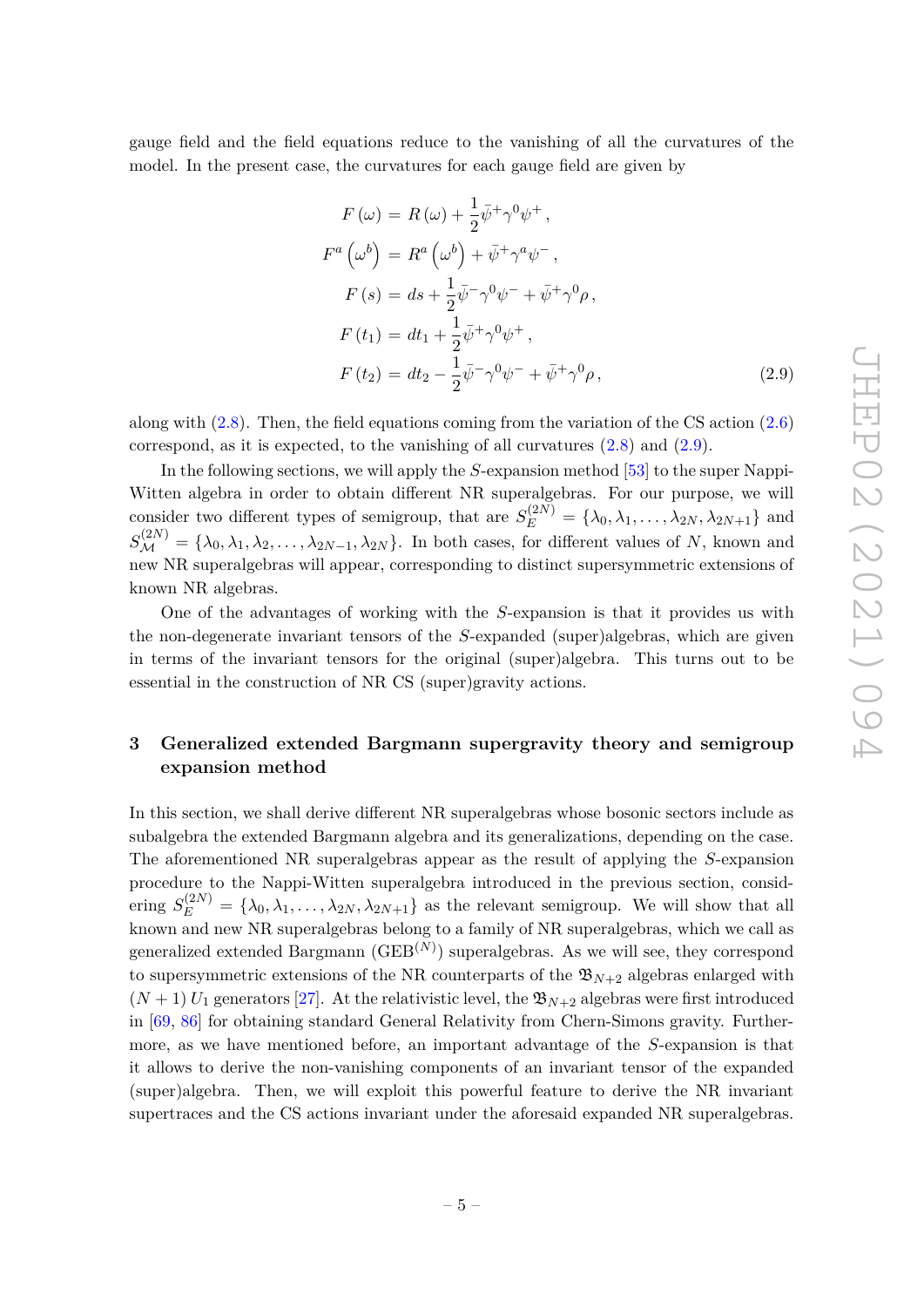gauge field and the field equations reduce to the vanishing of all the curvatures of the model. In the present case, the curvatures for each gauge field are given by

$$
\begin{aligned}
F\left(\omega\right) &= R\left(\omega\right) + \frac{1}{2}\bar{\psi}^{+}\gamma^{0}\psi^{+}\,, \\
F^{a}\left(\omega^{b}\right) &= R^{a}\left(\omega^{b}\right) + \bar{\psi}^{+}\gamma^{a}\psi^{-}\,, \\
F\left(s\right) &= ds + \frac{1}{2}\bar{\psi}^{-}\gamma^{0}\psi^{-} + \bar{\psi}^{+}\gamma^{0}\rho\,, \\
F\left(t_{1}\right) &= dt_{1} + \frac{1}{2}\bar{\psi}^{+}\gamma^{0}\psi^{+}\,, \\
F\left(t_{2}\right) &= dt_{2} - \frac{1}{2}\bar{\psi}^{-}\gamma^{0}\psi^{-} + \bar{\psi}^{+}\gamma^{0}\rho\,,
\end{aligned}
\tag{2.9}
$$

along with (2.8). Then, the field equations coming from the variation of the CS action (2.6) correspond, as it is expected, to the vanishing of all curvatures (2.8) and (2.9).

In the following sections, we will apply the $S$-expansion method [53] to the super Nappi-Witten algebra in order to obtain different NR superalgebras. For our purpose, we will consider two different types of semigroup, that are $S_{E}^{(2N)} = \{\lambda_0, \lambda_1, \ldots, \lambda_{2N}, \lambda_{2N+1}\}$ and $S_{\mathcal{M}}^{(2N)} = \{\lambda_0, \lambda_1, \lambda_2, \ldots, \lambda_{2N-1}, \lambda_{2N}\}$. In both cases, for different values of $N$, known and new NR superalgebras will appear, corresponding to distinct supersymmetric extensions of known NR algebras.

One of the advantages of working with the $S$-expansion is that it provides us with the non-degenerate invariant tensors of the $S$-expanded (super)algebras, which are given in terms of the invariant tensors for the original (super)algebra. This turns out to be essential in the construction of NR CS (super)gravity actions.

# 3 Generalized extended Bargmann supergravity theory and semigroup expansion method

In this section, we shall derive different NR superalgebras whose bosonic sectors include as subalgebra the extended Bargmann algebra and its generalizations, depending on the case. The aforementioned NR superalgebras appear as the result of applying the $S$-expansion procedure to the Nappi-Witten superalgebra introduced in the previous section, considering $S_{E}^{(2N)} = \{\lambda_0, \lambda_1, \ldots, \lambda_{2N}, \lambda_{2N+1}\}$ as the relevant semigroup. We will show that all known and new NR superalgebras belong to a family of NR superalgebras, which we call as generalized extended Bargmann (GEB$^{(N)}$) superalgebras. As we will see, they correspond to supersymmetric extensions of the NR counterparts of the $\mathfrak{B}_{N+2}$ algebras enlarged with $(N+1)\,U_1$ generators [27]. At the relativistic level, the $\mathfrak{B}_{N+2}$ algebras were first introduced in [69, 86] for obtaining standard General Relativity from Chern-Simons gravity. Furthermore, as we have mentioned before, an important advantage of the $S$-expansion is that it allows to derive the non-vanishing components of an invariant tensor of the expanded (super)algebra. Then, we will exploit this powerful feature to derive the NR invariant supertraces and the CS actions invariant under the aforesaid expanded NR superalgebras.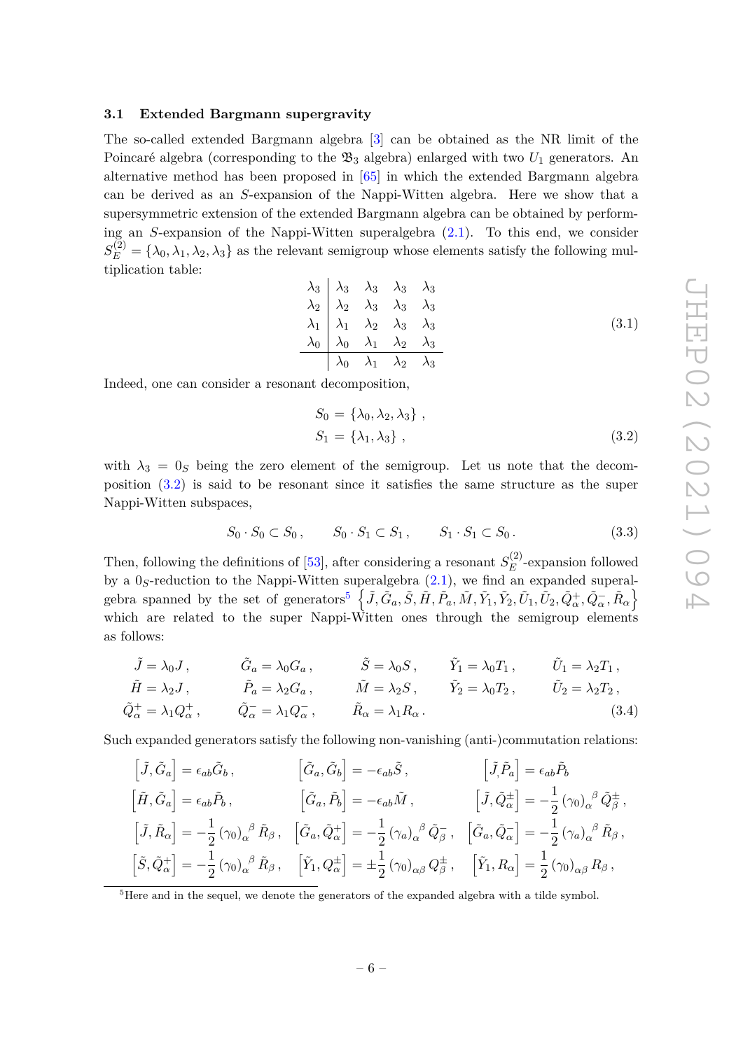### 3.1 Extended Bargmann supergravity

The so-called extended Bargmann algebra [3] can be obtained as the NR limit of the Poincaré algebra (corresponding to the $\mathfrak{B}_3$ algebra) enlarged with two $U_1$ generators. An alternative method has been proposed in [65] in which the extended Bargmann algebra can be derived as an $S$-expansion of the Nappi-Witten algebra. Here we show that a supersymmetric extension of the extended Bargmann algebra can be obtained by performing an $S$-expansion of the Nappi-Witten superalgebra (2.1). To this end, we consider $S_E^{(2)} = \{\lambda_0, \lambda_1, \lambda_2, \lambda_3\}$ as the relevant semigroup whose elements satisfy the following multiplication table:

$$
\begin{array}{c|cccc}
\lambda_3 & \lambda_3 & \lambda_3 & \lambda_3 & \lambda_3 \\
\lambda_2 & \lambda_2 & \lambda_3 & \lambda_3 & \lambda_3 \\
\lambda_1 & \lambda_1 & \lambda_2 & \lambda_3 & \lambda_3 \\
\lambda_0 & \lambda_0 & \lambda_1 & \lambda_2 & \lambda_3 \\
\hline
 & \lambda_0 & \lambda_1 & \lambda_2 & \lambda_3
\end{array}
\tag{3.1}
$$

Indeed, one can consider a resonant decomposition,

$$
\begin{aligned}
S_0 &= \{\lambda_0, \lambda_2, \lambda_3\} \,, \\
S_1 &= \{\lambda_1, \lambda_3\} \,,
\end{aligned}
\tag{3.2}
$$

with $\lambda_3 = 0_S$ being the zero element of the semigroup. Let us note that the decomposition (3.2) is said to be resonant since it satisfies the same structure as the super Nappi-Witten subspaces,

$$
S_0 \cdot S_0 \subset S_0 \,, \qquad S_0 \cdot S_1 \subset S_1 \,, \qquad S_1 \cdot S_1 \subset S_0 \,. \tag{3.3}
$$

Then, following the definitions of [53], after considering a resonant $S_E^{(2)}$-expansion followed by a $0_S$-reduction to the Nappi-Witten superalgebra (2.1), we find an expanded superalgebra spanned by the set of generators[5] $\left\{\tilde{J}, \tilde{G}_a, \tilde{S}, \tilde{H}, \tilde{P}_a, \tilde{M}, \tilde{Y}_1, \tilde{Y}_2, \tilde{U}_1, \tilde{U}_2, \tilde{Q}_\alpha^+, \tilde{Q}_\alpha^-, \tilde{R}_\alpha\right\}$ which are related to the super Nappi-Witten ones through the semigroup elements as follows:

$$
\begin{aligned}
&\tilde{J} = \lambda_0 J \,, && \tilde{G}_a = \lambda_0 G_a \,, && \tilde{S} = \lambda_0 S \,, && \tilde{Y}_1 = \lambda_0 T_1 \,, && \tilde{U}_1 = \lambda_2 T_1 \,, \\
&\tilde{H} = \lambda_2 J \,, && \tilde{P}_a = \lambda_2 G_a \,, && \tilde{M} = \lambda_2 S \,, && \tilde{Y}_2 = \lambda_0 T_2 \,, && \tilde{U}_2 = \lambda_2 T_2 \,, \\
&\tilde{Q}_\alpha^+ = \lambda_1 Q_\alpha^+ \,, && \tilde{Q}_\alpha^- = \lambda_1 Q_\alpha^- \,, && \tilde{R}_\alpha = \lambda_1 R_\alpha \,.
\end{aligned}
\tag{3.4}
$$

Such expanded generators satisfy the following non-vanishing (anti-)commutation relations:

$$
\begin{aligned}
&\left[\tilde{J}, \tilde{G}_a\right] = \epsilon_{ab} \tilde{G}_b \,, && \left[\tilde{G}_a, \tilde{G}_b\right] = -\epsilon_{ab} \tilde{S} \,, && \left[\tilde{J}, \tilde{P}_a\right] = \epsilon_{ab} \tilde{P}_b \\
&\left[\tilde{H}, \tilde{G}_a\right] = \epsilon_{ab} \tilde{P}_b \,, && \left[\tilde{G}_a, \tilde{P}_b\right] = -\epsilon_{ab} \tilde{M} \,, && \left[\tilde{J}, \tilde{Q}_\alpha^\pm\right] = -\frac{1}{2} \left(\gamma_0\right)_\alpha^{\ \beta} \tilde{Q}_\beta^\pm \,, \\
&\left[\tilde{J}, \tilde{R}_\alpha\right] = -\frac{1}{2} \left(\gamma_0\right)_\alpha^{\ \beta} \tilde{R}_\beta \,, && \left[\tilde{G}_a, \tilde{Q}_\alpha^+\right] = -\frac{1}{2} \left(\gamma_a\right)_\alpha^{\ \beta} \tilde{Q}_\beta^- \,, && \left[\tilde{G}_a, \tilde{Q}_\alpha^-\right] = -\frac{1}{2} \left(\gamma_a\right)_\alpha^{\ \beta} \tilde{R}_\beta \,, \\
&\left[\tilde{S}, \tilde{Q}_\alpha^+\right] = -\frac{1}{2} \left(\gamma_0\right)_\alpha^{\ \beta} \tilde{R}_\beta \,, && \left[\tilde{Y}_1, Q_\alpha^\pm\right] = \pm\frac{1}{2} \left(\gamma_0\right)_{\alpha\beta} Q_\beta^\pm \,, && \left[\tilde{Y}_1, R_\alpha\right] = \frac{1}{2} \left(\gamma_0\right)_{\alpha\beta} R_\beta \,,
\end{aligned}
$$

[5] Here and in the sequel, we denote the generators of the expanded algebra with a tilde symbol.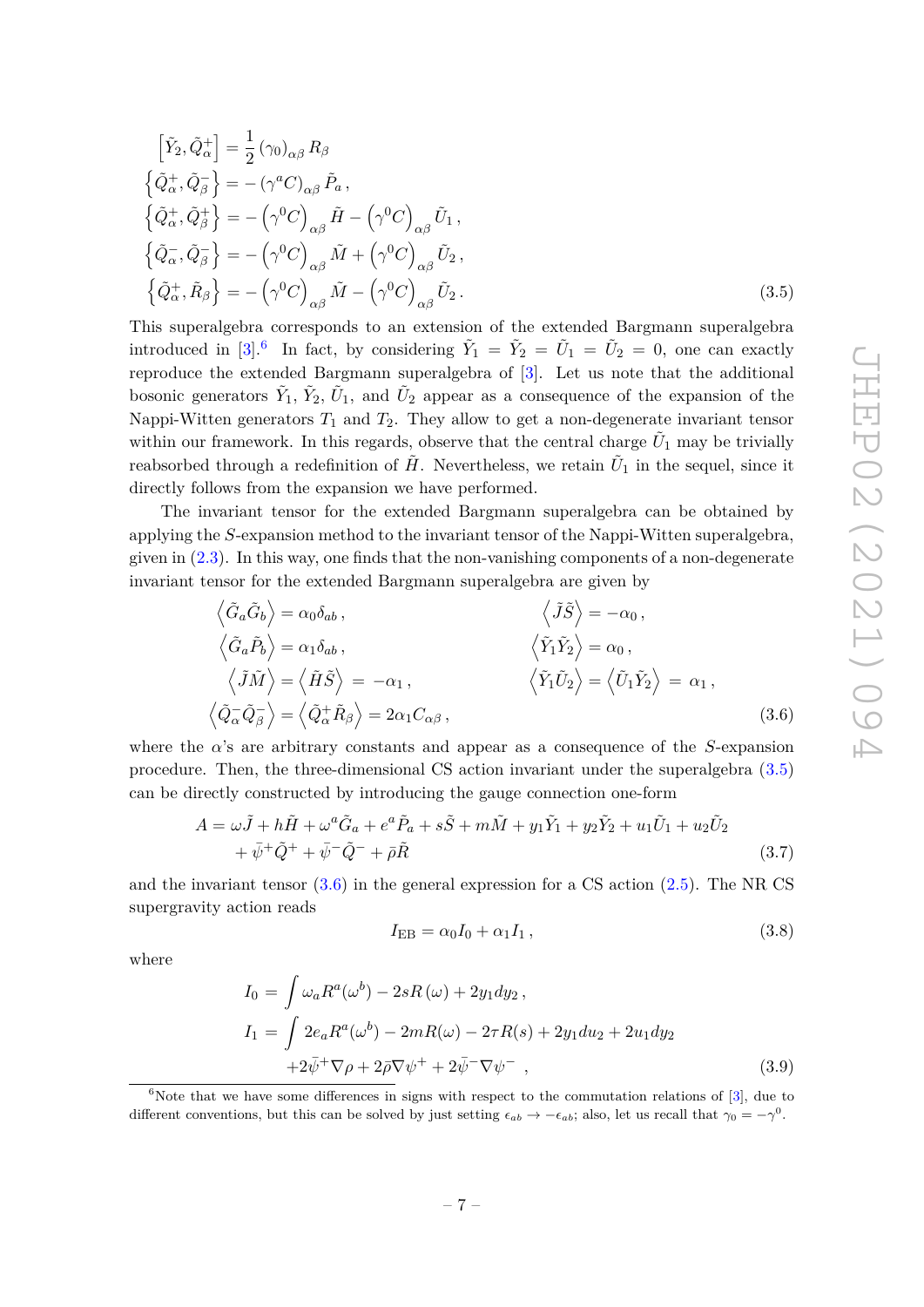$$
\begin{aligned}
\left[\tilde{Y}_2, \tilde{Q}^+_\alpha\right] &= \frac{1}{2}\left(\gamma_0\right)_{\alpha\beta} R_\beta \\
\left\{\tilde{Q}^+_\alpha, \tilde{Q}^-_\beta\right\} &= -\left(\gamma^a C\right)_{\alpha\beta} \tilde{P}_a\,, \\
\left\{\tilde{Q}^+_\alpha, \tilde{Q}^+_\beta\right\} &= -\left(\gamma^0 C\right)_{\alpha\beta} \tilde{H} - \left(\gamma^0 C\right)_{\alpha\beta} \tilde{U}_1\,, \\
\left\{\tilde{Q}^-_\alpha, \tilde{Q}^-_\beta\right\} &= -\left(\gamma^0 C\right)_{\alpha\beta} \tilde{M} + \left(\gamma^0 C\right)_{\alpha\beta} \tilde{U}_2\,, \\
\left\{\tilde{Q}^+_\alpha, \tilde{R}_\beta\right\} &= -\left(\gamma^0 C\right)_{\alpha\beta} \tilde{M} - \left(\gamma^0 C\right)_{\alpha\beta} \tilde{U}_2\,.
\end{aligned}
\tag{3.5}
$$

This superalgebra corresponds to an extension of the extended Bargmann superalgebra introduced in [3].[6] In fact, by considering $\tilde{Y}_1 = \tilde{Y}_2 = \tilde{U}_1 = \tilde{U}_2 = 0$, one can exactly reproduce the extended Bargmann superalgebra of [3]. Let us note that the additional bosonic generators $\tilde{Y}_1$, $\tilde{Y}_2$, $\tilde{U}_1$, and $\tilde{U}_2$ appear as a consequence of the expansion of the Nappi-Witten generators $T_1$ and $T_2$. They allow to get a non-degenerate invariant tensor within our framework. In this regards, observe that the central charge $\tilde{U}_1$ may be trivially reabsorbed through a redefinition of $\tilde{H}$. Nevertheless, we retain $\tilde{U}_1$ in the sequel, since it directly follows from the expansion we have performed.

The invariant tensor for the extended Bargmann superalgebra can be obtained by applying the $S$-expansion method to the invariant tensor of the Nappi-Witten superalgebra, given in (2.3). In this way, one finds that the non-vanishing components of a non-degenerate invariant tensor for the extended Bargmann superalgebra are given by

$$
\begin{aligned}
\left\langle \tilde{G}_a \tilde{G}_b \right\rangle &= \alpha_0 \delta_{ab}\,, & \left\langle \tilde{J}\tilde{S} \right\rangle &= -\alpha_0\,, \\
\left\langle \tilde{G}_a \tilde{P}_b \right\rangle &= \alpha_1 \delta_{ab}\,, & \left\langle \tilde{Y}_1\tilde{Y}_2 \right\rangle &= \alpha_0\,, \\
\left\langle \tilde{J}\tilde{M} \right\rangle = \left\langle \tilde{H}\tilde{S} \right\rangle &= -\alpha_1\,, & \left\langle \tilde{Y}_1\tilde{U}_2 \right\rangle = \left\langle \tilde{U}_1\tilde{Y}_2 \right\rangle &= \alpha_1\,, \\
\left\langle \tilde{Q}^-_\alpha \tilde{Q}^-_\beta \right\rangle = \left\langle \tilde{Q}^+_\alpha \tilde{R}_\beta \right\rangle &= 2\alpha_1 C_{\alpha\beta}\,,
\end{aligned}
\tag{3.6}
$$

where the $\alpha$'s are arbitrary constants and appear as a consequence of the $S$-expansion procedure. Then, the three-dimensional CS action invariant under the superalgebra (3.5) can be directly constructed by introducing the gauge connection one-form

$$
\begin{aligned}
A = \omega\tilde{J} + h\tilde{H} + \omega^a\tilde{G}_a + e^a\tilde{P}_a + s\tilde{S} + m\tilde{M} + y_1\tilde{Y}_1 + y_2\tilde{Y}_2 + u_1\tilde{U}_1 + u_2\tilde{U}_2 \\
+ \bar{\psi}^+\tilde{Q}^+ + \bar{\psi}^-\tilde{Q}^- + \bar{\rho}\tilde{R}
\end{aligned}
\tag{3.7}
$$

and the invariant tensor (3.6) in the general expression for a CS action (2.5). The NR CS supergravity action reads

$$
I_{\text{EB}} = \alpha_0 I_0 + \alpha_1 I_1\,,
\tag{3.8}
$$

where

$$
\begin{aligned}
I_0 &= \int \omega_a R^a(\omega^b) - 2sR(\omega) + 2y_1 dy_2\,, \\
I_1 &= \int 2e_a R^a(\omega^b) - 2mR(\omega) - 2\tau R(s) + 2y_1 du_2 + 2u_1 dy_2 \\
&\quad + 2\bar{\psi}^+\nabla\rho + 2\bar{\rho}\nabla\psi^+ + 2\bar{\psi}^-\nabla\psi^-\,,
\end{aligned}
\tag{3.9}
$$

[6] Note that we have some differences in signs with respect to the commutation relations of [3], due to different conventions, but this can be solved by just setting $\epsilon_{ab} \to -\epsilon_{ab}$; also, let us recall that $\gamma_0 = -\gamma^0$.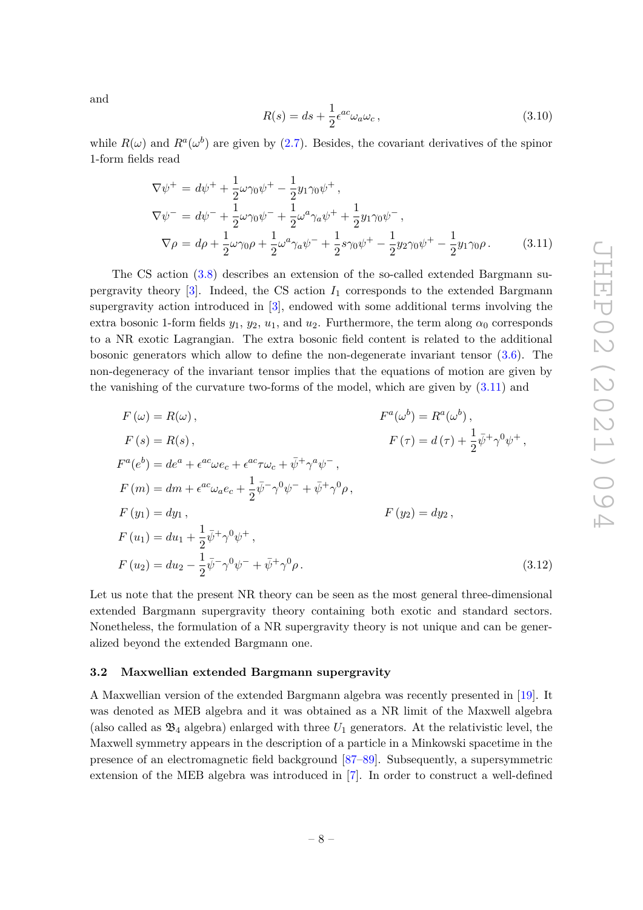and

$$R(s) = ds + \frac{1}{2}\epsilon^{ac}\omega_a\omega_c\,, \tag{3.10}$$

while $R(\omega)$ and $R^a(\omega^b)$ are given by (2.7). Besides, the covariant derivatives of the spinor 1-form fields read

$$\begin{aligned}
\nabla\psi^+ &= d\psi^+ + \frac{1}{2}\omega\gamma_0\psi^+ - \frac{1}{2}y_1\gamma_0\psi^+\,,\\
\nabla\psi^- &= d\psi^- + \frac{1}{2}\omega\gamma_0\psi^- + \frac{1}{2}\omega^a\gamma_a\psi^+ + \frac{1}{2}y_1\gamma_0\psi^-\,,\\
\nabla\rho &= d\rho + \frac{1}{2}\omega\gamma_0\rho + \frac{1}{2}\omega^a\gamma_a\psi^- + \frac{1}{2}s\gamma_0\psi^+ - \frac{1}{2}y_2\gamma_0\psi^+ - \frac{1}{2}y_1\gamma_0\rho\,.
\end{aligned} \tag{3.11}$$

The CS action (3.8) describes an extension of the so-called extended Bargmann supergravity theory [3]. Indeed, the CS action $I_1$ corresponds to the extended Bargmann supergravity action introduced in [3], endowed with some additional terms involving the extra bosonic 1-form fields $y_1$, $y_2$, $u_1$, and $u_2$. Furthermore, the term along $\alpha_0$ corresponds to a NR exotic Lagrangian. The extra bosonic field content is related to the additional bosonic generators which allow to define the non-degenerate invariant tensor (3.6). The non-degeneracy of the invariant tensor implies that the equations of motion are given by the vanishing of the curvature two-forms of the model, which are given by (3.11) and

$$\begin{aligned}
&F(\omega) = R(\omega)\,, && F^a(\omega^b) = R^a(\omega^b)\,,\\
&F(s) = R(s)\,, && F(\tau) = d(\tau) + \frac{1}{2}\bar{\psi}^+\gamma^0\psi^+\,,\\
&F^a(e^b) = de^a + \epsilon^{ac}\omega e_c + \epsilon^{ac}\tau\omega_c + \bar{\psi}^+\gamma^a\psi^-\,, &&\\
&F(m) = dm + \epsilon^{ac}\omega_a e_c + \frac{1}{2}\bar{\psi}^-\gamma^0\psi^- + \bar{\psi}^+\gamma^0\rho\,, &&\\
&F(y_1) = dy_1\,, && F(y_2) = dy_2\,,\\
&F(u_1) = du_1 + \frac{1}{2}\bar{\psi}^+\gamma^0\psi^+\,, &&\\
&F(u_2) = du_2 - \frac{1}{2}\bar{\psi}^-\gamma^0\psi^- + \bar{\psi}^+\gamma^0\rho\,. &&
\end{aligned} \tag{3.12}$$

Let us note that the present NR theory can be seen as the most general three-dimensional extended Bargmann supergravity theory containing both exotic and standard sectors. Nonetheless, the formulation of a NR supergravity theory is not unique and can be generalized beyond the extended Bargmann one.

### 3.2 Maxwellian extended Bargmann supergravity

A Maxwellian version of the extended Bargmann algebra was recently presented in [19]. It was denoted as MEB algebra and it was obtained as a NR limit of the Maxwell algebra (also called as $\mathfrak{B}_4$ algebra) enlarged with three $U_1$ generators. At the relativistic level, the Maxwell symmetry appears in the description of a particle in a Minkowski spacetime in the presence of an electromagnetic field background [87–89]. Subsequently, a supersymmetric extension of the MEB algebra was introduced in [7]. In order to construct a well-defined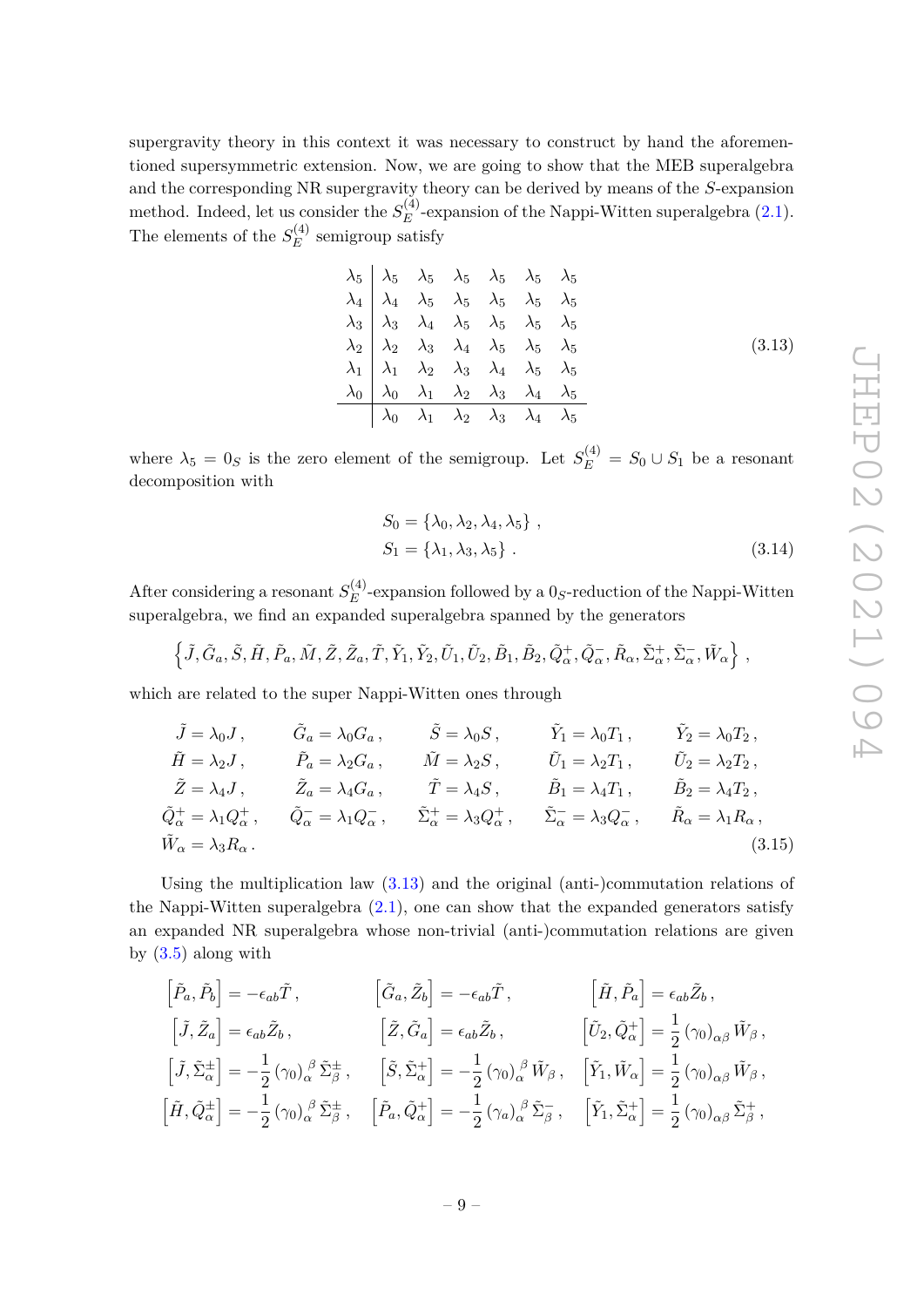supergravity theory in this context it was necessary to construct by hand the aforementioned supersymmetric extension. Now, we are going to show that the MEB superalgebra and the corresponding NR supergravity theory can be derived by means of the $S$-expansion method. Indeed, let us consider the $S_E^{(4)}$-expansion of the Nappi-Witten superalgebra (2.1). The elements of the $S_E^{(4)}$ semigroup satisfy

$$
\begin{array}{c|cccccc}
\lambda_5 & \lambda_5 & \lambda_5 & \lambda_5 & \lambda_5 & \lambda_5 & \lambda_5 \\
\lambda_4 & \lambda_4 & \lambda_5 & \lambda_5 & \lambda_5 & \lambda_5 & \lambda_5 \\
\lambda_3 & \lambda_3 & \lambda_4 & \lambda_5 & \lambda_5 & \lambda_5 & \lambda_5 \\
\lambda_2 & \lambda_2 & \lambda_3 & \lambda_4 & \lambda_5 & \lambda_5 & \lambda_5 \\
\lambda_1 & \lambda_1 & \lambda_2 & \lambda_3 & \lambda_4 & \lambda_5 & \lambda_5 \\
\lambda_0 & \lambda_0 & \lambda_1 & \lambda_2 & \lambda_3 & \lambda_4 & \lambda_5 \\
\hline
 & \lambda_0 & \lambda_1 & \lambda_2 & \lambda_3 & \lambda_4 & \lambda_5
\end{array}
\tag{3.13}
$$

where $\lambda_5 = 0_S$ is the zero element of the semigroup. Let $S_E^{(4)} = S_0 \cup S_1$ be a resonant decomposition with

$$
\begin{aligned}
S_0 &= \{\lambda_0, \lambda_2, \lambda_4, \lambda_5\} \,, \\
S_1 &= \{\lambda_1, \lambda_3, \lambda_5\} \,.
\end{aligned}
\tag{3.14}
$$

After considering a resonant $S_E^{(4)}$-expansion followed by a $0_S$-reduction of the Nappi-Witten superalgebra, we find an expanded superalgebra spanned by the generators

$$
\left\{ \tilde{J}, \tilde{G}_a, \tilde{S}, \tilde{H}, \tilde{P}_a, \tilde{M}, \tilde{Z}, \tilde{Z}_a, \tilde{T}, \tilde{Y}_1, \tilde{Y}_2, \tilde{U}_1, \tilde{U}_2, \tilde{B}_1, \tilde{B}_2, \tilde{Q}_\alpha^+, \tilde{Q}_\alpha^-, \tilde{R}_\alpha, \tilde{\Sigma}_\alpha^+, \tilde{\Sigma}_\alpha^-, \tilde{W}_\alpha \right\},
$$

which are related to the super Nappi-Witten ones through

$$
\begin{aligned}
&\tilde{J} = \lambda_0 J \,, && \tilde{G}_a = \lambda_0 G_a \,, && \tilde{S} = \lambda_0 S \,, && \tilde{Y}_1 = \lambda_0 T_1 \,, && \tilde{Y}_2 = \lambda_0 T_2 \,, \\
&\tilde{H} = \lambda_2 J \,, && \tilde{P}_a = \lambda_2 G_a \,, && \tilde{M} = \lambda_2 S \,, && \tilde{U}_1 = \lambda_2 T_1 \,, && \tilde{U}_2 = \lambda_2 T_2 \,, \\
&\tilde{Z} = \lambda_4 J \,, && \tilde{Z}_a = \lambda_4 G_a \,, && \tilde{T} = \lambda_4 S \,, && \tilde{B}_1 = \lambda_4 T_1 \,, && \tilde{B}_2 = \lambda_4 T_2 \,, \\
&\tilde{Q}_\alpha^+ = \lambda_1 Q_\alpha^+ \,, && \tilde{Q}_\alpha^- = \lambda_1 Q_\alpha^- \,, && \tilde{\Sigma}_\alpha^+ = \lambda_3 Q_\alpha^+ \,, && \tilde{\Sigma}_\alpha^- = \lambda_3 Q_\alpha^- \,, && \tilde{R}_\alpha = \lambda_1 R_\alpha \,, \\
&\tilde{W}_\alpha = \lambda_3 R_\alpha \,.
\end{aligned}
\tag{3.15}
$$

Using the multiplication law (3.13) and the original (anti-)commutation relations of the Nappi-Witten superalgebra (2.1), one can show that the expanded generators satisfy an expanded NR superalgebra whose non-trivial (anti-)commutation relations are given by (3.5) along with

$$
\begin{aligned}
&\left[\tilde{P}_a, \tilde{P}_b\right] = -\epsilon_{ab}\tilde{T} \,, && \left[\tilde{G}_a, \tilde{Z}_b\right] = -\epsilon_{ab}\tilde{T} \,, && \left[\tilde{H}, \tilde{P}_a\right] = \epsilon_{ab}\tilde{Z}_b \,, \\
&\left[\tilde{J}, \tilde{Z}_a\right] = \epsilon_{ab}\tilde{Z}_b \,, && \left[\tilde{Z}, \tilde{G}_a\right] = \epsilon_{ab}\tilde{Z}_b \,, && \left[\tilde{U}_2, \tilde{Q}_\alpha^+\right] = \frac{1}{2}\left(\gamma_0\right)_{\alpha\beta}\tilde{W}_\beta \,, \\
&\left[\tilde{J}, \tilde{\Sigma}_\alpha^\pm\right] = -\frac{1}{2}\left(\gamma_0\right)_\alpha^{\ \beta}\tilde{\Sigma}_\beta^\pm \,, && \left[\tilde{S}, \tilde{\Sigma}_\alpha^+\right] = -\frac{1}{2}\left(\gamma_0\right)_\alpha^{\ \beta}\tilde{W}_\beta \,, && \left[\tilde{Y}_1, \tilde{W}_\alpha\right] = \frac{1}{2}\left(\gamma_0\right)_{\alpha\beta}\tilde{W}_\beta \,, \\
&\left[\tilde{H}, \tilde{Q}_\alpha^\pm\right] = -\frac{1}{2}\left(\gamma_0\right)_\alpha^{\ \beta}\tilde{\Sigma}_\beta^\pm \,, && \left[\tilde{P}_a, \tilde{Q}_\alpha^+\right] = -\frac{1}{2}\left(\gamma_a\right)_\alpha^{\ \beta}\tilde{\Sigma}_\beta^- \,, && \left[\tilde{Y}_1, \tilde{\Sigma}_\alpha^+\right] = \frac{1}{2}\left(\gamma_0\right)_{\alpha\beta}\tilde{\Sigma}_\beta^+ \,,
\end{aligned}
$$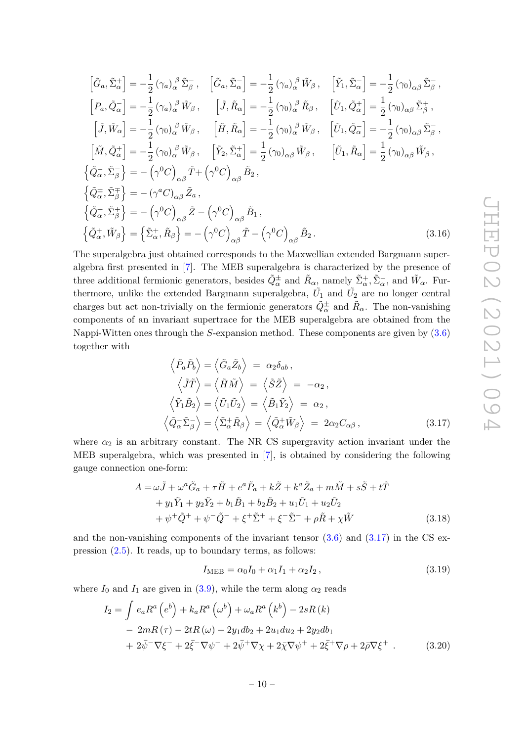$$
\begin{aligned}
\left[\tilde{G}_a, \tilde{\Sigma}^+_\alpha\right] &= -\frac{1}{2}\left(\gamma_a\right)_\alpha^{\ \beta}\tilde{\Sigma}^-_\beta\,, \quad \left[\tilde{G}_a, \tilde{\Sigma}^-_\alpha\right] = -\frac{1}{2}\left(\gamma_a\right)_\alpha^{\ \beta}\tilde{W}_\beta\,, \quad \left[\tilde{Y}_1, \tilde{\Sigma}^-_\alpha\right] = -\frac{1}{2}\left(\gamma_0\right)_{\alpha\beta}\tilde{\Sigma}^-_\beta\,, \\
\left[P_a, \tilde{Q}^-_\alpha\right] &= -\frac{1}{2}\left(\gamma_a\right)_\alpha^{\ \beta}\tilde{W}_\beta\,, \quad \left[\tilde{J}, \tilde{R}_\alpha\right] = -\frac{1}{2}\left(\gamma_0\right)_\alpha^{\ \beta}\tilde{R}_\beta\,, \quad \left[\tilde{U}_1, \tilde{Q}^+_\alpha\right] = \frac{1}{2}\left(\gamma_0\right)_{\alpha\beta}\tilde{\Sigma}^+_\beta\,, \\
\left[\tilde{J}, \tilde{W}_\alpha\right] &= -\frac{1}{2}\left(\gamma_0\right)_\alpha^{\ \beta}\tilde{W}_\beta\,, \quad \left[\tilde{H}, \tilde{R}_\alpha\right] = -\frac{1}{2}\left(\gamma_0\right)_\alpha^{\ \beta}\tilde{W}_\beta\,, \quad \left[\tilde{U}_1, \tilde{Q}^-_\alpha\right] = -\frac{1}{2}\left(\gamma_0\right)_{\alpha\beta}\tilde{\Sigma}^-_\beta\,, \\
\left[\tilde{M}, \tilde{Q}^+_\alpha\right] &= -\frac{1}{2}\left(\gamma_0\right)_\alpha^{\ \beta}\tilde{W}_\beta\,, \quad \left[\tilde{Y}_2, \tilde{\Sigma}^+_\alpha\right] = \frac{1}{2}\left(\gamma_0\right)_{\alpha\beta}\tilde{W}_\beta\,, \quad \left[\tilde{U}_1, \tilde{R}_\alpha\right] = \frac{1}{2}\left(\gamma_0\right)_{\alpha\beta}\tilde{W}_\beta\,, \\
\left\{\tilde{Q}^-_\alpha, \tilde{\Sigma}^-_\beta\right\} &= -\left(\gamma^0 C\right)_{\alpha\beta}\tilde{T} + \left(\gamma^0 C\right)_{\alpha\beta}\tilde{B}_2\,, \\
\left\{\tilde{Q}^\pm_\alpha, \tilde{\Sigma}^\mp_\beta\right\} &= -\left(\gamma^a C\right)_{\alpha\beta}\tilde{Z}_a\,, \\
\left\{\tilde{Q}^+_\alpha, \tilde{\Sigma}^+_\beta\right\} &= -\left(\gamma^0 C\right)_{\alpha\beta}\tilde{Z} - \left(\gamma^0 C\right)_{\alpha\beta}\tilde{B}_1\,, \\
\left\{\tilde{Q}^+_\alpha, \tilde{W}_\beta\right\} &= \left\{\tilde{\Sigma}^+_\alpha, \tilde{R}_\beta\right\} = -\left(\gamma^0 C\right)_{\alpha\beta}\tilde{T} - \left(\gamma^0 C\right)_{\alpha\beta}\tilde{B}_2\,.
\end{aligned}
\tag{3.16}
$$

The superalgebra just obtained corresponds to the Maxwellian extended Bargmann superalgebra first presented in [7]. The MEB superalgebra is characterized by the presence of three additional fermionic generators, besides $\tilde{Q}^\pm_\alpha$ and $\tilde{R}_\alpha$, namely $\tilde{\Sigma}^+_\alpha, \tilde{\Sigma}^-_\alpha$, and $\tilde{W}_\alpha$. Furthermore, unlike the extended Bargmann superalgebra, $\tilde{U}_1$ and $\tilde{U}_2$ are no longer central charges but act non-trivially on the fermionic generators $\tilde{Q}^\pm_\alpha$ and $\tilde{R}_\alpha$. The non-vanishing components of an invariant supertrace for the MEB superalgebra are obtained from the Nappi-Witten ones through the $S$-expansion method. These components are given by (3.6) together with

$$
\begin{aligned}
\left\langle \tilde{P}_a\tilde{P}_b\right\rangle = \left\langle \tilde{G}_a\tilde{Z}_b\right\rangle &= \alpha_2\delta_{ab}\,, \\
\left\langle \tilde{J}\tilde{T}\right\rangle = \left\langle \tilde{H}\tilde{M}\right\rangle &= \left\langle \tilde{S}\tilde{Z}\right\rangle = -\alpha_2\,, \\
\left\langle \tilde{Y}_1\tilde{B}_2\right\rangle = \left\langle \tilde{U}_1\tilde{U}_2\right\rangle &= \left\langle \tilde{B}_1\tilde{Y}_2\right\rangle = \alpha_2\,, \\
\left\langle \tilde{Q}^-_\alpha\tilde{\Sigma}^-_\beta\right\rangle = \left\langle \tilde{\Sigma}^+_\alpha\tilde{R}_\beta\right\rangle &= \left\langle \tilde{Q}^+_\alpha\tilde{W}_\beta\right\rangle = 2\alpha_2 C_{\alpha\beta}\,,
\end{aligned}
\tag{3.17}
$$

where $\alpha_2$ is an arbitrary constant. The NR CS supergravity action invariant under the MEB superalgebra, which was presented in [7], is obtained by considering the following gauge connection one-form:

$$
\begin{aligned}
A = {} & \omega\tilde{J} + \omega^a\tilde{G}_a + \tau\tilde{H} + e^a\tilde{P}_a + k\tilde{Z} + k^a\tilde{Z}_a + m\tilde{M} + s\tilde{S} + t\tilde{T} \\
& + y_1\tilde{Y}_1 + y_2\tilde{Y}_2 + b_1\tilde{B}_1 + b_2\tilde{B}_2 + u_1\tilde{U}_1 + u_2\tilde{U}_2 \\
& + \psi^+\tilde{Q}^+ + \psi^-\tilde{Q}^- + \xi^+\tilde{\Sigma}^+ + \xi^-\tilde{\Sigma}^- + \rho\tilde{R} + \chi\tilde{W}
\end{aligned}
\tag{3.18}
$$

and the non-vanishing components of the invariant tensor (3.6) and (3.17) in the CS expression (2.5). It reads, up to boundary terms, as follows:

$$
I_{\mathrm{MEB}} = \alpha_0 I_0 + \alpha_1 I_1 + \alpha_2 I_2\,,
\tag{3.19}
$$

where $I_0$ and $I_1$ are given in (3.9), while the term along $\alpha_2$ reads

$$
\begin{aligned}
I_2 = \int & e_a R^a\left(e^b\right) + k_a R^a\left(\omega^b\right) + \omega_a R^a\left(k^b\right) - 2sR\left(k\right) \\
& - 2mR\left(\tau\right) - 2tR\left(\omega\right) + 2y_1 db_2 + 2u_1 du_2 + 2y_2 db_1 \\
& + 2\bar{\psi}^-\nabla\xi^- + 2\bar{\xi}^-\nabla\psi^- + 2\bar{\psi}^+\nabla\chi + 2\bar{\chi}\nabla\psi^+ + 2\bar{\xi}^+\nabla\rho + 2\bar{\rho}\nabla\xi^+\ .
\end{aligned}
\tag{3.20}
$$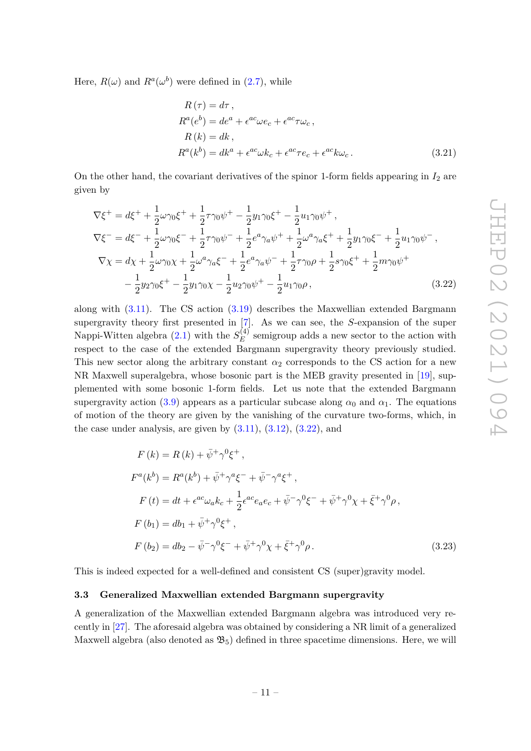Here, $R(\omega)$ and $R^a(\omega^b)$ were defined in (2.7), while

$$
\begin{aligned}
R(\tau) &= d\tau\,, \\
R^a(e^b) &= de^a + \epsilon^{ac}\omega e_c + \epsilon^{ac}\tau\omega_c\,, \\
R(k) &= dk\,, \\
R^a(k^b) &= dk^a + \epsilon^{ac}\omega k_c + \epsilon^{ac}\tau e_c + \epsilon^{ac}k\omega_c\,.
\end{aligned} \tag{3.21}
$$

On the other hand, the covariant derivatives of the spinor 1-form fields appearing in $I_2$ are given by

$$
\begin{aligned}
\nabla\xi^+ &= d\xi^+ + \frac{1}{2}\omega\gamma_0\xi^+ + \frac{1}{2}\tau\gamma_0\psi^+ - \frac{1}{2}y_1\gamma_0\xi^+ - \frac{1}{2}u_1\gamma_0\psi^+\,, \\
\nabla\xi^- &= d\xi^- + \frac{1}{2}\omega\gamma_0\xi^- + \frac{1}{2}\tau\gamma_0\psi^- + \frac{1}{2}e^a\gamma_a\psi^+ + \frac{1}{2}\omega^a\gamma_a\xi^+ + \frac{1}{2}y_1\gamma_0\xi^- + \frac{1}{2}u_1\gamma_0\psi^-\,, \\
\nabla\chi &= d\chi + \frac{1}{2}\omega\gamma_0\chi + \frac{1}{2}\omega^a\gamma_a\xi^- + \frac{1}{2}e^a\gamma_a\psi^- + \frac{1}{2}\tau\gamma_0\rho + \frac{1}{2}s\gamma_0\xi^+ + \frac{1}{2}m\gamma_0\psi^+ \\
&\quad - \frac{1}{2}y_2\gamma_0\xi^+ - \frac{1}{2}y_1\gamma_0\chi - \frac{1}{2}u_2\gamma_0\psi^+ - \frac{1}{2}u_1\gamma_0\rho\,,
\end{aligned} \tag{3.22}
$$

along with (3.11). The CS action (3.19) describes the Maxwellian extended Bargmann supergravity theory first presented in [7]. As we can see, the $S$-expansion of the super Nappi-Witten algebra (2.1) with the $S_E^{(4)}$ semigroup adds a new sector to the action with respect to the case of the extended Bargmann supergravity theory previously studied. This new sector along the arbitrary constant $\alpha_2$ corresponds to the CS action for a new NR Maxwell superalgebra, whose bosonic part is the MEB gravity presented in [19], supplemented with some bosonic 1-form fields. Let us note that the extended Bargmann supergravity action (3.9) appears as a particular subcase along $\alpha_0$ and $\alpha_1$. The equations of motion of the theory are given by the vanishing of the curvature two-forms, which, in the case under analysis, are given by (3.11), (3.12), (3.22), and

$$
\begin{aligned}
F(k) &= R(k) + \bar{\psi}^+\gamma^0\xi^+\,, \\
F^a(k^b) &= R^a(k^b) + \bar{\psi}^+\gamma^a\xi^- + \bar{\psi}^-\gamma^a\xi^+\,, \\
F(t) &= dt + \epsilon^{ac}\omega_a k_c + \frac{1}{2}\epsilon^{ac}e_a e_c + \bar{\psi}^-\gamma^0\xi^- + \bar{\psi}^+\gamma^0\chi + \bar{\xi}^+\gamma^0\rho\,, \\
F(b_1) &= db_1 + \bar{\psi}^+\gamma^0\xi^+\,, \\
F(b_2) &= db_2 - \bar{\psi}^-\gamma^0\xi^- + \bar{\psi}^+\gamma^0\chi + \bar{\xi}^+\gamma^0\rho\,.
\end{aligned} \tag{3.23}
$$

This is indeed expected for a well-defined and consistent CS (super)gravity model.

### 3.3 Generalized Maxwellian extended Bargmann supergravity

A generalization of the Maxwellian extended Bargmann algebra was introduced very recently in [27]. The aforesaid algebra was obtained by considering a NR limit of a generalized Maxwell algebra (also denoted as $\mathfrak{B}_5$) defined in three spacetime dimensions. Here, we will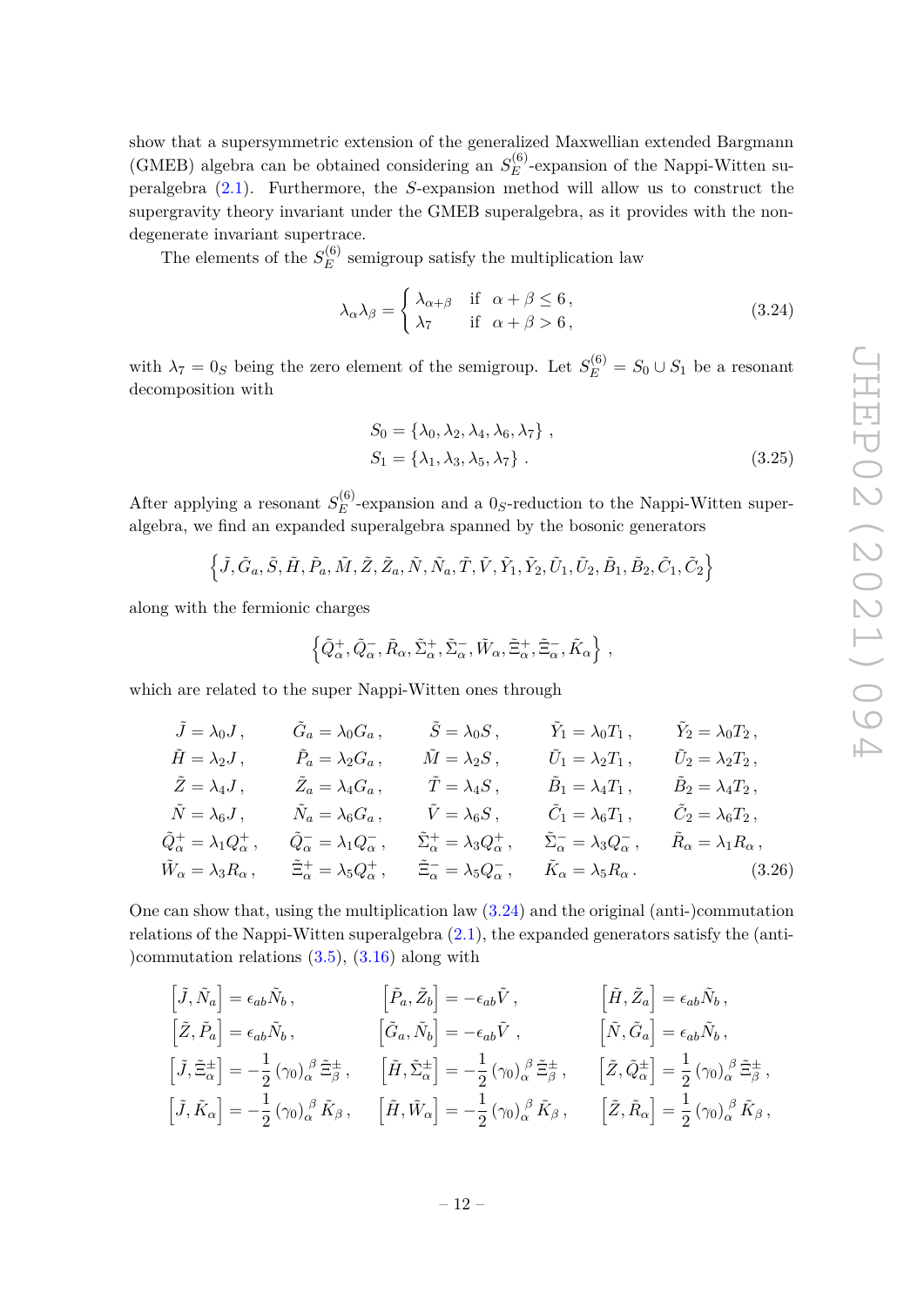show that a supersymmetric extension of the generalized Maxwellian extended Bargmann (GMEB) algebra can be obtained considering an $S_E^{(6)}$-expansion of the Nappi-Witten superalgebra (2.1). Furthermore, the $S$-expansion method will allow us to construct the supergravity theory invariant under the GMEB superalgebra, as it provides with the non-degenerate invariant supertrace.

The elements of the $S_E^{(6)}$ semigroup satisfy the multiplication law

$$
\lambda_\alpha \lambda_\beta = \begin{cases} \lambda_{\alpha+\beta} & \text{if} \quad \alpha+\beta \leq 6 \,, \\ \lambda_7 & \text{if} \quad \alpha+\beta > 6 \,, \end{cases} \tag{3.24}
$$

with $\lambda_7 = 0_S$ being the zero element of the semigroup. Let $S_E^{(6)} = S_0 \cup S_1$ be a resonant decomposition with

$$
\begin{aligned}
S_0 &= \{\lambda_0, \lambda_2, \lambda_4, \lambda_6, \lambda_7\} \,, \\
S_1 &= \{\lambda_1, \lambda_3, \lambda_5, \lambda_7\} \,.
\end{aligned} \tag{3.25}
$$

After applying a resonant $S_E^{(6)}$-expansion and a $0_S$-reduction to the Nappi-Witten superalgebra, we find an expanded superalgebra spanned by the bosonic generators

$$
\left\{ \tilde{J}, \tilde{G}_a, \tilde{S}, \tilde{H}, \tilde{P}_a, \tilde{M}, \tilde{Z}, \tilde{Z}_a, \tilde{N}, \tilde{N}_a, \tilde{T}, \tilde{V}, \tilde{Y}_1, \tilde{Y}_2, \tilde{U}_1, \tilde{U}_2, \tilde{B}_1, \tilde{B}_2, \tilde{C}_1, \tilde{C}_2 \right\}
$$

along with the fermionic charges

$$
\left\{ \tilde{Q}^+_\alpha, \tilde{Q}^-_\alpha, \tilde{R}_\alpha, \tilde{\Sigma}^+_\alpha, \tilde{\Sigma}^-_\alpha, \tilde{W}_\alpha, \tilde{\Xi}^+_\alpha, \tilde{\Xi}^-_\alpha, \tilde{K}_\alpha \right\} \,,
$$

which are related to the super Nappi-Witten ones through

$$
\begin{aligned}
&\tilde{J} = \lambda_0 J \,, && \tilde{G}_a = \lambda_0 G_a \,, && \tilde{S} = \lambda_0 S \,, && \tilde{Y}_1 = \lambda_0 T_1 \,, && \tilde{Y}_2 = \lambda_0 T_2 \,, \\
&\tilde{H} = \lambda_2 J \,, && \tilde{P}_a = \lambda_2 G_a \,, && \tilde{M} = \lambda_2 S \,, && \tilde{U}_1 = \lambda_2 T_1 \,, && \tilde{U}_2 = \lambda_2 T_2 \,, \\
&\tilde{Z} = \lambda_4 J \,, && \tilde{Z}_a = \lambda_4 G_a \,, && \tilde{T} = \lambda_4 S \,, && \tilde{B}_1 = \lambda_4 T_1 \,, && \tilde{B}_2 = \lambda_4 T_2 \,, \\
&\tilde{N} = \lambda_6 J \,, && \tilde{N}_a = \lambda_6 G_a \,, && \tilde{V} = \lambda_6 S \,, && \tilde{C}_1 = \lambda_6 T_1 \,, && \tilde{C}_2 = \lambda_6 T_2 \,, \\
&\tilde{Q}^+_\alpha = \lambda_1 Q^+_\alpha \,, && \tilde{Q}^-_\alpha = \lambda_1 Q^-_\alpha \,, && \tilde{\Sigma}^+_\alpha = \lambda_3 Q^+_\alpha \,, && \tilde{\Sigma}^-_\alpha = \lambda_3 Q^-_\alpha \,, && \tilde{R}_\alpha = \lambda_1 R_\alpha \,, \\
&\tilde{W}_\alpha = \lambda_3 R_\alpha \,, && \tilde{\Xi}^+_\alpha = \lambda_5 Q^+_\alpha \,, && \tilde{\Xi}^-_\alpha = \lambda_5 Q^-_\alpha \,, && \tilde{K}_\alpha = \lambda_5 R_\alpha \,.
\end{aligned} \tag{3.26}
$$

One can show that, using the multiplication law (3.24) and the original (anti-)commutation relations of the Nappi-Witten superalgebra (2.1), the expanded generators satisfy the (anti-)commutation relations (3.5), (3.16) along with

$$
\begin{aligned}
&\left[\tilde{J}, \tilde{N}_a\right] = \epsilon_{ab} \tilde{N}_b \,, && \left[\tilde{P}_a, \tilde{Z}_b\right] = -\epsilon_{ab} \tilde{V} \,, && \left[\tilde{H}, \tilde{Z}_a\right] = \epsilon_{ab} \tilde{N}_b \,, \\
&\left[\tilde{Z}, \tilde{P}_a\right] = \epsilon_{ab} \tilde{N}_b \,, && \left[\tilde{G}_a, \tilde{N}_b\right] = -\epsilon_{ab} \tilde{V} \,, && \left[\tilde{N}, \tilde{G}_a\right] = \epsilon_{ab} \tilde{N}_b \,, \\
&\left[\tilde{J}, \tilde{\Xi}^\pm_\alpha\right] = -\frac{1}{2} \left(\gamma_0\right)_\alpha^{\ \beta} \tilde{\Xi}^\pm_\beta \,, && \left[\tilde{H}, \tilde{\Sigma}^\pm_\alpha\right] = -\frac{1}{2} \left(\gamma_0\right)_\alpha^{\ \beta} \tilde{\Xi}^\pm_\beta \,, && \left[\tilde{Z}, \tilde{Q}^\pm_\alpha\right] = \frac{1}{2} \left(\gamma_0\right)_\alpha^{\ \beta} \tilde{\Xi}^\pm_\beta \,, \\
&\left[\tilde{J}, \tilde{K}_\alpha\right] = -\frac{1}{2} \left(\gamma_0\right)_\alpha^{\ \beta} \tilde{K}_\beta \,, && \left[\tilde{H}, \tilde{W}_\alpha\right] = -\frac{1}{2} \left(\gamma_0\right)_\alpha^{\ \beta} \tilde{K}_\beta \,, && \left[\tilde{Z}, \tilde{R}_\alpha\right] = \frac{1}{2} \left(\gamma_0\right)_\alpha^{\ \beta} \tilde{K}_\beta \,,
\end{aligned}
$$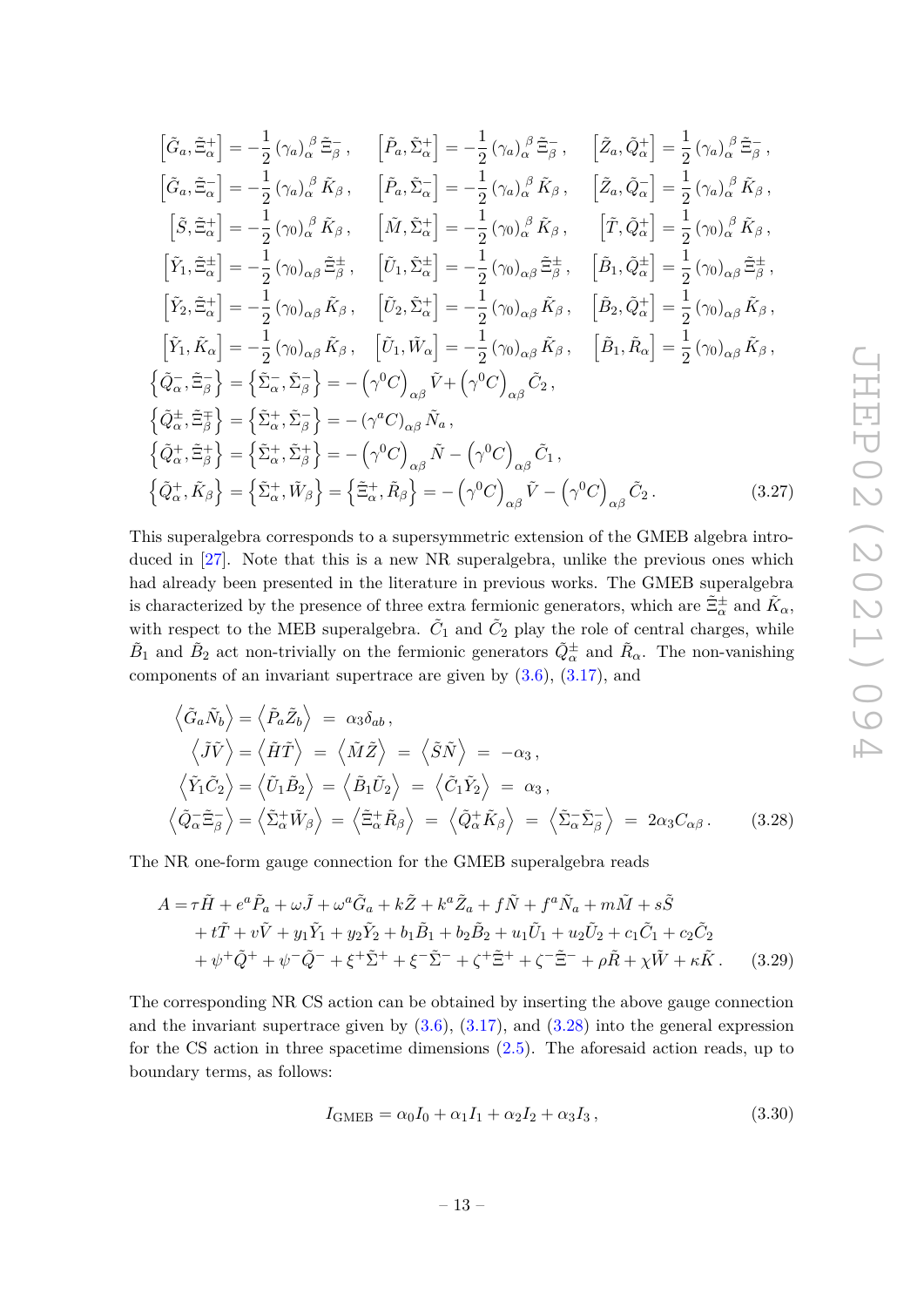$$
\begin{aligned}
&\left[\tilde{G}_a,\tilde{\Xi}^+_\alpha\right]=-\frac{1}{2}\left(\gamma_a\right)_\alpha^{\ \beta}\tilde{\Xi}^-_\beta\,, &&\left[\tilde{P}_a,\tilde{\Sigma}^+_\alpha\right]=-\frac{1}{2}\left(\gamma_a\right)_\alpha^{\ \beta}\tilde{\Xi}^-_\beta\,, &&\left[\tilde{Z}_a,\tilde{Q}^+_\alpha\right]=\frac{1}{2}\left(\gamma_a\right)_\alpha^{\ \beta}\tilde{\Xi}^-_\beta\,,\\
&\left[\tilde{G}_a,\tilde{\Xi}^-_\alpha\right]=-\frac{1}{2}\left(\gamma_a\right)_\alpha^{\ \beta}\tilde{K}_\beta\,, &&\left[\tilde{P}_a,\tilde{\Sigma}^-_\alpha\right]=-\frac{1}{2}\left(\gamma_a\right)_\alpha^{\ \beta}\tilde{K}_\beta\,, &&\left[\tilde{Z}_a,\tilde{Q}^-_\alpha\right]=\frac{1}{2}\left(\gamma_a\right)_\alpha^{\ \beta}\tilde{K}_\beta\,,\\
&\left[\tilde{S},\tilde{\Xi}^+_\alpha\right]=-\frac{1}{2}\left(\gamma_0\right)_\alpha^{\ \beta}\tilde{K}_\beta\,, &&\left[\tilde{M},\tilde{\Sigma}^+_\alpha\right]=-\frac{1}{2}\left(\gamma_0\right)_\alpha^{\ \beta}\tilde{K}_\beta\,, &&\left[\tilde{T},\tilde{Q}^+_\alpha\right]=\frac{1}{2}\left(\gamma_0\right)_\alpha^{\ \beta}\tilde{K}_\beta\,,\\
&\left[\tilde{Y}_1,\tilde{\Xi}^\pm_\alpha\right]=-\frac{1}{2}\left(\gamma_0\right)_{\alpha\beta}\tilde{\Xi}^\pm_\beta\,, &&\left[\tilde{U}_1,\tilde{\Sigma}^\pm_\alpha\right]=-\frac{1}{2}\left(\gamma_0\right)_{\alpha\beta}\tilde{\Xi}^\pm_\beta\,, &&\left[\tilde{B}_1,\tilde{Q}^\pm_\alpha\right]=\frac{1}{2}\left(\gamma_0\right)_{\alpha\beta}\tilde{\Xi}^\pm_\beta\,,\\
&\left[\tilde{Y}_2,\tilde{\Xi}^+_\alpha\right]=-\frac{1}{2}\left(\gamma_0\right)_{\alpha\beta}\tilde{K}_\beta\,, &&\left[\tilde{U}_2,\tilde{\Sigma}^+_\alpha\right]=-\frac{1}{2}\left(\gamma_0\right)_{\alpha\beta}\tilde{K}_\beta\,, &&\left[\tilde{B}_2,\tilde{Q}^+_\alpha\right]=\frac{1}{2}\left(\gamma_0\right)_{\alpha\beta}\tilde{K}_\beta\,,\\
&\left[\tilde{Y}_1,\tilde{K}_\alpha\right]=-\frac{1}{2}\left(\gamma_0\right)_{\alpha\beta}\tilde{K}_\beta\,, &&\left[\tilde{U}_1,\tilde{W}_\alpha\right]=-\frac{1}{2}\left(\gamma_0\right)_{\alpha\beta}\tilde{K}_\beta\,, &&\left[\tilde{B}_1,\tilde{R}_\alpha\right]=\frac{1}{2}\left(\gamma_0\right)_{\alpha\beta}\tilde{K}_\beta\,,\\
&\left\{\tilde{Q}^-_\alpha,\tilde{\Xi}^-_\beta\right\}=\left\{\tilde{\Sigma}^-_\alpha,\tilde{\Sigma}^-_\beta\right\}=-\left(\gamma^0C\right)_{\alpha\beta}\tilde{V}+\left(\gamma^0C\right)_{\alpha\beta}\tilde{C}_2\,,\\
&\left\{\tilde{Q}^\pm_\alpha,\tilde{\Xi}^\mp_\beta\right\}=\left\{\tilde{\Sigma}^+_\alpha,\tilde{\Sigma}^-_\beta\right\}=-\left(\gamma^aC\right)_{\alpha\beta}\tilde{N}_a\,,\\
&\left\{\tilde{Q}^+_\alpha,\tilde{\Xi}^+_\beta\right\}=\left\{\tilde{\Sigma}^+_\alpha,\tilde{\Sigma}^+_\beta\right\}=-\left(\gamma^0C\right)_{\alpha\beta}\tilde{N}-\left(\gamma^0C\right)_{\alpha\beta}\tilde{C}_1\,,\\
&\left\{\tilde{Q}^+_\alpha,\tilde{K}_\beta\right\}=\left\{\tilde{\Sigma}^+_\alpha,\tilde{W}_\beta\right\}=\left\{\tilde{\Xi}^+_\alpha,\tilde{R}_\beta\right\}=-\left(\gamma^0C\right)_{\alpha\beta}\tilde{V}-\left(\gamma^0C\right)_{\alpha\beta}\tilde{C}_2\,.
\end{aligned}
\tag{3.27}
$$

This superalgebra corresponds to a supersymmetric extension of the GMEB algebra introduced in [27]. Note that this is a new NR superalgebra, unlike the previous ones which had already been presented in the literature in previous works. The GMEB superalgebra is characterized by the presence of three extra fermionic generators, which are $\tilde{\Xi}^\pm_\alpha$ and $\tilde{K}_\alpha$, with respect to the MEB superalgebra. $\tilde{C}_1$ and $\tilde{C}_2$ play the role of central charges, while $\tilde{B}_1$ and $\tilde{B}_2$ act non-trivially on the fermionic generators $\tilde{Q}^\pm_\alpha$ and $\tilde{R}_\alpha$. The non-vanishing components of an invariant supertrace are given by (3.6), (3.17), and

$$
\begin{aligned}
\left\langle\tilde{G}_a\tilde{N}_b\right\rangle=\left\langle\tilde{P}_a\tilde{Z}_b\right\rangle\ &=\ \alpha_3\delta_{ab}\,,\\
\left\langle\tilde{J}\tilde{V}\right\rangle=\left\langle\tilde{H}\tilde{T}\right\rangle\ &=\ \left\langle\tilde{M}\tilde{Z}\right\rangle\ =\ \left\langle\tilde{S}\tilde{N}\right\rangle\ =\ -\alpha_3\,,\\
\left\langle\tilde{Y}_1\tilde{C}_2\right\rangle=\left\langle\tilde{U}_1\tilde{B}_2\right\rangle\ &=\ \left\langle\tilde{B}_1\tilde{U}_2\right\rangle\ =\ \left\langle\tilde{C}_1\tilde{Y}_2\right\rangle\ =\ \alpha_3\,,\\
\left\langle\tilde{Q}^-_\alpha\tilde{\Xi}^-_\beta\right\rangle=\left\langle\tilde{\Sigma}^+_\alpha\tilde{W}_\beta\right\rangle\ &=\ \left\langle\tilde{\Xi}^+_\alpha\tilde{R}_\beta\right\rangle\ =\ \left\langle\tilde{Q}^+_\alpha\tilde{K}_\beta\right\rangle\ =\ \left\langle\tilde{\Sigma}^-_\alpha\tilde{\Sigma}^-_\beta\right\rangle\ =\ 2\alpha_3C_{\alpha\beta}\,.
\end{aligned}
\tag{3.28}
$$

The NR one-form gauge connection for the GMEB superalgebra reads

$$
\begin{aligned}
A=\,&\tau\tilde{H}+e^a\tilde{P}_a+\omega\tilde{J}+\omega^a\tilde{G}_a+k\tilde{Z}+k^a\tilde{Z}_a+f\tilde{N}+f^a\tilde{N}_a+m\tilde{M}+s\tilde{S}\\
&+t\tilde{T}+v\tilde{V}+y_1\tilde{Y}_1+y_2\tilde{Y}_2+b_1\tilde{B}_1+b_2\tilde{B}_2+u_1\tilde{U}_1+u_2\tilde{U}_2+c_1\tilde{C}_1+c_2\tilde{C}_2\\
&+\psi^+\tilde{Q}^++\psi^-\tilde{Q}^-+\xi^+\tilde{\Sigma}^++\xi^-\tilde{\Sigma}^-+\zeta^+\tilde{\Xi}^++\zeta^-\tilde{\Xi}^-+\rho\tilde{R}+\chi\tilde{W}+\kappa\tilde{K}\,.
\end{aligned}
\tag{3.29}
$$

The corresponding NR CS action can be obtained by inserting the above gauge connection and the invariant supertrace given by (3.6), (3.17), and (3.28) into the general expression for the CS action in three spacetime dimensions (2.5). The aforesaid action reads, up to boundary terms, as follows:

$$
I_{\mathrm{GMEB}}=\alpha_0I_0+\alpha_1I_1+\alpha_2I_2+\alpha_3I_3\,,
\tag{3.30}
$$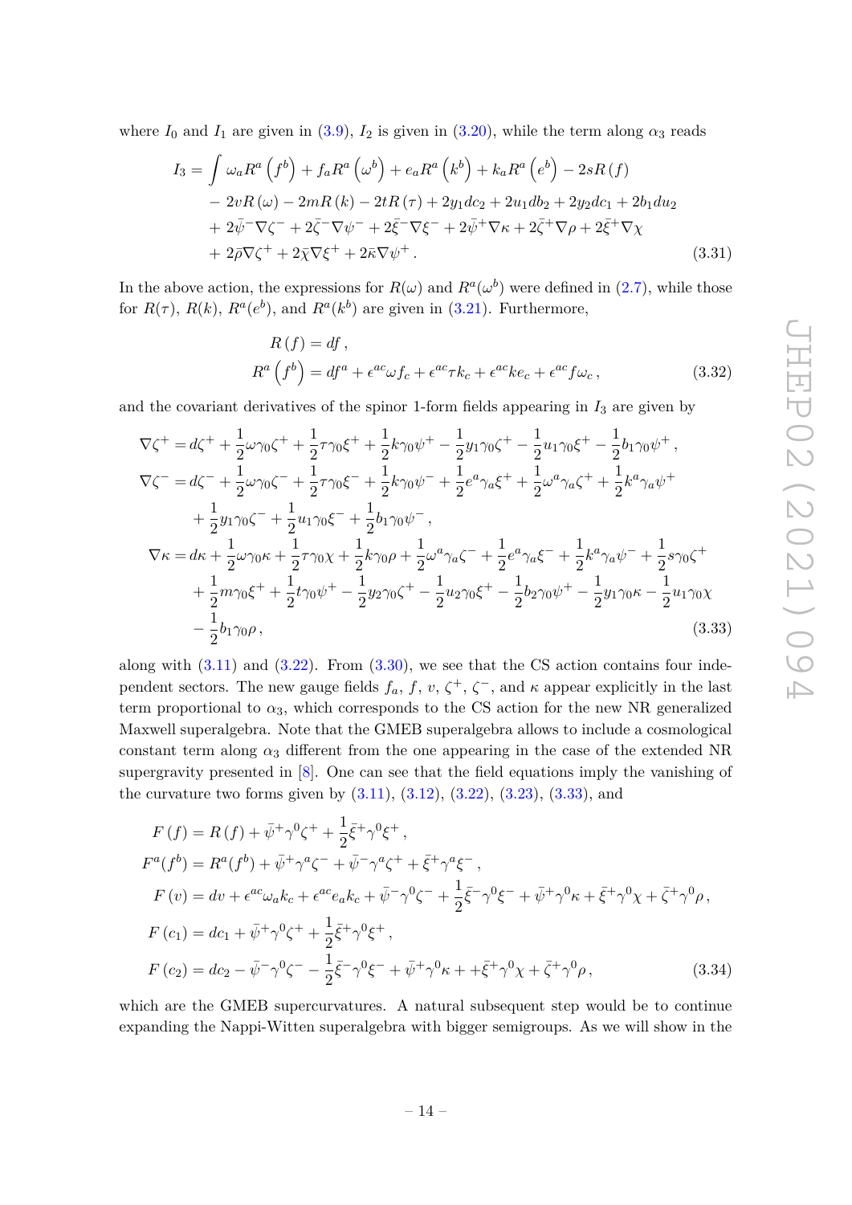where $I_0$ and $I_1$ are given in (3.9), $I_2$ is given in (3.20), while the term along $\alpha_3$ reads

$$
\begin{aligned}
I_3 = \int & \omega_a R^a\left(f^b\right) + f_a R^a\left(\omega^b\right) + e_a R^a\left(k^b\right) + k_a R^a\left(e^b\right) - 2sR\left(f\right) \\
& - 2vR\left(\omega\right) - 2mR\left(k\right) - 2tR\left(\tau\right) + 2y_1 dc_2 + 2u_1 db_2 + 2y_2 dc_1 + 2b_1 du_2 \\
& + 2\bar{\psi}^- \nabla\zeta^- + 2\bar{\zeta}^- \nabla\psi^- + 2\bar{\xi}^- \nabla\xi^- + 2\bar{\psi}^+ \nabla\kappa + 2\bar{\zeta}^+ \nabla\rho + 2\bar{\xi}^+ \nabla\chi \\
& + 2\bar{\rho}\nabla\zeta^+ + 2\bar{\chi}\nabla\xi^+ + 2\bar{\kappa}\nabla\psi^+ .
\end{aligned} \tag{3.31}
$$

In the above action, the expressions for $R(\omega)$ and $R^a(\omega^b)$ were defined in (2.7), while those for $R(\tau)$, $R(k)$, $R^a(e^b)$, and $R^a(k^b)$ are given in (3.21). Furthermore,

$$
\begin{aligned}
R\left(f\right) &= df\,, \\
R^a\left(f^b\right) &= df^a + \epsilon^{ac}\omega f_c + \epsilon^{ac}\tau k_c + \epsilon^{ac} k e_c + \epsilon^{ac} f \omega_c\,,
\end{aligned} \tag{3.32}
$$

and the covariant derivatives of the spinor 1-form fields appearing in $I_3$ are given by

$$
\begin{aligned}
\nabla\zeta^+ &= d\zeta^+ + \frac{1}{2}\omega\gamma_0\zeta^+ + \frac{1}{2}\tau\gamma_0\xi^+ + \frac{1}{2}k\gamma_0\psi^+ - \frac{1}{2}y_1\gamma_0\zeta^+ - \frac{1}{2}u_1\gamma_0\xi^+ - \frac{1}{2}b_1\gamma_0\psi^+\,, \\
\nabla\zeta^- &= d\zeta^- + \frac{1}{2}\omega\gamma_0\zeta^- + \frac{1}{2}\tau\gamma_0\xi^- + \frac{1}{2}k\gamma_0\psi^- + \frac{1}{2}e^a\gamma_a\xi^+ + \frac{1}{2}\omega^a\gamma_a\zeta^+ + \frac{1}{2}k^a\gamma_a\psi^+ \\
&\quad + \frac{1}{2}y_1\gamma_0\zeta^- + \frac{1}{2}u_1\gamma_0\xi^- + \frac{1}{2}b_1\gamma_0\psi^-\,, \\
\nabla\kappa &= d\kappa + \frac{1}{2}\omega\gamma_0\kappa + \frac{1}{2}\tau\gamma_0\chi + \frac{1}{2}k\gamma_0\rho + \frac{1}{2}\omega^a\gamma_a\zeta^- + \frac{1}{2}e^a\gamma_a\xi^- + \frac{1}{2}k^a\gamma_a\psi^- + \frac{1}{2}s\gamma_0\zeta^+ \\
&\quad + \frac{1}{2}m\gamma_0\xi^+ + \frac{1}{2}t\gamma_0\psi^+ - \frac{1}{2}y_2\gamma_0\zeta^+ - \frac{1}{2}u_2\gamma_0\xi^+ - \frac{1}{2}b_2\gamma_0\psi^+ - \frac{1}{2}y_1\gamma_0\kappa - \frac{1}{2}u_1\gamma_0\chi \\
&\quad - \frac{1}{2}b_1\gamma_0\rho\,,
\end{aligned} \tag{3.33}
$$

along with (3.11) and (3.22). From (3.30), we see that the CS action contains four independent sectors. The new gauge fields $f_a$, $f$, $v$, $\zeta^+$, $\zeta^-$, and $\kappa$ appear explicitly in the last term proportional to $\alpha_3$, which corresponds to the CS action for the new NR generalized Maxwell superalgebra. Note that the GMEB superalgebra allows to include a cosmological constant term along $\alpha_3$ different from the one appearing in the case of the extended NR supergravity presented in [8]. One can see that the field equations imply the vanishing of the curvature two forms given by (3.11), (3.12), (3.22), (3.23), (3.33), and

$$
\begin{aligned}
F\left(f\right) &= R\left(f\right) + \bar{\psi}^+\gamma^0\zeta^+ + \frac{1}{2}\bar{\xi}^+\gamma^0\xi^+\,, \\
F^a(f^b) &= R^a(f^b) + \bar{\psi}^+\gamma^a\zeta^- + \bar{\psi}^-\gamma^a\zeta^+ + \bar{\xi}^+\gamma^a\xi^-\,, \\
F\left(v\right) &= dv + \epsilon^{ac}\omega_a k_c + \epsilon^{ac}e_a k_c + \bar{\psi}^-\gamma^0\zeta^- + \frac{1}{2}\bar{\xi}^-\gamma^0\xi^- + \bar{\psi}^+\gamma^0\kappa + \bar{\xi}^+\gamma^0\chi + \bar{\zeta}^+\gamma^0\rho\,, \\
F\left(c_1\right) &= dc_1 + \bar{\psi}^+\gamma^0\zeta^+ + \frac{1}{2}\bar{\xi}^+\gamma^0\xi^+\,, \\
F\left(c_2\right) &= dc_2 - \bar{\psi}^-\gamma^0\zeta^- - \frac{1}{2}\bar{\xi}^-\gamma^0\xi^- + \bar{\psi}^+\gamma^0\kappa + +\bar{\xi}^+\gamma^0\chi + \bar{\zeta}^+\gamma^0\rho\,,
\end{aligned} \tag{3.34}
$$

which are the GMEB supercurvatures. A natural subsequent step would be to continue expanding the Nappi-Witten superalgebra with bigger semigroups. As we will show in the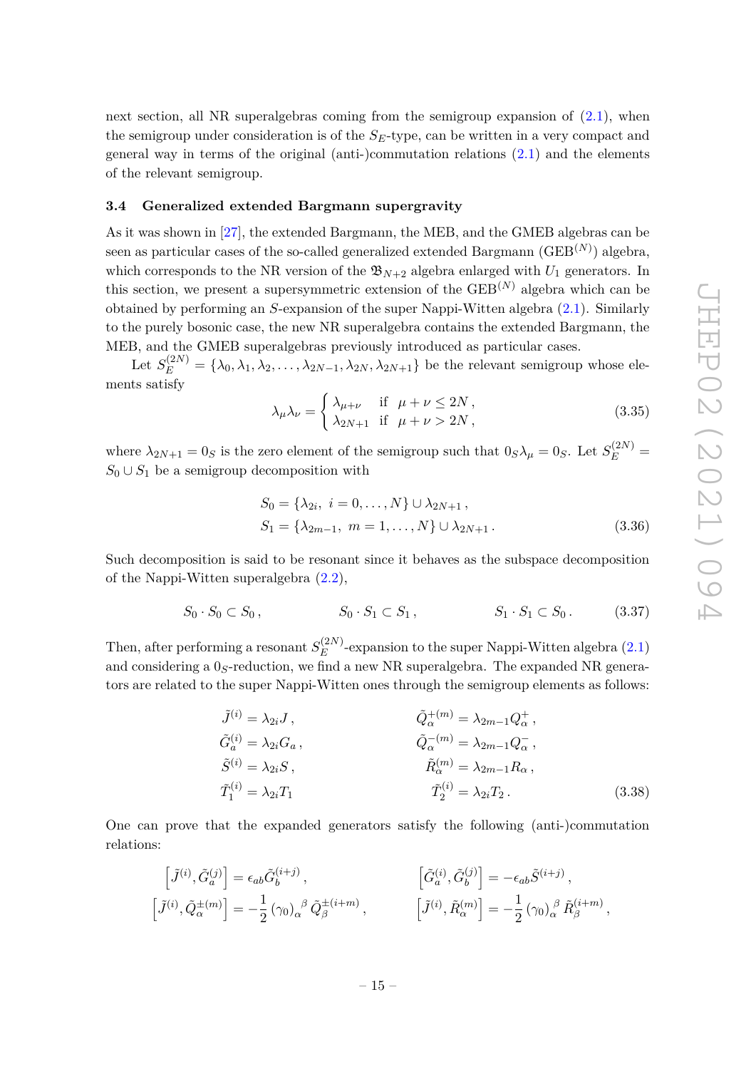next section, all NR superalgebras coming from the semigroup expansion of (2.1), when the semigroup under consideration is of the $S_E$-type, can be written in a very compact and general way in terms of the original (anti-)commutation relations (2.1) and the elements of the relevant semigroup.

### 3.4 Generalized extended Bargmann supergravity

As it was shown in [27], the extended Bargmann, the MEB, and the GMEB algebras can be seen as particular cases of the so-called generalized extended Bargmann ($\text{GEB}^{(N)}$) algebra, which corresponds to the NR version of the $\mathfrak{B}_{N+2}$ algebra enlarged with $U_1$ generators. In this section, we present a supersymmetric extension of the $\text{GEB}^{(N)}$ algebra which can be obtained by performing an $S$-expansion of the super Nappi-Witten algebra (2.1). Similarly to the purely bosonic case, the new NR superalgebra contains the extended Bargmann, the MEB, and the GMEB superalgebras previously introduced as particular cases.

Let $S_E^{(2N)} = \{\lambda_0, \lambda_1, \lambda_2, \dots, \lambda_{2N-1}, \lambda_{2N}, \lambda_{2N+1}\}$ be the relevant semigroup whose elements satisfy

$$
\lambda_\mu \lambda_\nu = \begin{cases} \lambda_{\mu+\nu} & \text{if} \quad \mu+\nu \leq 2N\,, \\ \lambda_{2N+1} & \text{if} \quad \mu+\nu > 2N\,, \end{cases} \tag{3.35}
$$

where $\lambda_{2N+1} = 0_S$ is the zero element of the semigroup such that $0_S \lambda_\mu = 0_S$. Let $S_E^{(2N)} = S_0 \cup S_1$ be a semigroup decomposition with

$$
\begin{aligned}
S_0 &= \{\lambda_{2i},\ i = 0, \dots, N\} \cup \lambda_{2N+1}\,, \\
S_1 &= \{\lambda_{2m-1},\ m = 1, \dots, N\} \cup \lambda_{2N+1}\,.
\end{aligned} \tag{3.36}
$$

Such decomposition is said to be resonant since it behaves as the subspace decomposition of the Nappi-Witten superalgebra (2.2),

$$
S_0 \cdot S_0 \subset S_0\,, \qquad\qquad S_0 \cdot S_1 \subset S_1\,, \qquad\qquad S_1 \cdot S_1 \subset S_0\,. \tag{3.37}
$$

Then, after performing a resonant $S_E^{(2N)}$-expansion to the super Nappi-Witten algebra (2.1) and considering a $0_S$-reduction, we find a new NR superalgebra. The expanded NR generators are related to the super Nappi-Witten ones through the semigroup elements as follows:

$$
\begin{aligned}
\tilde{J}^{(i)} &= \lambda_{2i} J\,, & \tilde{Q}_\alpha^{+(m)} &= \lambda_{2m-1} Q_\alpha^+\,, \\
\tilde{G}_a^{(i)} &= \lambda_{2i} G_a\,, & \tilde{Q}_\alpha^{-(m)} &= \lambda_{2m-1} Q_\alpha^-\,, \\
\tilde{S}^{(i)} &= \lambda_{2i} S\,, & \tilde{R}_\alpha^{(m)} &= \lambda_{2m-1} R_\alpha\,, \\
\tilde{T}_1^{(i)} &= \lambda_{2i} T_1 & \tilde{T}_2^{(i)} &= \lambda_{2i} T_2\,.
\end{aligned} \tag{3.38}
$$

One can prove that the expanded generators satisfy the following (anti-)commutation relations:

$$
\begin{aligned}
\left[\tilde{J}^{(i)}, \tilde{G}_a^{(j)}\right] &= \epsilon_{ab} \tilde{G}_b^{(i+j)}\,, & \left[\tilde{G}_a^{(i)}, \tilde{G}_b^{(j)}\right] &= -\epsilon_{ab} \tilde{S}^{(i+j)}\,, \\
\left[\tilde{J}^{(i)}, \tilde{Q}_\alpha^{\pm(m)}\right] &= -\frac{1}{2} \left(\gamma_0\right)_\alpha^{\ \beta} \tilde{Q}_\beta^{\pm(i+m)}\,, & \left[\tilde{J}^{(i)}, \tilde{R}_\alpha^{(m)}\right] &= -\frac{1}{2} \left(\gamma_0\right)_\alpha^{\ \beta} \tilde{R}_\beta^{(i+m)}\,,
\end{aligned}
$$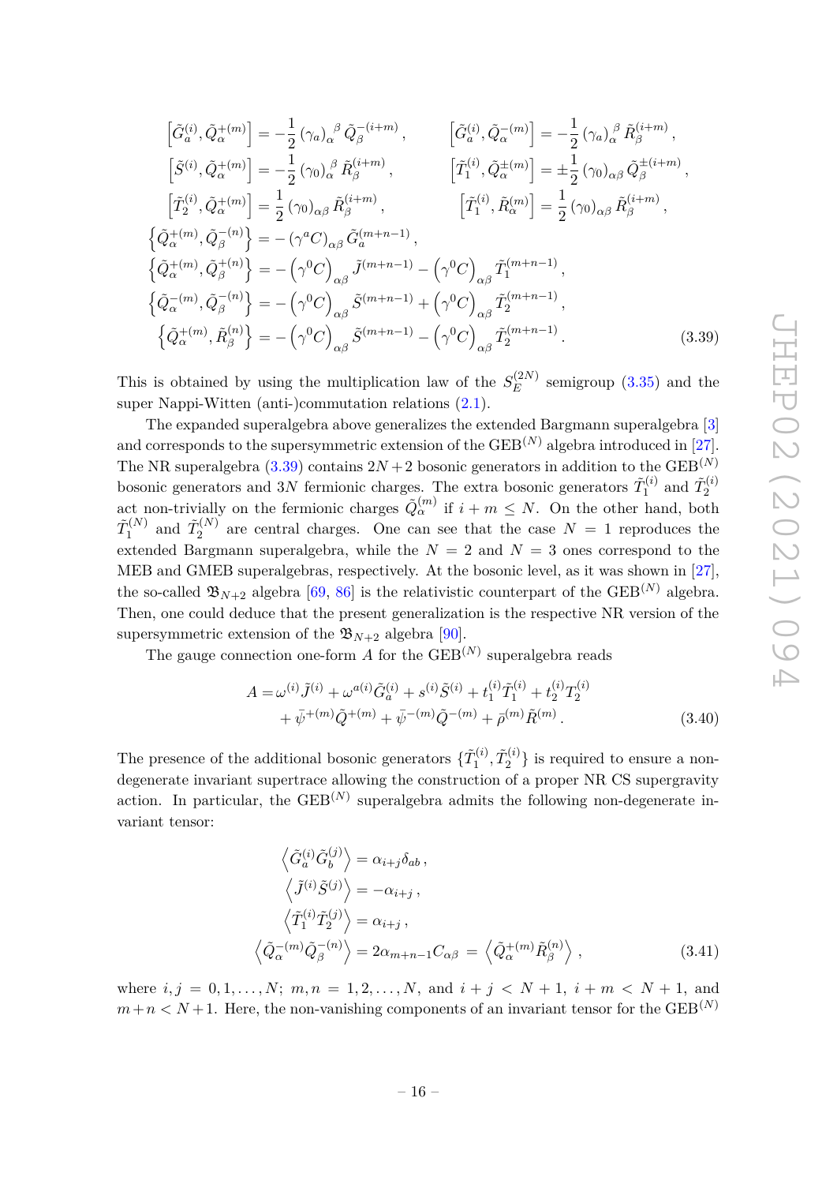$$
\begin{aligned}
&\left[\tilde{G}_a^{(i)},\tilde{Q}_\alpha^{+(m)}\right]=-\frac{1}{2}\left(\gamma_a\right)_\alpha^{\ \beta}\tilde{Q}_\beta^{-(i+m)}\,, &&\left[\tilde{G}_a^{(i)},\tilde{Q}_\alpha^{-(m)}\right]=-\frac{1}{2}\left(\gamma_a\right)_\alpha^{\ \beta}\tilde{R}_\beta^{(i+m)}\,,\\
&\left[\tilde{S}^{(i)},\tilde{Q}_\alpha^{+(m)}\right]=-\frac{1}{2}\left(\gamma_0\right)_\alpha^{\ \beta}\tilde{R}_\beta^{(i+m)}\,, &&\left[\tilde{T}_1^{(i)},\tilde{Q}_\alpha^{\pm(m)}\right]=\pm\frac{1}{2}\left(\gamma_0\right)_{\alpha\beta}\tilde{Q}_\beta^{\pm(i+m)}\,,\\
&\left[\tilde{T}_2^{(i)},\tilde{Q}_\alpha^{+(m)}\right]=\frac{1}{2}\left(\gamma_0\right)_{\alpha\beta}\tilde{R}_\beta^{(i+m)}\,, &&\left[\tilde{T}_1^{(i)},\tilde{R}_\alpha^{(m)}\right]=\frac{1}{2}\left(\gamma_0\right)_{\alpha\beta}\tilde{R}_\beta^{(i+m)}\,,\\
&\left\{\tilde{Q}_\alpha^{+(m)},\tilde{Q}_\beta^{-(n)}\right\}=-\left(\gamma^aC\right)_{\alpha\beta}\tilde{G}_a^{(m+n-1)}\,,\\
&\left\{\tilde{Q}_\alpha^{+(m)},\tilde{Q}_\beta^{+(n)}\right\}=-\left(\gamma^0C\right)_{\alpha\beta}\tilde{J}^{(m+n-1)}-\left(\gamma^0C\right)_{\alpha\beta}\tilde{T}_1^{(m+n-1)}\,,\\
&\left\{\tilde{Q}_\alpha^{-(m)},\tilde{Q}_\beta^{-(n)}\right\}=-\left(\gamma^0C\right)_{\alpha\beta}\tilde{S}^{(m+n-1)}+\left(\gamma^0C\right)_{\alpha\beta}\tilde{T}_2^{(m+n-1)}\,,\\
&\left\{\tilde{Q}_\alpha^{+(m)},\tilde{R}_\beta^{(n)}\right\}=-\left(\gamma^0C\right)_{\alpha\beta}\tilde{S}^{(m+n-1)}-\left(\gamma^0C\right)_{\alpha\beta}\tilde{T}_2^{(m+n-1)}\,.
\end{aligned}
\tag{3.39}
$$

This is obtained by using the multiplication law of the $S_E^{(2N)}$ semigroup (3.35) and the super Nappi-Witten (anti-)commutation relations (2.1).

The expanded superalgebra above generalizes the extended Bargmann superalgebra [3] and corresponds to the supersymmetric extension of the GEB$^{(N)}$ algebra introduced in [27]. The NR superalgebra (3.39) contains $2N+2$ bosonic generators in addition to the GEB$^{(N)}$ bosonic generators and $3N$ fermionic charges. The extra bosonic generators $\tilde{T}_1^{(i)}$ and $\tilde{T}_2^{(i)}$ act non-trivially on the fermionic charges $\tilde{Q}_\alpha^{(m)}$ if $i+m\leq N$. On the other hand, both $\tilde{T}_1^{(N)}$ and $\tilde{T}_2^{(N)}$ are central charges. One can see that the case $N=1$ reproduces the extended Bargmann superalgebra, while the $N=2$ and $N=3$ ones correspond to the MEB and GMEB superalgebras, respectively. At the bosonic level, as it was shown in [27], the so-called $\mathfrak{B}_{N+2}$ algebra [69, 86] is the relativistic counterpart of the GEB$^{(N)}$ algebra. Then, one could deduce that the present generalization is the respective NR version of the supersymmetric extension of the $\mathfrak{B}_{N+2}$ algebra [90].

The gauge connection one-form $A$ for the GEB$^{(N)}$ superalgebra reads

$$
\begin{aligned}
A=&\,\omega^{(i)}\tilde{J}^{(i)}+\omega^{a(i)}\tilde{G}_a^{(i)}+s^{(i)}\tilde{S}^{(i)}+t_1^{(i)}\tilde{T}_1^{(i)}+t_2^{(i)}T_2^{(i)}\\
&+\bar{\psi}^{+(m)}\tilde{Q}^{+(m)}+\bar{\psi}^{-(m)}\tilde{Q}^{-(m)}+\bar{\rho}^{(m)}\tilde{R}^{(m)}\,.
\end{aligned}
\tag{3.40}
$$

The presence of the additional bosonic generators $\{\tilde{T}_1^{(i)},\tilde{T}_2^{(i)}\}$ is required to ensure a non-degenerate invariant supertrace allowing the construction of a proper NR CS supergravity action. In particular, the GEB$^{(N)}$ superalgebra admits the following non-degenerate invariant tensor:

$$
\begin{aligned}
\left\langle\tilde{G}_a^{(i)}\tilde{G}_b^{(j)}\right\rangle&=\alpha_{i+j}\delta_{ab}\,,\\
\left\langle\tilde{J}^{(i)}\tilde{S}^{(j)}\right\rangle&=-\alpha_{i+j}\,,\\
\left\langle\tilde{T}_1^{(i)}\tilde{T}_2^{(j)}\right\rangle&=\alpha_{i+j}\,,\\
\left\langle\tilde{Q}_\alpha^{-(m)}\tilde{Q}_\beta^{-(n)}\right\rangle&=2\alpha_{m+n-1}C_{\alpha\beta}=\left\langle\tilde{Q}_\alpha^{+(m)}\tilde{R}_\beta^{(n)}\right\rangle\,,
\end{aligned}
\tag{3.41}
$$

where $i,j=0,1,\ldots,N$; $m,n=1,2,\ldots,N$, and $i+j<N+1$, $i+m<N+1$, and $m+n<N+1$. Here, the non-vanishing components of an invariant tensor for the GEB$^{(N)}$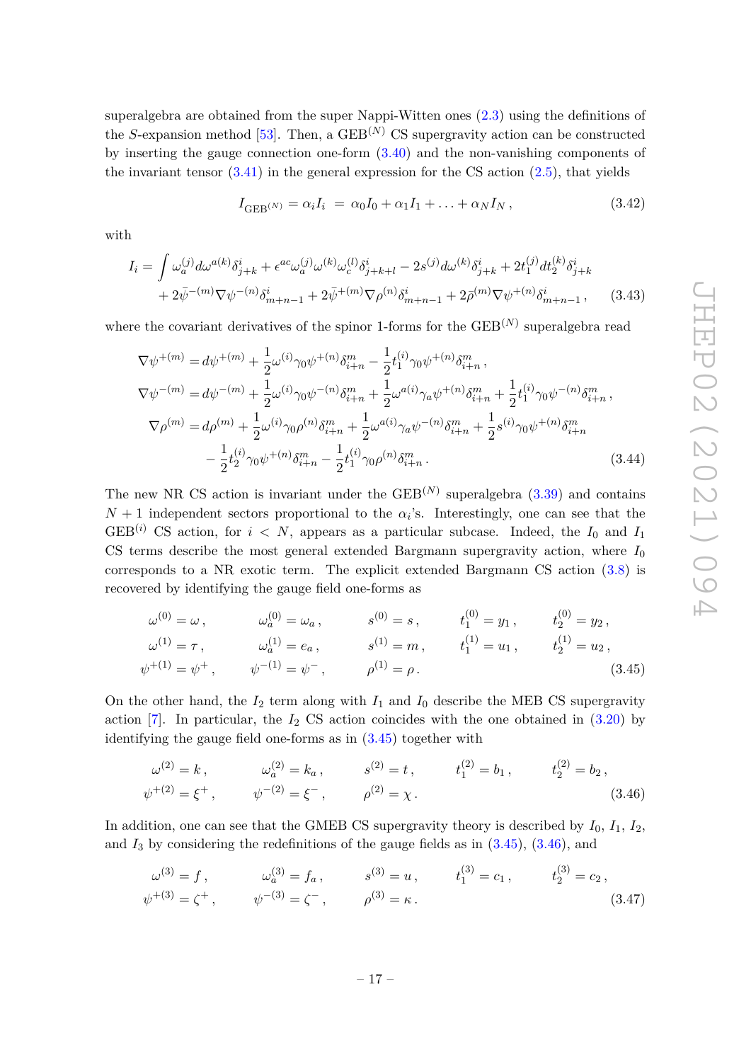superalgebra are obtained from the super Nappi-Witten ones (2.3) using the definitions of the $S$-expansion method [53]. Then, a GEB$^{(N)}$ CS supergravity action can be constructed by inserting the gauge connection one-form (3.40) and the non-vanishing components of the invariant tensor (3.41) in the general expression for the CS action (2.5), that yields

$$I_{\text{GEB}^{(N)}} = \alpha_i I_i \;=\; \alpha_0 I_0 + \alpha_1 I_1 + \ldots + \alpha_N I_N \,, \tag{3.42}$$

with

$$\begin{aligned} I_i = \int & \omega_a^{(j)} d\omega^{a(k)} \delta_{j+k}^i + \epsilon^{ac} \omega_a^{(j)} \omega^{(k)} \omega_c^{(l)} \delta_{j+k+l}^i - 2 s^{(j)} d\omega^{(k)} \delta_{j+k}^i + 2 t_1^{(j)} dt_2^{(k)} \delta_{j+k}^i \\ & + 2\bar{\psi}^{-(m)} \nabla \psi^{-(n)} \delta_{m+n-1}^i + 2\bar{\psi}^{+(m)} \nabla \rho^{(n)} \delta_{m+n-1}^i + 2\bar{\rho}^{(m)} \nabla \psi^{+(n)} \delta_{m+n-1}^i \,, \end{aligned} \tag{3.43}$$

where the covariant derivatives of the spinor 1-forms for the GEB$^{(N)}$ superalgebra read

$$\begin{aligned} \nabla \psi^{+(m)} &= d\psi^{+(m)} + \frac{1}{2}\omega^{(i)} \gamma_0 \psi^{+(n)} \delta_{i+n}^m - \frac{1}{2} t_1^{(i)} \gamma_0 \psi^{+(n)} \delta_{i+n}^m \,, \\ \nabla \psi^{-(m)} &= d\psi^{-(m)} + \frac{1}{2}\omega^{(i)} \gamma_0 \psi^{-(n)} \delta_{i+n}^m + \frac{1}{2}\omega^{a(i)} \gamma_a \psi^{+(n)} \delta_{i+n}^m + \frac{1}{2} t_1^{(i)} \gamma_0 \psi^{-(n)} \delta_{i+n}^m \,, \\ \nabla \rho^{(m)} &= d\rho^{(m)} + \frac{1}{2}\omega^{(i)} \gamma_0 \rho^{(n)} \delta_{i+n}^m + \frac{1}{2}\omega^{a(i)} \gamma_a \psi^{-(n)} \delta_{i+n}^m + \frac{1}{2} s^{(i)} \gamma_0 \psi^{+(n)} \delta_{i+n}^m \\ &\quad - \frac{1}{2} t_2^{(i)} \gamma_0 \psi^{+(n)} \delta_{i+n}^m - \frac{1}{2} t_1^{(i)} \gamma_0 \rho^{(n)} \delta_{i+n}^m \,. \end{aligned} \tag{3.44}$$

The new NR CS action is invariant under the GEB$^{(N)}$ superalgebra (3.39) and contains $N+1$ independent sectors proportional to the $\alpha_i$'s. Interestingly, one can see that the GEB$^{(i)}$ CS action, for $i < N$, appears as a particular subcase. Indeed, the $I_0$ and $I_1$ CS terms describe the most general extended Bargmann supergravity action, where $I_0$ corresponds to a NR exotic term. The explicit extended Bargmann CS action (3.8) is recovered by identifying the gauge field one-forms as

$$\begin{aligned} &\omega^{(0)} = \omega \,, && \omega_a^{(0)} = \omega_a \,, && s^{(0)} = s \,, && t_1^{(0)} = y_1 \,, && t_2^{(0)} = y_2 \,, \\ &\omega^{(1)} = \tau \,, && \omega_a^{(1)} = e_a \,, && s^{(1)} = m \,, && t_1^{(1)} = u_1 \,, && t_2^{(1)} = u_2 \,, \\ &\psi^{+(1)} = \psi^+ \,, && \psi^{-(1)} = \psi^- \,, && \rho^{(1)} = \rho \,. \end{aligned} \tag{3.45}$$

On the other hand, the $I_2$ term along with $I_1$ and $I_0$ describe the MEB CS supergravity action [7]. In particular, the $I_2$ CS action coincides with the one obtained in (3.20) by identifying the gauge field one-forms as in (3.45) together with

$$\begin{aligned} &\omega^{(2)} = k \,, && \omega_a^{(2)} = k_a \,, && s^{(2)} = t \,, && t_1^{(2)} = b_1 \,, && t_2^{(2)} = b_2 \,, \\ &\psi^{+(2)} = \xi^+ \,, && \psi^{-(2)} = \xi^- \,, && \rho^{(2)} = \chi \,. \end{aligned} \tag{3.46}$$

In addition, one can see that the GMEB CS supergravity theory is described by $I_0$, $I_1$, $I_2$, and $I_3$ by considering the redefinitions of the gauge fields as in (3.45), (3.46), and

$$\begin{aligned} &\omega^{(3)} = f \,, && \omega_a^{(3)} = f_a \,, && s^{(3)} = u \,, && t_1^{(3)} = c_1 \,, && t_2^{(3)} = c_2 \,, \\ &\psi^{+(3)} = \zeta^+ \,, && \psi^{-(3)} = \zeta^- \,, && \rho^{(3)} = \kappa \,. \end{aligned} \tag{3.47}$$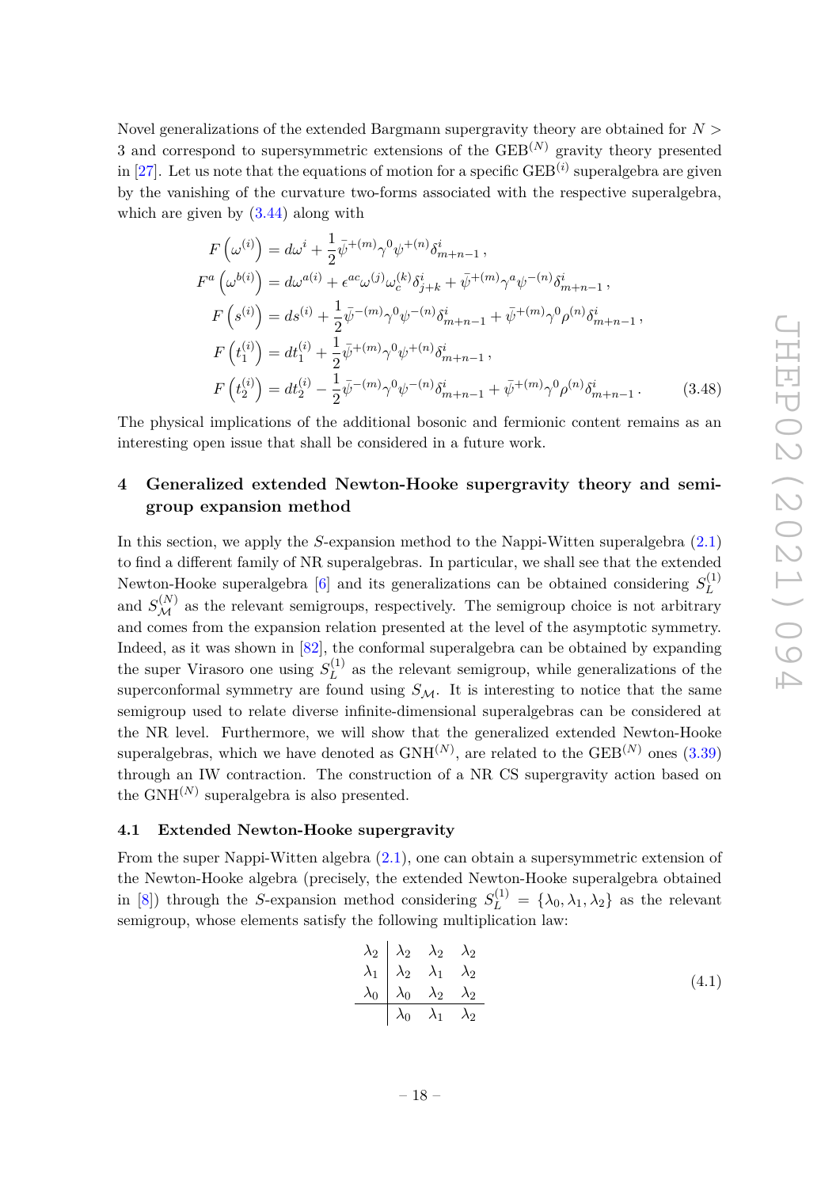Novel generalizations of the extended Bargmann supergravity theory are obtained for $N > 3$ and correspond to supersymmetric extensions of the GEB$^{(N)}$ gravity theory presented in [27]. Let us note that the equations of motion for a specific GEB$^{(i)}$ superalgebra are given by the vanishing of the curvature two-forms associated with the respective superalgebra, which are given by (3.44) along with

$$
\begin{aligned}
F\left(\omega^{(i)}\right) &= d\omega^{i} + \frac{1}{2}\bar{\psi}^{+(m)}\gamma^{0}\psi^{+(n)}\delta^{i}_{m+n-1}\,,\\
F^{a}\left(\omega^{b(i)}\right) &= d\omega^{a(i)} + \epsilon^{ac}\omega^{(j)}\omega^{(k)}_{c}\delta^{i}_{j+k} + \bar{\psi}^{+(m)}\gamma^{a}\psi^{-(n)}\delta^{i}_{m+n-1}\,,\\
F\left(s^{(i)}\right) &= ds^{(i)} + \frac{1}{2}\bar{\psi}^{-(m)}\gamma^{0}\psi^{-(n)}\delta^{i}_{m+n-1} + \bar{\psi}^{+(m)}\gamma^{0}\rho^{(n)}\delta^{i}_{m+n-1}\,,\\
F\left(t^{(i)}_{1}\right) &= dt^{(i)}_{1} + \frac{1}{2}\bar{\psi}^{+(m)}\gamma^{0}\psi^{+(n)}\delta^{i}_{m+n-1}\,,\\
F\left(t^{(i)}_{2}\right) &= dt^{(i)}_{2} - \frac{1}{2}\bar{\psi}^{-(m)}\gamma^{0}\psi^{-(n)}\delta^{i}_{m+n-1} + \bar{\psi}^{+(m)}\gamma^{0}\rho^{(n)}\delta^{i}_{m+n-1}\,.
\end{aligned}
\tag{3.48}
$$

The physical implications of the additional bosonic and fermionic content remains as an interesting open issue that shall be considered in a future work.

## 4 Generalized extended Newton-Hooke supergravity theory and semigroup expansion method

In this section, we apply the $S$-expansion method to the Nappi-Witten superalgebra (2.1) to find a different family of NR superalgebras. In particular, we shall see that the extended Newton-Hooke superalgebra [6] and its generalizations can be obtained considering $S^{(1)}_{L}$ and $S^{(N)}_{\mathcal{M}}$ as the relevant semigroups, respectively. The semigroup choice is not arbitrary and comes from the expansion relation presented at the level of the asymptotic symmetry. Indeed, as it was shown in [82], the conformal superalgebra can be obtained by expanding the super Virasoro one using $S^{(1)}_{L}$ as the relevant semigroup, while generalizations of the superconformal symmetry are found using $S_{\mathcal{M}}$. It is interesting to notice that the same semigroup used to relate diverse infinite-dimensional superalgebras can be considered at the NR level. Furthermore, we will show that the generalized extended Newton-Hooke superalgebras, which we have denoted as GNH$^{(N)}$, are related to the GEB$^{(N)}$ ones (3.39) through an IW contraction. The construction of a NR CS supergravity action based on the GNH$^{(N)}$ superalgebra is also presented.

### 4.1 Extended Newton-Hooke supergravity

From the super Nappi-Witten algebra (2.1), one can obtain a supersymmetric extension of the Newton-Hooke algebra (precisely, the extended Newton-Hooke superalgebra obtained in [8]) through the $S$-expansion method considering $S^{(1)}_{L} = \{\lambda_0, \lambda_1, \lambda_2\}$ as the relevant semigroup, whose elements satisfy the following multiplication law:

$$
\begin{array}{c|ccc}
\lambda_2 & \lambda_2 & \lambda_2 & \lambda_2\\
\lambda_1 & \lambda_2 & \lambda_1 & \lambda_2\\
\lambda_0 & \lambda_0 & \lambda_2 & \lambda_2\\
\hline
 & \lambda_0 & \lambda_1 & \lambda_2
\end{array}
\tag{4.1}
$$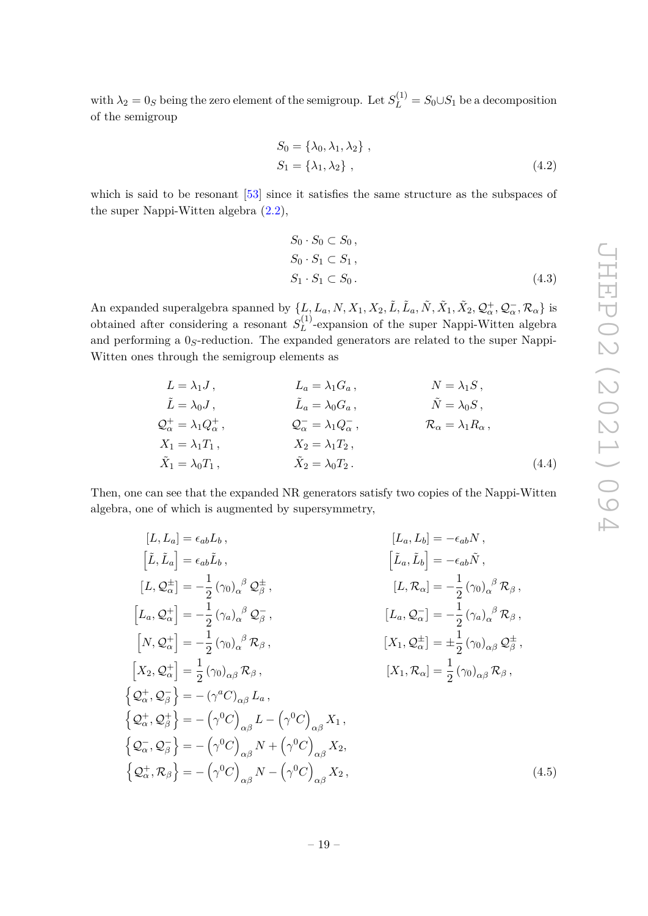with $\lambda_2 = 0_S$ being the zero element of the semigroup. Let $S_L^{(1)} = S_0 \cup S_1$ be a decomposition of the semigroup

$$
\begin{aligned}
S_0 &= \{\lambda_0, \lambda_1, \lambda_2\} \,, \\
S_1 &= \{\lambda_1, \lambda_2\} \,,
\end{aligned}
\tag{4.2}
$$

which is said to be resonant [53] since it satisfies the same structure as the subspaces of the super Nappi-Witten algebra (2.2),

$$
\begin{aligned}
S_0 \cdot S_0 &\subset S_0 \,, \\
S_0 \cdot S_1 &\subset S_1 \,, \\
S_1 \cdot S_1 &\subset S_0 \,.
\end{aligned}
\tag{4.3}
$$

An expanded superalgebra spanned by $\{L, L_a, N, X_1, X_2, \tilde{L}, \tilde{L}_a, \tilde{N}, \tilde{X}_1, \tilde{X}_2, \mathcal{Q}_\alpha^+, \mathcal{Q}_\alpha^-, \mathcal{R}_\alpha\}$ is obtained after considering a resonant $S_L^{(1)}$-expansion of the super Nappi-Witten algebra and performing a $0_S$-reduction. The expanded generators are related to the super Nappi-Witten ones through the semigroup elements as

$$
\begin{aligned}
L &= \lambda_1 J \,, & L_a &= \lambda_1 G_a \,, & N &= \lambda_1 S \,, \\
\tilde{L} &= \lambda_0 J \,, & \tilde{L}_a &= \lambda_0 G_a \,, & \tilde{N} &= \lambda_0 S \,, \\
\mathcal{Q}_\alpha^+ &= \lambda_1 Q_\alpha^+ \,, & \mathcal{Q}_\alpha^- &= \lambda_1 Q_\alpha^- \,, & \mathcal{R}_\alpha &= \lambda_1 R_\alpha \,, \\
X_1 &= \lambda_1 T_1 \,, & X_2 &= \lambda_1 T_2 \,, & & \\
\tilde{X}_1 &= \lambda_0 T_1 \,, & \tilde{X}_2 &= \lambda_0 T_2 \,. & &
\end{aligned}
\tag{4.4}
$$

Then, one can see that the expanded NR generators satisfy two copies of the Nappi-Witten algebra, one of which is augmented by supersymmetry,

$$
\begin{aligned}
[L, L_a] &= \epsilon_{ab} L_b \,, & [L_a, L_b] &= -\epsilon_{ab} N \,, \\
\left[\tilde{L}, \tilde{L}_a\right] &= \epsilon_{ab} \tilde{L}_b \,, & \left[\tilde{L}_a, \tilde{L}_b\right] &= -\epsilon_{ab} \tilde{N} \,, \\
[L, \mathcal{Q}_\alpha^\pm] &= -\frac{1}{2} \left(\gamma_0\right)_\alpha^{\ \beta} \mathcal{Q}_\beta^\pm \,, & [L, \mathcal{R}_\alpha] &= -\frac{1}{2} \left(\gamma_0\right)_\alpha^{\ \beta} \mathcal{R}_\beta \,, \\
\left[L_a, \mathcal{Q}_\alpha^+\right] &= -\frac{1}{2} \left(\gamma_a\right)_\alpha^{\ \beta} \mathcal{Q}_\beta^- \,, & [L_a, \mathcal{Q}_\alpha^-] &= -\frac{1}{2} \left(\gamma_a\right)_\alpha^{\ \beta} \mathcal{R}_\beta \,, \\
\left[N, \mathcal{Q}_\alpha^+\right] &= -\frac{1}{2} \left(\gamma_0\right)_\alpha^{\ \beta} \mathcal{R}_\beta \,, & [X_1, \mathcal{Q}_\alpha^\pm] &= \pm\frac{1}{2} \left(\gamma_0\right)_{\alpha\beta} \mathcal{Q}_\beta^\pm \,, \\
\left[X_2, \mathcal{Q}_\alpha^+\right] &= \frac{1}{2} \left(\gamma_0\right)_{\alpha\beta} \mathcal{R}_\beta \,, & [X_1, \mathcal{R}_\alpha] &= \frac{1}{2} \left(\gamma_0\right)_{\alpha\beta} \mathcal{R}_\beta \,, \\
\left\{\mathcal{Q}_\alpha^+, \mathcal{Q}_\beta^-\right\} &= -\left(\gamma^a C\right)_{\alpha\beta} L_a \,, & & \\
\left\{\mathcal{Q}_\alpha^+, \mathcal{Q}_\beta^+\right\} &= -\left(\gamma^0 C\right)_{\alpha\beta} L - \left(\gamma^0 C\right)_{\alpha\beta} X_1 \,, & & \\
\left\{\mathcal{Q}_\alpha^-, \mathcal{Q}_\beta^-\right\} &= -\left(\gamma^0 C\right)_{\alpha\beta} N + \left(\gamma^0 C\right)_{\alpha\beta} X_2 , & & \\
\left\{\mathcal{Q}_\alpha^+, \mathcal{R}_\beta\right\} &= -\left(\gamma^0 C\right)_{\alpha\beta} N - \left(\gamma^0 C\right)_{\alpha\beta} X_2 \,, & &
\end{aligned}
\tag{4.5}
$$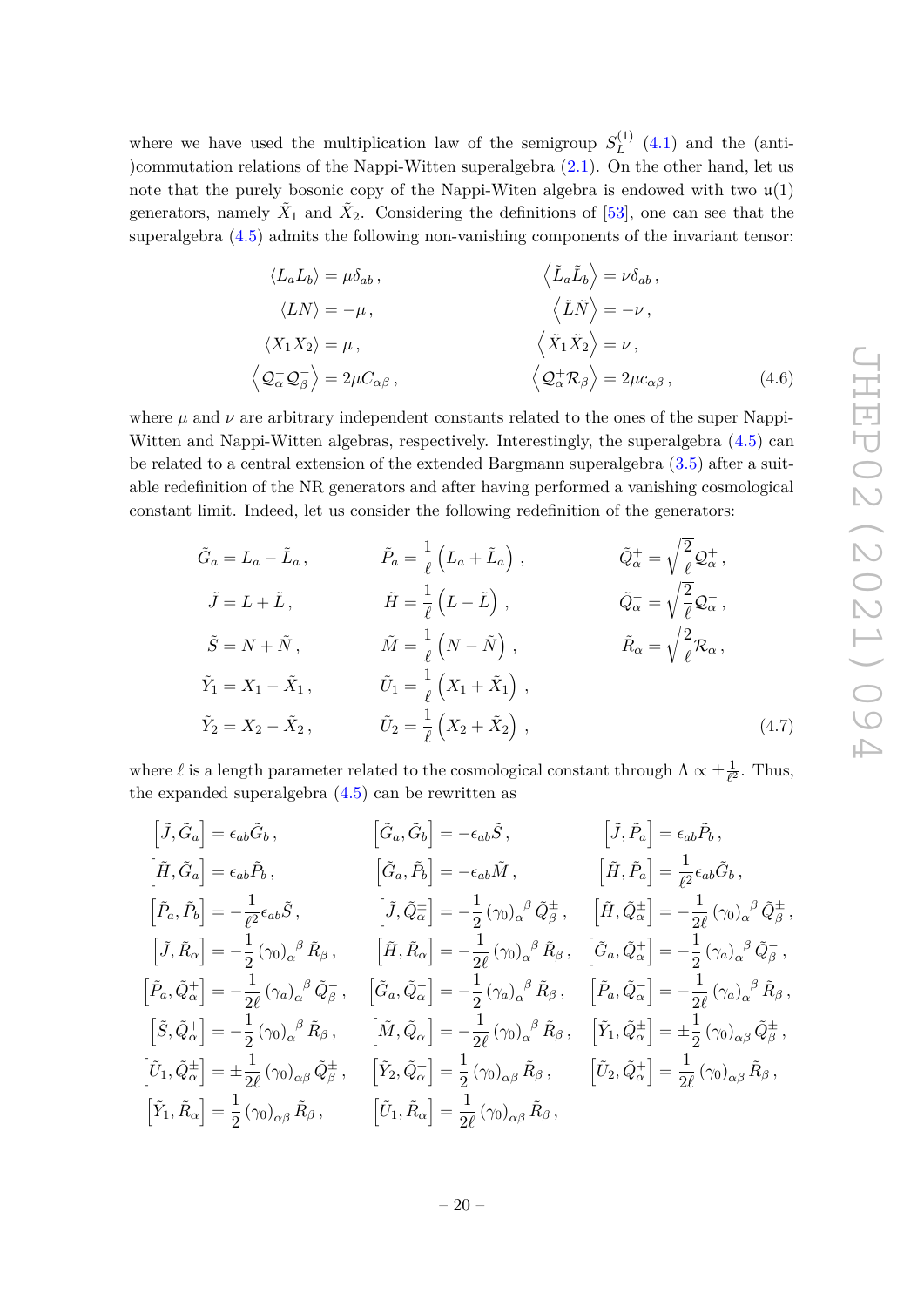where we have used the multiplication law of the semigroup $S_L^{(1)}$ (4.1) and the (anti-)commutation relations of the Nappi-Witten superalgebra (2.1). On the other hand, let us note that the purely bosonic copy of the Nappi-Witen algebra is endowed with two $\mathfrak{u}(1)$ generators, namely $\tilde{X}_1$ and $\tilde{X}_2$. Considering the definitions of [53], one can see that the superalgebra (4.5) admits the following non-vanishing components of the invariant tensor:

$$
\begin{aligned}
\langle L_a L_b \rangle &= \mu \delta_{ab} \,, & \left\langle \tilde{L}_a \tilde{L}_b \right\rangle &= \nu \delta_{ab} \,, \\
\langle L N \rangle &= -\mu \,, & \left\langle \tilde{L} \tilde{N} \right\rangle &= -\nu \,, \\
\langle X_1 X_2 \rangle &= \mu \,, & \left\langle \tilde{X}_1 \tilde{X}_2 \right\rangle &= \nu \,, \\
\left\langle \mathcal{Q}_\alpha^- \mathcal{Q}_\beta^- \right\rangle &= 2\mu C_{\alpha\beta} \,, & \left\langle \mathcal{Q}_\alpha^+ \mathcal{R}_\beta \right\rangle &= 2\mu c_{\alpha\beta} \,,
\end{aligned} \tag{4.6}
$$

where $\mu$ and $\nu$ are arbitrary independent constants related to the ones of the super Nappi-Witten and Nappi-Witten algebras, respectively. Interestingly, the superalgebra (4.5) can be related to a central extension of the extended Bargmann superalgebra (3.5) after a suitable redefinition of the NR generators and after having performed a vanishing cosmological constant limit. Indeed, let us consider the following redefinition of the generators:

$$
\begin{aligned}
\tilde{G}_a &= L_a - \tilde{L}_a \,, & \tilde{P}_a &= \frac{1}{\ell}\left(L_a + \tilde{L}_a\right) \,, & \tilde{Q}_\alpha^+ &= \sqrt{\frac{2}{\ell}}\mathcal{Q}_\alpha^+ \,, \\
\tilde{J} &= L + \tilde{L} \,, & \tilde{H} &= \frac{1}{\ell}\left(L - \tilde{L}\right) \,, & \tilde{Q}_\alpha^- &= \sqrt{\frac{2}{\ell}}\mathcal{Q}_\alpha^- \,, \\
\tilde{S} &= N + \tilde{N} \,, & \tilde{M} &= \frac{1}{\ell}\left(N - \tilde{N}\right) \,, & \tilde{R}_\alpha &= \sqrt{\frac{2}{\ell}}\mathcal{R}_\alpha \,, \\
\tilde{Y}_1 &= X_1 - \tilde{X}_1 \,, & \tilde{U}_1 &= \frac{1}{\ell}\left(X_1 + \tilde{X}_1\right) \,, & & \\
\tilde{Y}_2 &= X_2 - \tilde{X}_2 \,, & \tilde{U}_2 &= \frac{1}{\ell}\left(X_2 + \tilde{X}_2\right) \,, & &
\end{aligned} \tag{4.7}
$$

where $\ell$ is a length parameter related to the cosmological constant through $\Lambda \propto \pm\frac{1}{\ell^2}$. Thus, the expanded superalgebra (4.5) can be rewritten as

$$
\begin{aligned}
\left[\tilde{J}, \tilde{G}_a\right] &= \epsilon_{ab}\tilde{G}_b \,, & \left[\tilde{G}_a, \tilde{G}_b\right] &= -\epsilon_{ab}\tilde{S} \,, & \left[\tilde{J}, \tilde{P}_a\right] &= \epsilon_{ab}\tilde{P}_b \,, \\
\left[\tilde{H}, \tilde{G}_a\right] &= \epsilon_{ab}\tilde{P}_b \,, & \left[\tilde{G}_a, \tilde{P}_b\right] &= -\epsilon_{ab}\tilde{M} \,, & \left[\tilde{H}, \tilde{P}_a\right] &= \frac{1}{\ell^2}\epsilon_{ab}\tilde{G}_b \,, \\
\left[\tilde{P}_a, \tilde{P}_b\right] &= -\frac{1}{\ell^2}\epsilon_{ab}\tilde{S} \,, & \left[\tilde{J}, \tilde{Q}_\alpha^\pm\right] &= -\frac{1}{2}\left(\gamma_0\right)_\alpha^{\ \beta}\tilde{Q}_\beta^\pm \,, & \left[\tilde{H}, \tilde{Q}_\alpha^\pm\right] &= -\frac{1}{2\ell}\left(\gamma_0\right)_\alpha^{\ \beta}\tilde{Q}_\beta^\pm \,, \\
\left[\tilde{J}, \tilde{R}_\alpha\right] &= -\frac{1}{2}\left(\gamma_0\right)_\alpha^{\ \beta}\tilde{R}_\beta \,, & \left[\tilde{H}, \tilde{R}_\alpha\right] &= -\frac{1}{2\ell}\left(\gamma_0\right)_\alpha^{\ \beta}\tilde{R}_\beta \,, & \left[\tilde{G}_a, \tilde{Q}_\alpha^+\right] &= -\frac{1}{2}\left(\gamma_a\right)_\alpha^{\ \beta}\tilde{Q}_\beta^- \,, \\
\left[\tilde{P}_a, \tilde{Q}_\alpha^+\right] &= -\frac{1}{2\ell}\left(\gamma_a\right)_\alpha^{\ \beta}\tilde{Q}_\beta^- \,, & \left[\tilde{G}_a, \tilde{Q}_\alpha^-\right] &= -\frac{1}{2}\left(\gamma_a\right)_\alpha^{\ \beta}\tilde{R}_\beta \,, & \left[\tilde{P}_a, \tilde{Q}_\alpha^-\right] &= -\frac{1}{2\ell}\left(\gamma_a\right)_\alpha^{\ \beta}\tilde{R}_\beta \,, \\
\left[\tilde{S}, \tilde{Q}_\alpha^+\right] &= -\frac{1}{2}\left(\gamma_0\right)_\alpha^{\ \beta}\tilde{R}_\beta \,, & \left[\tilde{M}, \tilde{Q}_\alpha^+\right] &= -\frac{1}{2\ell}\left(\gamma_0\right)_\alpha^{\ \beta}\tilde{R}_\beta \,, & \left[\tilde{Y}_1, \tilde{Q}_\alpha^\pm\right] &= \pm\frac{1}{2}\left(\gamma_0\right)_{\alpha\beta}\tilde{Q}_\beta^\pm \,, \\
\left[\tilde{U}_1, \tilde{Q}_\alpha^\pm\right] &= \pm\frac{1}{2\ell}\left(\gamma_0\right)_{\alpha\beta}\tilde{Q}_\beta^\pm \,, & \left[\tilde{Y}_2, \tilde{Q}_\alpha^+\right] &= \frac{1}{2}\left(\gamma_0\right)_{\alpha\beta}\tilde{R}_\beta \,, & \left[\tilde{U}_2, \tilde{Q}_\alpha^+\right] &= \frac{1}{2\ell}\left(\gamma_0\right)_{\alpha\beta}\tilde{R}_\beta \,, \\
\left[\tilde{Y}_1, \tilde{R}_\alpha\right] &= \frac{1}{2}\left(\gamma_0\right)_{\alpha\beta}\tilde{R}_\beta \,, & \left[\tilde{U}_1, \tilde{R}_\alpha\right] &= \frac{1}{2\ell}\left(\gamma_0\right)_{\alpha\beta}\tilde{R}_\beta \,, & &
\end{aligned}
$$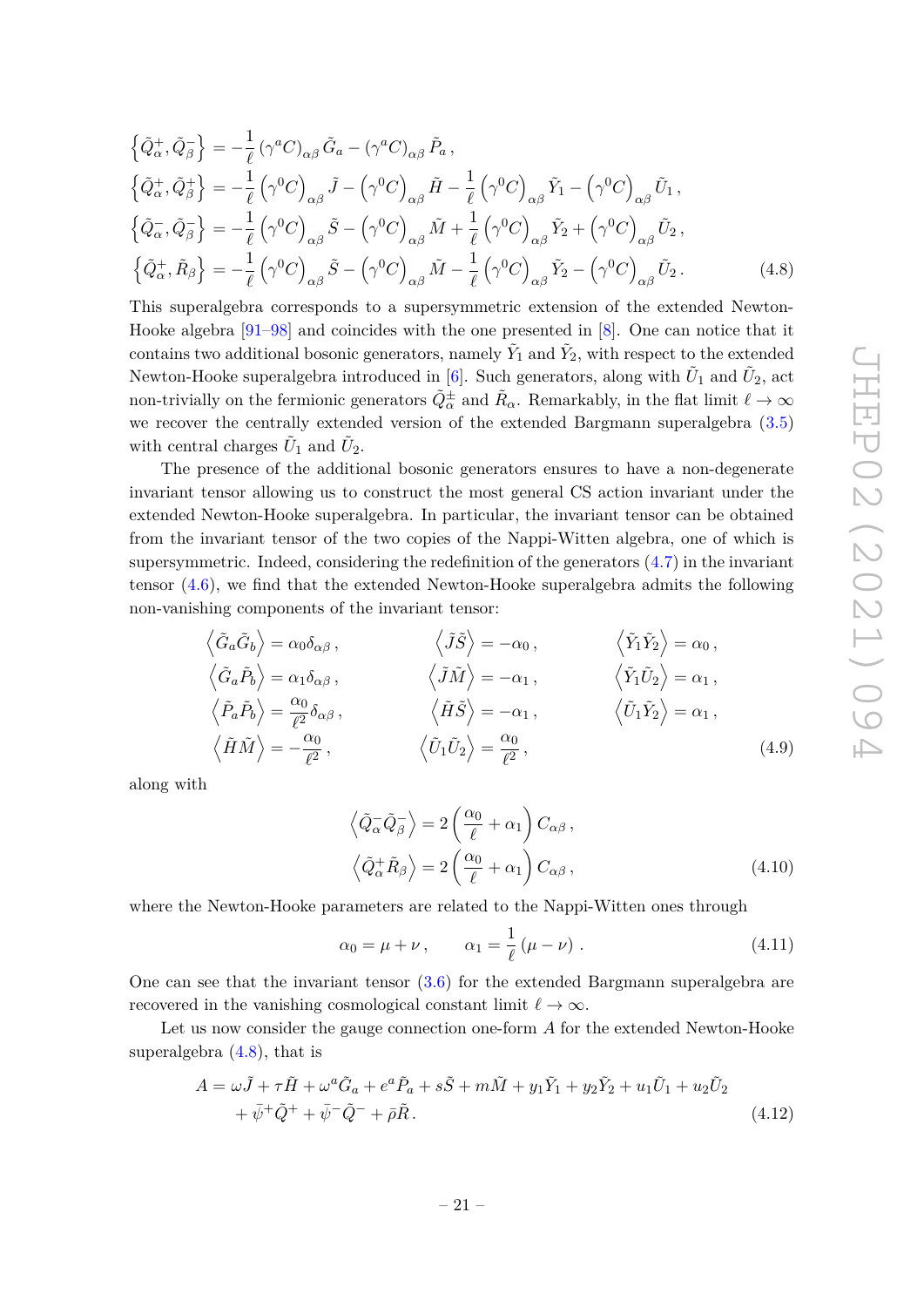$$
\begin{aligned}
\left\{\tilde{Q}_{\alpha}^{+},\tilde{Q}_{\beta}^{-}\right\} &= -\frac{1}{\ell}\left(\gamma^{a}C\right)_{\alpha\beta}\tilde{G}_{a}-\left(\gamma^{a}C\right)_{\alpha\beta}\tilde{P}_{a}\,,\\
\left\{\tilde{Q}_{\alpha}^{+},\tilde{Q}_{\beta}^{+}\right\} &= -\frac{1}{\ell}\left(\gamma^{0}C\right)_{\alpha\beta}\tilde{J}-\left(\gamma^{0}C\right)_{\alpha\beta}\tilde{H}-\frac{1}{\ell}\left(\gamma^{0}C\right)_{\alpha\beta}\tilde{Y}_{1}-\left(\gamma^{0}C\right)_{\alpha\beta}\tilde{U}_{1}\,,\\
\left\{\tilde{Q}_{\alpha}^{-},\tilde{Q}_{\beta}^{-}\right\} &= -\frac{1}{\ell}\left(\gamma^{0}C\right)_{\alpha\beta}\tilde{S}-\left(\gamma^{0}C\right)_{\alpha\beta}\tilde{M}+\frac{1}{\ell}\left(\gamma^{0}C\right)_{\alpha\beta}\tilde{Y}_{2}+\left(\gamma^{0}C\right)_{\alpha\beta}\tilde{U}_{2}\,,\\
\left\{\tilde{Q}_{\alpha}^{+},\tilde{R}_{\beta}\right\} &= -\frac{1}{\ell}\left(\gamma^{0}C\right)_{\alpha\beta}\tilde{S}-\left(\gamma^{0}C\right)_{\alpha\beta}\tilde{M}-\frac{1}{\ell}\left(\gamma^{0}C\right)_{\alpha\beta}\tilde{Y}_{2}-\left(\gamma^{0}C\right)_{\alpha\beta}\tilde{U}_{2}\,.
\end{aligned}
\tag{4.8}
$$

This superalgebra corresponds to a supersymmetric extension of the extended Newton-Hooke algebra [91–98] and coincides with the one presented in [8]. One can notice that it contains two additional bosonic generators, namely $\tilde{Y}_1$ and $\tilde{Y}_2$, with respect to the extended Newton-Hooke superalgebra introduced in [6]. Such generators, along with $\tilde{U}_1$ and $\tilde{U}_2$, act non-trivially on the fermionic generators $\tilde{Q}_{\alpha}^{\pm}$ and $\tilde{R}_{\alpha}$. Remarkably, in the flat limit $\ell\rightarrow\infty$ we recover the centrally extended version of the extended Bargmann superalgebra (3.5) with central charges $\tilde{U}_1$ and $\tilde{U}_2$.

The presence of the additional bosonic generators ensures to have a non-degenerate invariant tensor allowing us to construct the most general CS action invariant under the extended Newton-Hooke superalgebra. In particular, the invariant tensor can be obtained from the invariant tensor of the two copies of the Nappi-Witten algebra, one of which is supersymmetric. Indeed, considering the redefinition of the generators (4.7) in the invariant tensor (4.6), we find that the extended Newton-Hooke superalgebra admits the following non-vanishing components of the invariant tensor:

$$
\begin{aligned}
&\left\langle\tilde{G}_{a}\tilde{G}_{b}\right\rangle=\alpha_{0}\delta_{\alpha\beta}\,, &&\left\langle\tilde{J}\tilde{S}\right\rangle=-\alpha_{0}\,, &&\left\langle\tilde{Y}_{1}\tilde{Y}_{2}\right\rangle=\alpha_{0}\,,\\
&\left\langle\tilde{G}_{a}\tilde{P}_{b}\right\rangle=\alpha_{1}\delta_{\alpha\beta}\,, &&\left\langle\tilde{J}\tilde{M}\right\rangle=-\alpha_{1}\,, &&\left\langle\tilde{Y}_{1}\tilde{U}_{2}\right\rangle=\alpha_{1}\,,\\
&\left\langle\tilde{P}_{a}\tilde{P}_{b}\right\rangle=\frac{\alpha_{0}}{\ell^{2}}\delta_{\alpha\beta}\,, &&\left\langle\tilde{H}\tilde{S}\right\rangle=-\alpha_{1}\,, &&\left\langle\tilde{U}_{1}\tilde{Y}_{2}\right\rangle=\alpha_{1}\,,\\
&\left\langle\tilde{H}\tilde{M}\right\rangle=-\frac{\alpha_{0}}{\ell^{2}}\,, &&\left\langle\tilde{U}_{1}\tilde{U}_{2}\right\rangle=\frac{\alpha_{0}}{\ell^{2}}\,, &&
\end{aligned}
\tag{4.9}
$$

along with

$$
\begin{aligned}
\left\langle\tilde{Q}_{\alpha}^{-}\tilde{Q}_{\beta}^{-}\right\rangle &= 2\left(\frac{\alpha_{0}}{\ell}+\alpha_{1}\right)C_{\alpha\beta}\,,\\
\left\langle\tilde{Q}_{\alpha}^{+}\tilde{R}_{\beta}\right\rangle &= 2\left(\frac{\alpha_{0}}{\ell}+\alpha_{1}\right)C_{\alpha\beta}\,,
\end{aligned}
\tag{4.10}
$$

where the Newton-Hooke parameters are related to the Nappi-Witten ones through

$$
\alpha_{0}=\mu+\nu\,,\qquad\alpha_{1}=\frac{1}{\ell}\left(\mu-\nu\right)\,.
\tag{4.11}
$$

One can see that the invariant tensor (3.6) for the extended Bargmann superalgebra are recovered in the vanishing cosmological constant limit $\ell\rightarrow\infty$.

Let us now consider the gauge connection one-form $A$ for the extended Newton-Hooke superalgebra (4.8), that is

$$
\begin{aligned}
A=&\,\omega\tilde{J}+\tau\tilde{H}+\omega^{a}\tilde{G}_{a}+e^{a}\tilde{P}_{a}+s\tilde{S}+m\tilde{M}+y_{1}\tilde{Y}_{1}+y_{2}\tilde{Y}_{2}+u_{1}\tilde{U}_{1}+u_{2}\tilde{U}_{2}\\
&+\bar{\psi}^{+}\tilde{Q}^{+}+\bar{\psi}^{-}\tilde{Q}^{-}+\bar{\rho}\tilde{R}\,.
\end{aligned}
\tag{4.12}
$$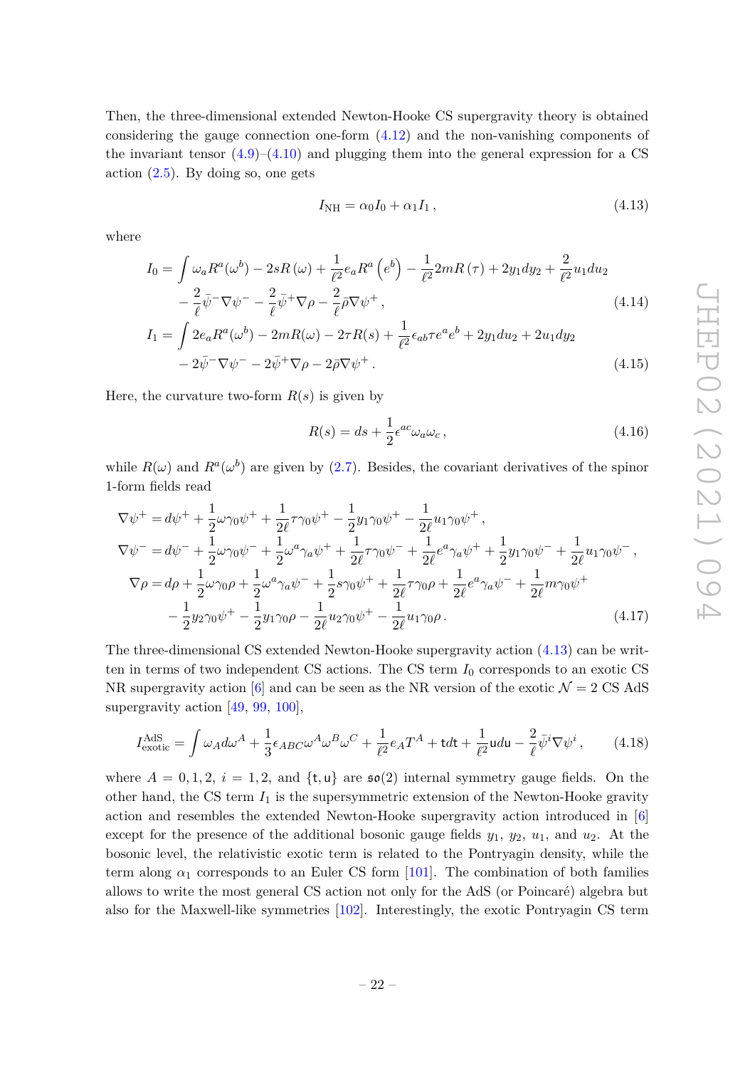Then, the three-dimensional extended Newton-Hooke CS supergravity theory is obtained considering the gauge connection one-form (4.12) and the non-vanishing components of the invariant tensor (4.9)–(4.10) and plugging them into the general expression for a CS action (2.5). By doing so, one gets

$$I_{\mathrm{NH}} = \alpha_0 I_0 + \alpha_1 I_1 \,, \tag{4.13}$$

where

$$\begin{aligned}
I_0 = \int & \omega_a R^a(\omega^b) - 2sR(\omega) + \frac{1}{\ell^2} e_a R^a\left(e^b\right) - \frac{1}{\ell^2} 2mR(\tau) + 2y_1 dy_2 + \frac{2}{\ell^2} u_1 du_2 \\
& - \frac{2}{\ell} \bar{\psi}^- \nabla \psi^- - \frac{2}{\ell} \bar{\psi}^+ \nabla \rho - \frac{2}{\ell} \bar{\rho} \nabla \psi^+ \,,
\end{aligned} \tag{4.14}$$

$$\begin{aligned}
I_1 = \int & 2e_a R^a(\omega^b) - 2mR(\omega) - 2\tau R(s) + \frac{1}{\ell^2} \epsilon_{ab} \tau e^a e^b + 2y_1 du_2 + 2u_1 dy_2 \\
& - 2\bar{\psi}^- \nabla \psi^- - 2\bar{\psi}^+ \nabla \rho - 2\bar{\rho} \nabla \psi^+ \,.
\end{aligned} \tag{4.15}$$

Here, the curvature two-form $R(s)$ is given by

$$R(s) = ds + \frac{1}{2} \epsilon^{ac} \omega_a \omega_c \,, \tag{4.16}$$

while $R(\omega)$ and $R^a(\omega^b)$ are given by (2.7). Besides, the covariant derivatives of the spinor 1-form fields read

$$\begin{aligned}
\nabla \psi^+ &= d\psi^+ + \frac{1}{2} \omega \gamma_0 \psi^+ + \frac{1}{2\ell} \tau \gamma_0 \psi^+ - \frac{1}{2} y_1 \gamma_0 \psi^+ - \frac{1}{2\ell} u_1 \gamma_0 \psi^+ \,, \\
\nabla \psi^- &= d\psi^- + \frac{1}{2} \omega \gamma_0 \psi^- + \frac{1}{2} \omega^a \gamma_a \psi^+ + \frac{1}{2\ell} \tau \gamma_0 \psi^- + \frac{1}{2\ell} e^a \gamma_a \psi^+ + \frac{1}{2} y_1 \gamma_0 \psi^- + \frac{1}{2\ell} u_1 \gamma_0 \psi^- \,, \\
\nabla \rho &= d\rho + \frac{1}{2} \omega \gamma_0 \rho + \frac{1}{2} \omega^a \gamma_a \psi^- + \frac{1}{2} s \gamma_0 \psi^+ + \frac{1}{2\ell} \tau \gamma_0 \rho + \frac{1}{2\ell} e^a \gamma_a \psi^- + \frac{1}{2\ell} m \gamma_0 \psi^+ \\
&\quad - \frac{1}{2} y_2 \gamma_0 \psi^+ - \frac{1}{2} y_1 \gamma_0 \rho - \frac{1}{2\ell} u_2 \gamma_0 \psi^+ - \frac{1}{2\ell} u_1 \gamma_0 \rho \,.
\end{aligned} \tag{4.17}$$

The three-dimensional CS extended Newton-Hooke supergravity action (4.13) can be written in terms of two independent CS actions. The CS term $I_0$ corresponds to an exotic CS NR supergravity action [6] and can be seen as the NR version of the exotic $\mathcal{N} = 2$ CS AdS supergravity action [49, 99, 100],

$$I_{\mathrm{exotic}}^{\mathrm{AdS}} = \int \omega_A d\omega^A + \frac{1}{3} \epsilon_{ABC} \omega^A \omega^B \omega^C + \frac{1}{\ell^2} e_A T^A + \mathsf{t} d\mathsf{t} + \frac{1}{\ell^2} \mathsf{u} d\mathsf{u} - \frac{2}{\ell} \bar{\psi}^i \nabla \psi^i \,, \tag{4.18}$$

where $A = 0, 1, 2$, $i = 1, 2$, and $\{\mathsf{t}, \mathsf{u}\}$ are $\mathfrak{so}(2)$ internal symmetry gauge fields. On the other hand, the CS term $I_1$ is the supersymmetric extension of the Newton-Hooke gravity action and resembles the extended Newton-Hooke supergravity action introduced in [6] except for the presence of the additional bosonic gauge fields $y_1$, $y_2$, $u_1$, and $u_2$. At the bosonic level, the relativistic exotic term is related to the Pontryagin density, while the term along $\alpha_1$ corresponds to an Euler CS form [101]. The combination of both families allows to write the most general CS action not only for the AdS (or Poincaré) algebra but also for the Maxwell-like symmetries [102]. Interestingly, the exotic Pontryagin CS term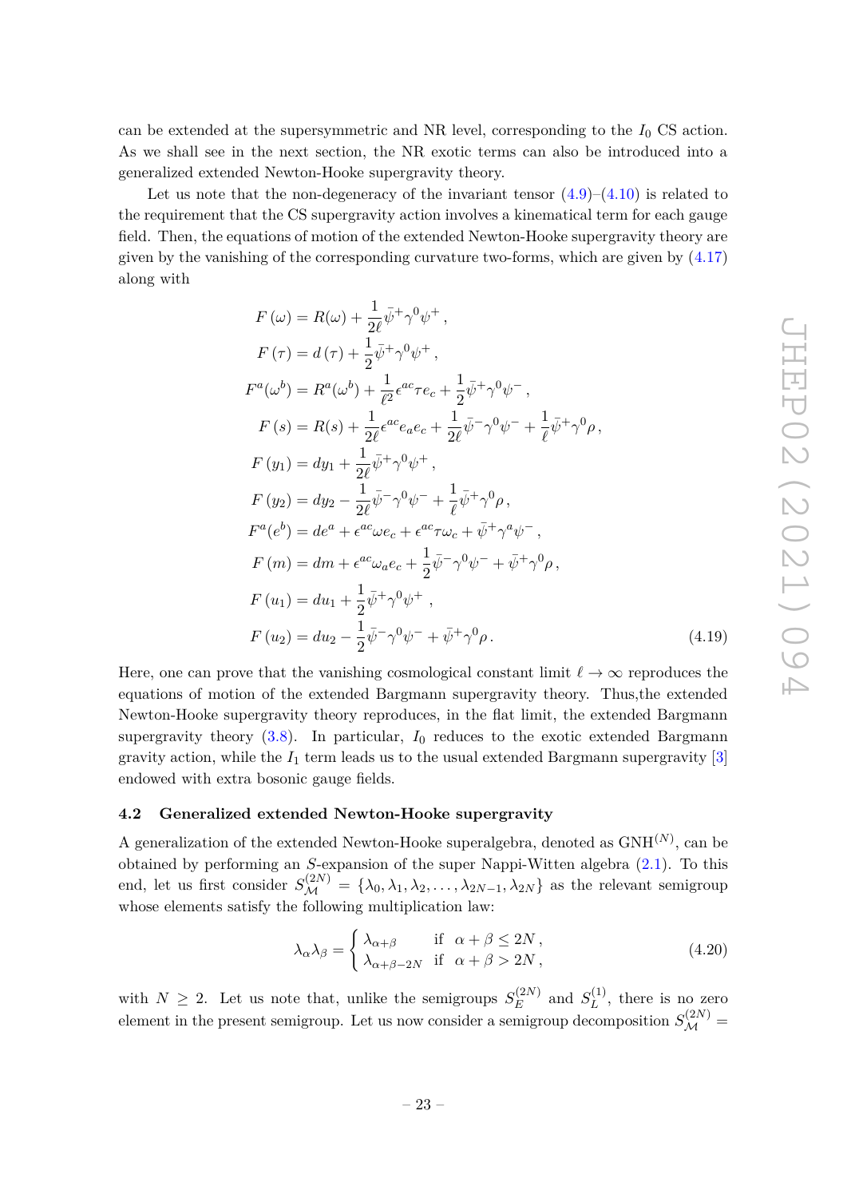can be extended at the supersymmetric and NR level, corresponding to the $I_0$ CS action. As we shall see in the next section, the NR exotic terms can also be introduced into a generalized extended Newton-Hooke supergravity theory.

Let us note that the non-degeneracy of the invariant tensor (4.9)–(4.10) is related to the requirement that the CS supergravity action involves a kinematical term for each gauge field. Then, the equations of motion of the extended Newton-Hooke supergravity theory are given by the vanishing of the corresponding curvature two-forms, which are given by (4.17) along with

$$
\begin{aligned}
F(\omega) &= R(\omega) + \frac{1}{2\ell}\bar{\psi}^{+}\gamma^{0}\psi^{+}\,, \\
F(\tau) &= d(\tau) + \frac{1}{2}\bar{\psi}^{+}\gamma^{0}\psi^{+}\,, \\
F^{a}(\omega^{b}) &= R^{a}(\omega^{b}) + \frac{1}{\ell^{2}}\epsilon^{ac}\tau e_{c} + \frac{1}{2}\bar{\psi}^{+}\gamma^{0}\psi^{-}\,, \\
F(s) &= R(s) + \frac{1}{2\ell}\epsilon^{ac}e_{a}e_{c} + \frac{1}{2\ell}\bar{\psi}^{-}\gamma^{0}\psi^{-} + \frac{1}{\ell}\bar{\psi}^{+}\gamma^{0}\rho\,, \\
F(y_{1}) &= dy_{1} + \frac{1}{2\ell}\bar{\psi}^{+}\gamma^{0}\psi^{+}\,, \\
F(y_{2}) &= dy_{2} - \frac{1}{2\ell}\bar{\psi}^{-}\gamma^{0}\psi^{-} + \frac{1}{\ell}\bar{\psi}^{+}\gamma^{0}\rho\,, \\
F^{a}(e^{b}) &= de^{a} + \epsilon^{ac}\omega e_{c} + \epsilon^{ac}\tau\omega_{c} + \bar{\psi}^{+}\gamma^{a}\psi^{-}\,, \\
F(m) &= dm + \epsilon^{ac}\omega_{a}e_{c} + \frac{1}{2}\bar{\psi}^{-}\gamma^{0}\psi^{-} + \bar{\psi}^{+}\gamma^{0}\rho\,, \\
F(u_{1}) &= du_{1} + \frac{1}{2}\bar{\psi}^{+}\gamma^{0}\psi^{+}\,, \\
F(u_{2}) &= du_{2} - \frac{1}{2}\bar{\psi}^{-}\gamma^{0}\psi^{-} + \bar{\psi}^{+}\gamma^{0}\rho\,.
\end{aligned}
\tag{4.19}
$$

Here, one can prove that the vanishing cosmological constant limit $\ell \to \infty$ reproduces the equations of motion of the extended Bargmann supergravity theory. Thus,the extended Newton-Hooke supergravity theory reproduces, in the flat limit, the extended Bargmann supergravity theory (3.8). In particular, $I_0$ reduces to the exotic extended Bargmann gravity action, while the $I_1$ term leads us to the usual extended Bargmann supergravity [3] endowed with extra bosonic gauge fields.

### 4.2 Generalized extended Newton-Hooke supergravity

A generalization of the extended Newton-Hooke superalgebra, denoted as $\mathrm{GNH}^{(N)}$, can be obtained by performing an $S$-expansion of the super Nappi-Witten algebra (2.1). To this end, let us first consider $S_{\mathcal{M}}^{(2N)} = \{\lambda_0, \lambda_1, \lambda_2, \ldots, \lambda_{2N-1}, \lambda_{2N}\}$ as the relevant semigroup whose elements satisfy the following multiplication law:

$$
\lambda_{\alpha}\lambda_{\beta} = \begin{cases} \lambda_{\alpha+\beta} & \text{if} \quad \alpha+\beta \leq 2N\,, \\ \lambda_{\alpha+\beta-2N} & \text{if} \quad \alpha+\beta > 2N\,, \end{cases}
\tag{4.20}
$$

with $N \geq 2$. Let us note that, unlike the semigroups $S_{E}^{(2N)}$ and $S_{L}^{(1)}$, there is no zero element in the present semigroup. Let us now consider a semigroup decomposition $S_{\mathcal{M}}^{(2N)} =$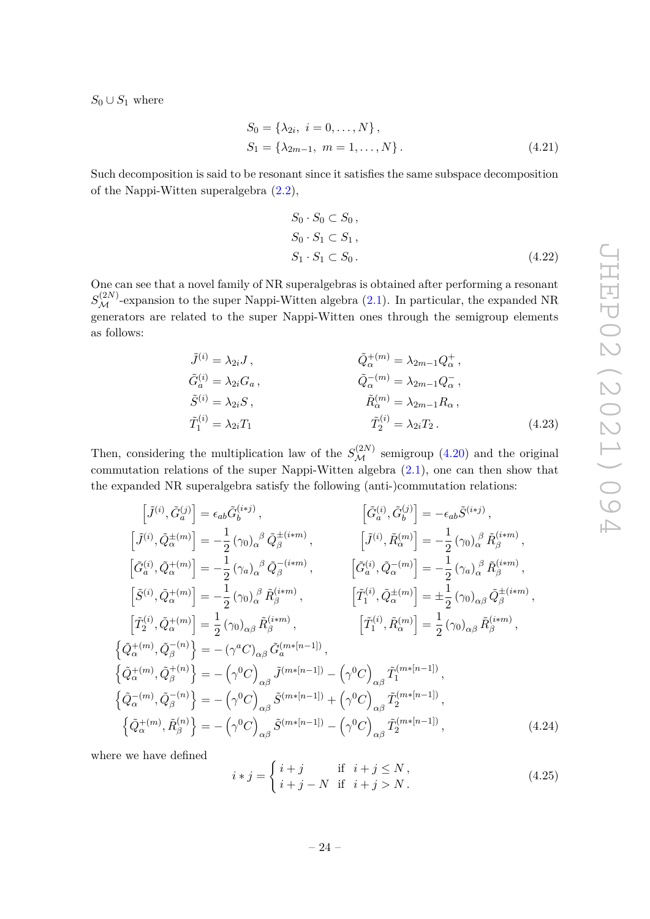$S_0 \cup S_1$ where

$$
\begin{aligned}
S_0 &= \{\lambda_{2i},\ i = 0, \dots, N\}\,, \\
S_1 &= \{\lambda_{2m-1},\ m = 1, \dots, N\}\,.
\end{aligned}
\tag{4.21}
$$

Such decomposition is said to be resonant since it satisfies the same subspace decomposition of the Nappi-Witten superalgebra (2.2),

$$
\begin{aligned}
S_0 \cdot S_0 &\subset S_0\,, \\
S_0 \cdot S_1 &\subset S_1\,, \\
S_1 \cdot S_1 &\subset S_0\,.
\end{aligned}
\tag{4.22}
$$

One can see that a novel family of NR superalgebras is obtained after performing a resonant $S_{\mathcal{M}}^{(2N)}$-expansion to the super Nappi-Witten algebra (2.1). In particular, the expanded NR generators are related to the super Nappi-Witten ones through the semigroup elements as follows:

$$
\begin{aligned}
\tilde{J}^{(i)} &= \lambda_{2i} J\,, & \tilde{Q}_{\alpha}^{+(m)} &= \lambda_{2m-1} Q_{\alpha}^{+}\,, \\
\tilde{G}_{a}^{(i)} &= \lambda_{2i} G_a\,, & \tilde{Q}_{\alpha}^{-(m)} &= \lambda_{2m-1} Q_{\alpha}^{-}\,, \\
\tilde{S}^{(i)} &= \lambda_{2i} S\,, & \tilde{R}_{\alpha}^{(m)} &= \lambda_{2m-1} R_{\alpha}\,, \\
\tilde{T}_1^{(i)} &= \lambda_{2i} T_1 & \tilde{T}_2^{(i)} &= \lambda_{2i} T_2\,.
\end{aligned}
\tag{4.23}
$$

Then, considering the multiplication law of the $S_{\mathcal{M}}^{(2N)}$ semigroup (4.20) and the original commutation relations of the super Nappi-Witten algebra (2.1), one can then show that the expanded NR superalgebra satisfy the following (anti-)commutation relations:

$$
\begin{aligned}
\left[\tilde{J}^{(i)}, \tilde{G}_a^{(j)}\right] &= \epsilon_{ab} \tilde{G}_b^{(i*j)}\,, & \left[\tilde{G}_a^{(i)}, \tilde{G}_b^{(j)}\right] &= -\epsilon_{ab} \tilde{S}^{(i*j)}\,, \\
\left[\tilde{J}^{(i)}, \tilde{Q}_{\alpha}^{\pm(m)}\right] &= -\frac{1}{2} \left(\gamma_0\right)_{\alpha}^{\ \beta} \tilde{Q}_{\beta}^{\pm(i*m)}\,, & \left[\tilde{J}^{(i)}, \tilde{R}_{\alpha}^{(m)}\right] &= -\frac{1}{2} \left(\gamma_0\right)_{\alpha}^{\ \beta} \tilde{R}_{\beta}^{(i*m)}\,, \\
\left[\tilde{G}_a^{(i)}, \tilde{Q}_{\alpha}^{+(m)}\right] &= -\frac{1}{2} \left(\gamma_a\right)_{\alpha}^{\ \beta} \tilde{Q}_{\beta}^{-(i*m)}\,, & \left[\tilde{G}_a^{(i)}, \tilde{Q}_{\alpha}^{-(m)}\right] &= -\frac{1}{2} \left(\gamma_a\right)_{\alpha}^{\ \beta} \tilde{R}_{\beta}^{(i*m)}\,, \\
\left[\tilde{S}^{(i)}, \tilde{Q}_{\alpha}^{+(m)}\right] &= -\frac{1}{2} \left(\gamma_0\right)_{\alpha}^{\ \beta} \tilde{R}_{\beta}^{(i*m)}\,, & \left[\tilde{T}_1^{(i)}, \tilde{Q}_{\alpha}^{\pm(m)}\right] &= \pm\frac{1}{2} \left(\gamma_0\right)_{\alpha\beta} \tilde{Q}_{\beta}^{\pm(i*m)}\,, \\
\left[\tilde{T}_2^{(i)}, \tilde{Q}_{\alpha}^{+(m)}\right] &= \frac{1}{2} \left(\gamma_0\right)_{\alpha\beta} \tilde{R}_{\beta}^{(i*m)}\,, & \left[\tilde{T}_1^{(i)}, \tilde{R}_{\alpha}^{(m)}\right] &= \frac{1}{2} \left(\gamma_0\right)_{\alpha\beta} \tilde{R}_{\beta}^{(i*m)}\,, \\
\left\{\tilde{Q}_{\alpha}^{+(m)}, \tilde{Q}_{\beta}^{-(n)}\right\} &= -\left(\gamma^a C\right)_{\alpha\beta} \tilde{G}_a^{(m*[n-1])}\,, \\
\left\{\tilde{Q}_{\alpha}^{+(m)}, \tilde{Q}_{\beta}^{+(n)}\right\} &= -\left(\gamma^0 C\right)_{\alpha\beta} \tilde{J}^{(m*[n-1])} - \left(\gamma^0 C\right)_{\alpha\beta} \tilde{T}_1^{(m*[n-1])}\,, \\
\left\{\tilde{Q}_{\alpha}^{-(m)}, \tilde{Q}_{\beta}^{-(n)}\right\} &= -\left(\gamma^0 C\right)_{\alpha\beta} \tilde{S}^{(m*[n-1])} + \left(\gamma^0 C\right)_{\alpha\beta} \tilde{T}_2^{(m*[n-1])}\,, \\
\left\{\tilde{Q}_{\alpha}^{+(m)}, \tilde{R}_{\beta}^{(n)}\right\} &= -\left(\gamma^0 C\right)_{\alpha\beta} \tilde{S}^{(m*[n-1])} - \left(\gamma^0 C\right)_{\alpha\beta} \tilde{T}_2^{(m*[n-1])}\,,
\end{aligned}
\tag{4.24}
$$

where we have defined

$$
i * j = \begin{cases} i + j & \text{if } \ i + j \leq N\,, \\ i + j - N & \text{if } \ i + j > N\,. \end{cases}
\tag{4.25}
$$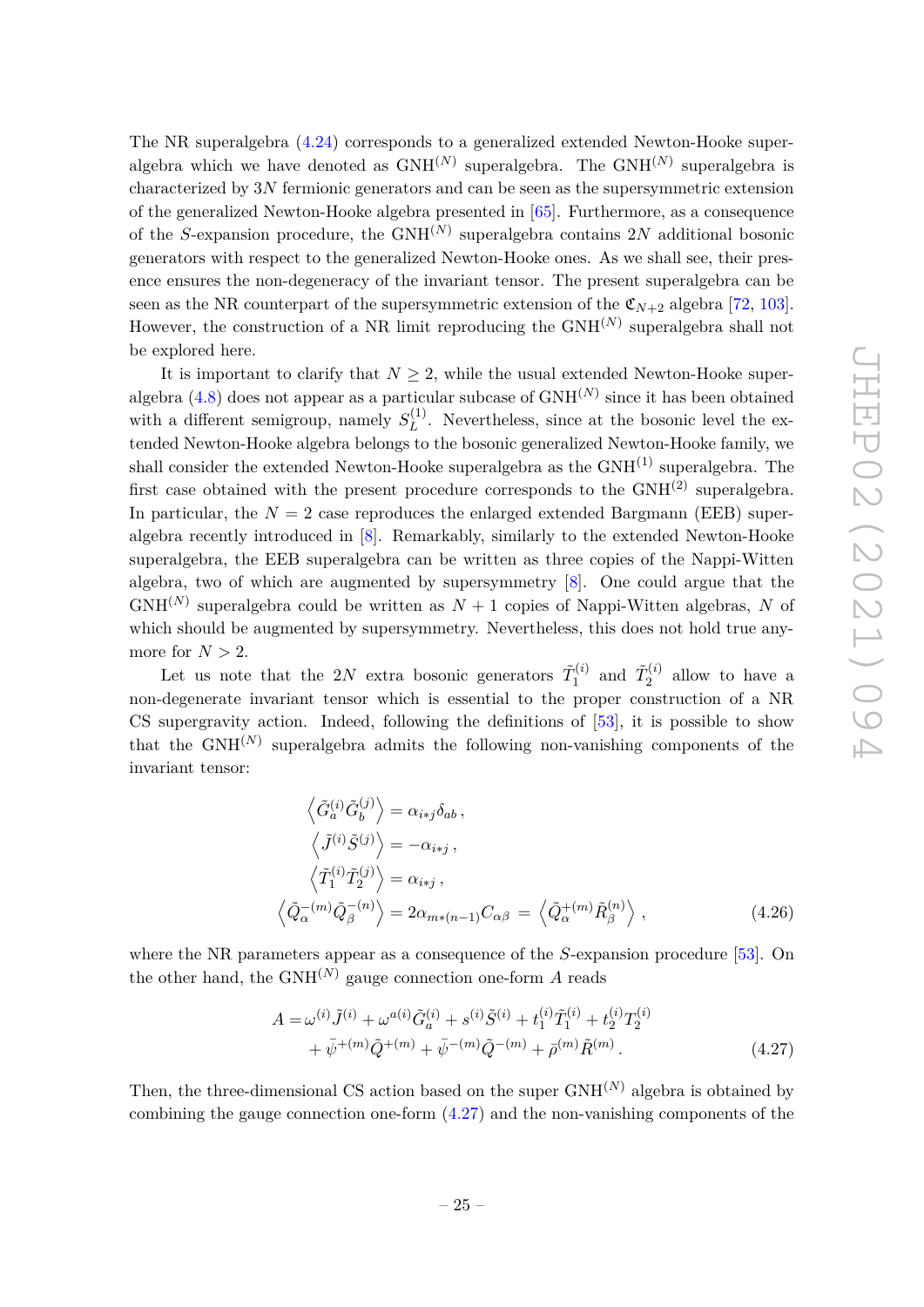The NR superalgebra (4.24) corresponds to a generalized extended Newton-Hooke superalgebra which we have denoted as $\text{GNH}^{(N)}$ superalgebra. The $\text{GNH}^{(N)}$ superalgebra is characterized by $3N$ fermionic generators and can be seen as the supersymmetric extension of the generalized Newton-Hooke algebra presented in [65]. Furthermore, as a consequence of the $S$-expansion procedure, the $\text{GNH}^{(N)}$ superalgebra contains $2N$ additional bosonic generators with respect to the generalized Newton-Hooke ones. As we shall see, their presence ensures the non-degeneracy of the invariant tensor. The present superalgebra can be seen as the NR counterpart of the supersymmetric extension of the $\mathfrak{C}_{N+2}$ algebra [72, 103]. However, the construction of a NR limit reproducing the $\text{GNH}^{(N)}$ superalgebra shall not be explored here.

It is important to clarify that $N \geq 2$, while the usual extended Newton-Hooke superalgebra (4.8) does not appear as a particular subcase of $\text{GNH}^{(N)}$ since it has been obtained with a different semigroup, namely $S_L^{(1)}$. Nevertheless, since at the bosonic level the extended Newton-Hooke algebra belongs to the bosonic generalized Newton-Hooke family, we shall consider the extended Newton-Hooke superalgebra as the $\text{GNH}^{(1)}$ superalgebra. The first case obtained with the present procedure corresponds to the $\text{GNH}^{(2)}$ superalgebra. In particular, the $N = 2$ case reproduces the enlarged extended Bargmann (EEB) superalgebra recently introduced in [8]. Remarkably, similarly to the extended Newton-Hooke superalgebra, the EEB superalgebra can be written as three copies of the Nappi-Witten algebra, two of which are augmented by supersymmetry [8]. One could argue that the $\text{GNH}^{(N)}$ superalgebra could be written as $N+1$ copies of Nappi-Witten algebras, $N$ of which should be augmented by supersymmetry. Nevertheless, this does not hold true anymore for $N > 2$.

Let us note that the $2N$ extra bosonic generators $\tilde{T}_1^{(i)}$ and $\tilde{T}_2^{(i)}$ allow to have a non-degenerate invariant tensor which is essential to the proper construction of a NR CS supergravity action. Indeed, following the definitions of [53], it is possible to show that the $\text{GNH}^{(N)}$ superalgebra admits the following non-vanishing components of the invariant tensor:

$$
\begin{aligned}
\left\langle \tilde{G}_a^{(i)} \tilde{G}_b^{(j)} \right\rangle &= \alpha_{i*j} \delta_{ab} \,, \\
\left\langle \tilde{J}^{(i)} \tilde{S}^{(j)} \right\rangle &= -\alpha_{i*j} \,, \\
\left\langle \tilde{T}_1^{(i)} \tilde{T}_2^{(j)} \right\rangle &= \alpha_{i*j} \,, \\
\left\langle \tilde{Q}_\alpha^{-(m)} \tilde{Q}_\beta^{-(n)} \right\rangle &= 2\alpha_{m*(n-1)} C_{\alpha\beta} \;=\; \left\langle \tilde{Q}_\alpha^{+(m)} \tilde{R}_\beta^{(n)} \right\rangle \,,
\end{aligned}
\tag{4.26}
$$

where the NR parameters appear as a consequence of the $S$-expansion procedure [53]. On the other hand, the $\text{GNH}^{(N)}$ gauge connection one-form $A$ reads

$$
\begin{aligned}
A = {}& \omega^{(i)} \tilde{J}^{(i)} + \omega^{a(i)} \tilde{G}_a^{(i)} + s^{(i)} \tilde{S}^{(i)} + t_1^{(i)} \tilde{T}_1^{(i)} + t_2^{(i)} T_2^{(i)} \\
& + \bar{\psi}^{+(m)} \tilde{Q}^{+(m)} + \bar{\psi}^{-(m)} \tilde{Q}^{-(m)} + \bar{\rho}^{(m)} \tilde{R}^{(m)} \,.
\end{aligned}
\tag{4.27}
$$

Then, the three-dimensional CS action based on the super $\text{GNH}^{(N)}$ algebra is obtained by combining the gauge connection one-form (4.27) and the non-vanishing components of the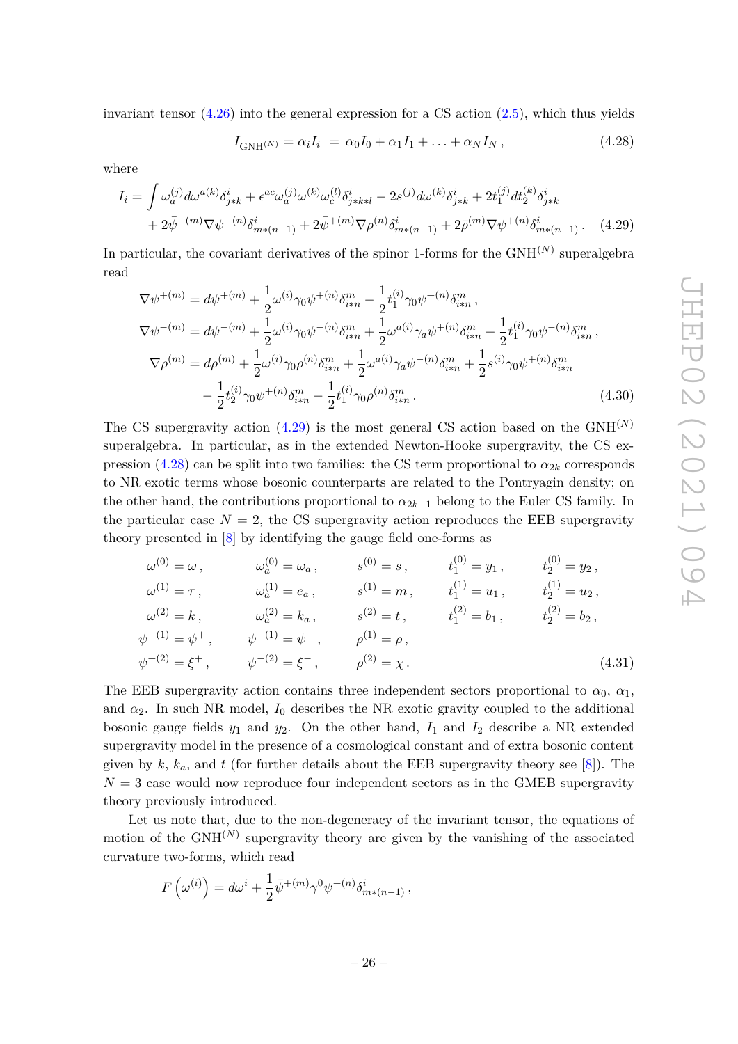invariant tensor (4.26) into the general expression for a CS action (2.5), which thus yields

$$I_{\mathrm{GNH}^{(N)}} = \alpha_i I_i \; = \alpha_0 I_0 + \alpha_1 I_1 + \ldots + \alpha_N I_N \,, \tag{4.28}$$

where

$$\begin{aligned} I_i = \int & \omega_a^{(j)} d\omega^{a(k)} \delta^i_{j*k} + \epsilon^{ac} \omega_a^{(j)} \omega^{(k)} \omega_c^{(l)} \delta^i_{j*k*l} - 2 s^{(j)} d\omega^{(k)} \delta^i_{j*k} + 2 t_1^{(j)} dt_2^{(k)} \delta^i_{j*k} \\ & + 2 \bar{\psi}^{-(m)} \nabla \psi^{-(n)} \delta^i_{m*(n-1)} + 2 \bar{\psi}^{+(m)} \nabla \rho^{(n)} \delta^i_{m*(n-1)} + 2 \bar{\rho}^{(m)} \nabla \psi^{+(n)} \delta^i_{m*(n-1)} \,. \end{aligned} \tag{4.29}$$

In particular, the covariant derivatives of the spinor 1-forms for the $\mathrm{GNH}^{(N)}$ superalgebra read

$$\begin{aligned} \nabla \psi^{+(m)} &= d\psi^{+(m)} + \frac{1}{2} \omega^{(i)} \gamma_0 \psi^{+(n)} \delta^m_{i*n} - \frac{1}{2} t_1^{(i)} \gamma_0 \psi^{+(n)} \delta^m_{i*n} \,, \\ \nabla \psi^{-(m)} &= d\psi^{-(m)} + \frac{1}{2} \omega^{(i)} \gamma_0 \psi^{-(n)} \delta^m_{i*n} + \frac{1}{2} \omega^{a(i)} \gamma_a \psi^{+(n)} \delta^m_{i*n} + \frac{1}{2} t_1^{(i)} \gamma_0 \psi^{-(n)} \delta^m_{i*n} \,, \\ \nabla \rho^{(m)} &= d\rho^{(m)} + \frac{1}{2} \omega^{(i)} \gamma_0 \rho^{(n)} \delta^m_{i*n} + \frac{1}{2} \omega^{a(i)} \gamma_a \psi^{-(n)} \delta^m_{i*n} + \frac{1}{2} s^{(i)} \gamma_0 \psi^{+(n)} \delta^m_{i*n} \\ & \quad - \frac{1}{2} t_2^{(i)} \gamma_0 \psi^{+(n)} \delta^m_{i*n} - \frac{1}{2} t_1^{(i)} \gamma_0 \rho^{(n)} \delta^m_{i*n} \,. \end{aligned} \tag{4.30}$$

The CS supergravity action (4.29) is the most general CS action based on the $\mathrm{GNH}^{(N)}$ superalgebra. In particular, as in the extended Newton-Hooke supergravity, the CS expression (4.28) can be split into two families: the CS term proportional to $\alpha_{2k}$ corresponds to NR exotic terms whose bosonic counterparts are related to the Pontryagin density; on the other hand, the contributions proportional to $\alpha_{2k+1}$ belong to the Euler CS family. In the particular case $N=2$, the CS supergravity action reproduces the EEB supergravity theory presented in [8] by identifying the gauge field one-forms as

$$\begin{aligned} &\omega^{(0)} = \omega \,, && \omega_a^{(0)} = \omega_a \,, && s^{(0)} = s \,, && t_1^{(0)} = y_1 \,, && t_2^{(0)} = y_2 \,, \\ &\omega^{(1)} = \tau \,, && \omega_a^{(1)} = e_a \,, && s^{(1)} = m \,, && t_1^{(1)} = u_1 \,, && t_2^{(1)} = u_2 \,, \\ &\omega^{(2)} = k \,, && \omega_a^{(2)} = k_a \,, && s^{(2)} = t \,, && t_1^{(2)} = b_1 \,, && t_2^{(2)} = b_2 \,, \\ &\psi^{+(1)} = \psi^+ \,, && \psi^{-(1)} = \psi^- \,, && \rho^{(1)} = \rho \,, && && \\ &\psi^{+(2)} = \xi^+ \,, && \psi^{-(2)} = \xi^- \,, && \rho^{(2)} = \chi \,. && && \end{aligned} \tag{4.31}$$

The EEB supergravity action contains three independent sectors proportional to $\alpha_0$, $\alpha_1$, and $\alpha_2$. In such NR model, $I_0$ describes the NR exotic gravity coupled to the additional bosonic gauge fields $y_1$ and $y_2$. On the other hand, $I_1$ and $I_2$ describe a NR extended supergravity model in the presence of a cosmological constant and of extra bosonic content given by $k$, $k_a$, and $t$ (for further details about the EEB supergravity theory see [8]). The $N=3$ case would now reproduce four independent sectors as in the GMEB supergravity theory previously introduced.

Let us note that, due to the non-degeneracy of the invariant tensor, the equations of motion of the $\mathrm{GNH}^{(N)}$ supergravity theory are given by the vanishing of the associated curvature two-forms, which read

$$F\left(\omega^{(i)}\right) = d\omega^i + \frac{1}{2} \bar{\psi}^{+(m)} \gamma^0 \psi^{+(n)} \delta^i_{m*(n-1)} \,,$$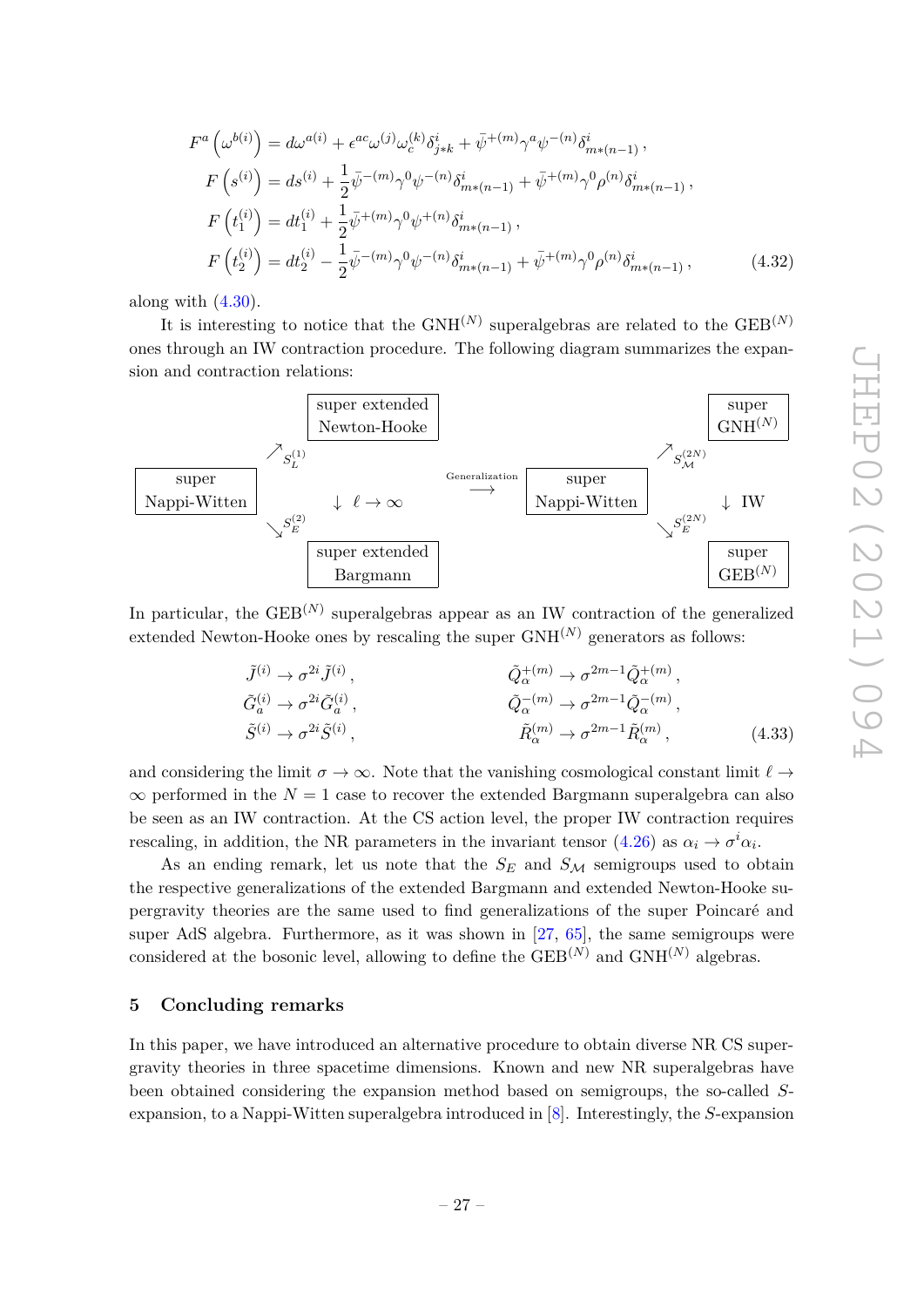$$
\begin{aligned}
F^{a}\left(\omega^{b(i)}\right) &= d\omega^{a(i)} + \epsilon^{ac}\omega^{(j)}\omega_{c}^{(k)}\delta_{j*k}^{i} + \bar{\psi}^{+(m)}\gamma^{a}\psi^{-(n)}\delta_{m*(n-1)}^{i}\,,\\
F\left(s^{(i)}\right) &= ds^{(i)} + \frac{1}{2}\bar{\psi}^{-(m)}\gamma^{0}\psi^{-(n)}\delta_{m*(n-1)}^{i} + \bar{\psi}^{+(m)}\gamma^{0}\rho^{(n)}\delta_{m*(n-1)}^{i}\,,\\
F\left(t_{1}^{(i)}\right) &= dt_{1}^{(i)} + \frac{1}{2}\bar{\psi}^{+(m)}\gamma^{0}\psi^{+(n)}\delta_{m*(n-1)}^{i}\,,\\
F\left(t_{2}^{(i)}\right) &= dt_{2}^{(i)} - \frac{1}{2}\bar{\psi}^{-(m)}\gamma^{0}\psi^{-(n)}\delta_{m*(n-1)}^{i} + \bar{\psi}^{+(m)}\gamma^{0}\rho^{(n)}\delta_{m*(n-1)}^{i}\,,
\end{aligned}
\tag{4.32}
$$

along with (4.30).

It is interesting to notice that the $\text{GNH}^{(N)}$ superalgebras are related to the $\text{GEB}^{(N)}$ ones through an IW contraction procedure. The following diagram summarizes the expansion and contraction relations:

$$
\begin{array}{ccccccc}
 & \nearrow_{S_L^{(1)}} & \boxed{\text{super extended Newton-Hooke}} & & & \nearrow_{S_{\mathcal{M}}^{(2N)}} & \boxed{\text{super GNH}^{(N)}}\\
\boxed{\text{super Nappi-Witten}} & & \downarrow\ \ell\to\infty & \xrightarrow{\text{Generalization}} & \boxed{\text{super Nappi-Witten}} & & \downarrow\ \text{IW}\\
 & \searrow_{S_E^{(2)}} & \boxed{\text{super extended Bargmann}} & & & \searrow_{S_E^{(2N)}} & \boxed{\text{super GEB}^{(N)}}
\end{array}
$$

In particular, the $\text{GEB}^{(N)}$ superalgebras appear as an IW contraction of the generalized extended Newton-Hooke ones by rescaling the super $\text{GNH}^{(N)}$ generators as follows:

$$
\begin{aligned}
\tilde{J}^{(i)} &\to \sigma^{2i}\tilde{J}^{(i)}\,, & \tilde{Q}_{\alpha}^{+(m)} &\to \sigma^{2m-1}\tilde{Q}_{\alpha}^{+(m)}\,,\\
\tilde{G}_{a}^{(i)} &\to \sigma^{2i}\tilde{G}_{a}^{(i)}\,, & \tilde{Q}_{\alpha}^{-(m)} &\to \sigma^{2m-1}\tilde{Q}_{\alpha}^{-(m)}\,,\\
\tilde{S}^{(i)} &\to \sigma^{2i}\tilde{S}^{(i)}\,, & \tilde{R}_{\alpha}^{(m)} &\to \sigma^{2m-1}\tilde{R}_{\alpha}^{(m)}\,,
\end{aligned}
\tag{4.33}
$$

and considering the limit $\sigma\to\infty$. Note that the vanishing cosmological constant limit $\ell\to\infty$ performed in the $N=1$ case to recover the extended Bargmann superalgebra can also be seen as an IW contraction. At the CS action level, the proper IW contraction requires rescaling, in addition, the NR parameters in the invariant tensor (4.26) as $\alpha_i\to\sigma^i\alpha_i$.

As an ending remark, let us note that the $S_E$ and $S_{\mathcal{M}}$ semigroups used to obtain the respective generalizations of the extended Bargmann and extended Newton-Hooke supergravity theories are the same used to find generalizations of the super Poincaré and super AdS algebra. Furthermore, as it was shown in [27, 65], the same semigroups were considered at the bosonic level, allowing to define the $\text{GEB}^{(N)}$ and $\text{GNH}^{(N)}$ algebras.

## 5 Concluding remarks

In this paper, we have introduced an alternative procedure to obtain diverse NR CS supergravity theories in three spacetime dimensions. Known and new NR superalgebras have been obtained considering the expansion method based on semigroups, the so-called $S$-expansion, to a Nappi-Witten superalgebra introduced in [8]. Interestingly, the $S$-expansion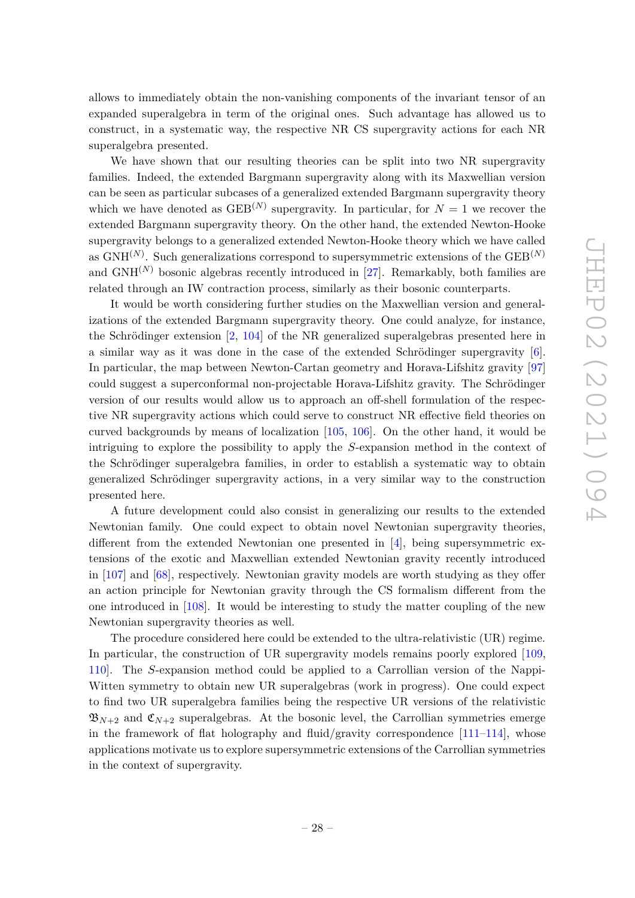allows to immediately obtain the non-vanishing components of the invariant tensor of an expanded superalgebra in term of the original ones. Such advantage has allowed us to construct, in a systematic way, the respective NR CS supergravity actions for each NR superalgebra presented.

We have shown that our resulting theories can be split into two NR supergravity families. Indeed, the extended Bargmann supergravity along with its Maxwellian version can be seen as particular subcases of a generalized extended Bargmann supergravity theory which we have denoted as $\text{GEB}^{(N)}$ supergravity. In particular, for $N = 1$ we recover the extended Bargmann supergravity theory. On the other hand, the extended Newton-Hooke supergravity belongs to a generalized extended Newton-Hooke theory which we have called as $\text{GNH}^{(N)}$. Such generalizations correspond to supersymmetric extensions of the $\text{GEB}^{(N)}$ and $\text{GNH}^{(N)}$ bosonic algebras recently introduced in [27]. Remarkably, both families are related through an IW contraction process, similarly as their bosonic counterparts.

It would be worth considering further studies on the Maxwellian version and generalizations of the extended Bargmann supergravity theory. One could analyze, for instance, the Schrödinger extension [2, 104] of the NR generalized superalgebras presented here in a similar way as it was done in the case of the extended Schrödinger supergravity [6]. In particular, the map between Newton-Cartan geometry and Horava-Lifshitz gravity [97] could suggest a superconformal non-projectable Horava-Lifshitz gravity. The Schrödinger version of our results would allow us to approach an off-shell formulation of the respective NR supergravity actions which could serve to construct NR effective field theories on curved backgrounds by means of localization [105, 106]. On the other hand, it would be intriguing to explore the possibility to apply the $S$-expansion method in the context of the Schrödinger superalgebra families, in order to establish a systematic way to obtain generalized Schrödinger supergravity actions, in a very similar way to the construction presented here.

A future development could also consist in generalizing our results to the extended Newtonian family. One could expect to obtain novel Newtonian supergravity theories, different from the extended Newtonian one presented in [4], being supersymmetric extensions of the exotic and Maxwellian extended Newtonian gravity recently introduced in [107] and [68], respectively. Newtonian gravity models are worth studying as they offer an action principle for Newtonian gravity through the CS formalism different from the one introduced in [108]. It would be interesting to study the matter coupling of the new Newtonian supergravity theories as well.

The procedure considered here could be extended to the ultra-relativistic (UR) regime. In particular, the construction of UR supergravity models remains poorly explored [109, 110]. The $S$-expansion method could be applied to a Carrollian version of the Nappi-Witten symmetry to obtain new UR superalgebras (work in progress). One could expect to find two UR superalgebra families being the respective UR versions of the relativistic $\mathfrak{B}_{N+2}$ and $\mathfrak{C}_{N+2}$ superalgebras. At the bosonic level, the Carrollian symmetries emerge in the framework of flat holography and fluid/gravity correspondence [111–114], whose applications motivate us to explore supersymmetric extensions of the Carrollian symmetries in the context of supergravity.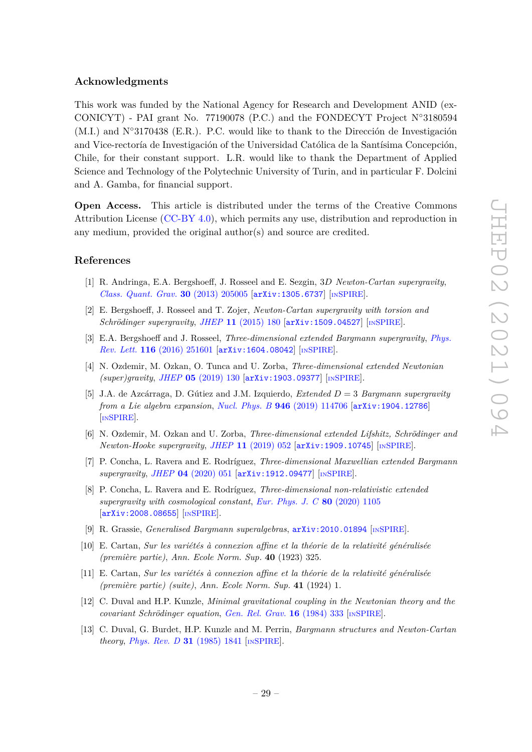## Acknowledgments

This work was funded by the National Agency for Research and Development ANID (ex-CONICYT) - PAI grant No. 77190078 (P.C.) and the FONDECYT Project N°3180594 (M.I.) and N°3170438 (E.R.). P.C. would like to thank to the Dirección de Investigación and Vice-rectoría de Investigación of the Universidad Católica de la Santísima Concepción, Chile, for their constant support. L.R. would like to thank the Department of Applied Science and Technology of the Polytechnic University of Turin, and in particular F. Dolcini and A. Gamba, for financial support.

**Open Access.** This article is distributed under the terms of the Creative Commons Attribution License (CC-BY 4.0), which permits any use, distribution and reproduction in any medium, provided the original author(s) and source are credited.

## References

[1] R. Andringa, E.A. Bergshoeff, J. Rosseel and E. Sezgin, *3D Newton-Cartan supergravity*, *Class. Quant. Grav.* **30** (2013) 205005 [arXiv:1305.6737] [INSPIRE].

[2] E. Bergshoeff, J. Rosseel and T. Zojer, *Newton-Cartan supergravity with torsion and Schrödinger supergravity*, *JHEP* **11** (2015) 180 [arXiv:1509.04527] [INSPIRE].

[3] E.A. Bergshoeff and J. Rosseel, *Three-dimensional extended Bargmann supergravity*, *Phys. Rev. Lett.* **116** (2016) 251601 [arXiv:1604.08042] [INSPIRE].

[4] N. Ozdemir, M. Ozkan, O. Tunca and U. Zorba, *Three-dimensional extended Newtonian (super)gravity*, *JHEP* **05** (2019) 130 [arXiv:1903.09377] [INSPIRE].

[5] J.A. de Azcárraga, D. Gútiez and J.M. Izquierdo, *Extended $D = 3$ Bargmann supergravity from a Lie algebra expansion*, *Nucl. Phys. B* **946** (2019) 114706 [arXiv:1904.12786] [INSPIRE].

[6] N. Ozdemir, M. Ozkan and U. Zorba, *Three-dimensional extended Lifshitz, Schrödinger and Newton-Hooke supergravity*, *JHEP* **11** (2019) 052 [arXiv:1909.10745] [INSPIRE].

[7] P. Concha, L. Ravera and E. Rodríguez, *Three-dimensional Maxwellian extended Bargmann supergravity*, *JHEP* **04** (2020) 051 [arXiv:1912.09477] [INSPIRE].

[8] P. Concha, L. Ravera and E. Rodríguez, *Three-dimensional non-relativistic extended supergravity with cosmological constant*, *Eur. Phys. J. C* **80** (2020) 1105 [arXiv:2008.08655] [INSPIRE].

[9] R. Grassie, *Generalised Bargmann superalgebras*, arXiv:2010.01894 [INSPIRE].

[10] E. Cartan, *Sur les variétés à connexion affine et la théorie de la relativité généralisée (première partie)*, Ann. Ecole Norm. Sup. **40** (1923) 325.

[11] E. Cartan, *Sur les variétés à connexion affine et la théorie de la relativité généralisée (première partie) (suite)*, Ann. Ecole Norm. Sup. **41** (1924) 1.

[12] C. Duval and H.P. Kunzle, *Minimal gravitational coupling in the Newtonian theory and the covariant Schrödinger equation*, *Gen. Rel. Grav.* **16** (1984) 333 [INSPIRE].

[13] C. Duval, G. Burdet, H.P. Kunzle and M. Perrin, *Bargmann structures and Newton-Cartan theory*, *Phys. Rev. D* **31** (1985) 1841 [INSPIRE].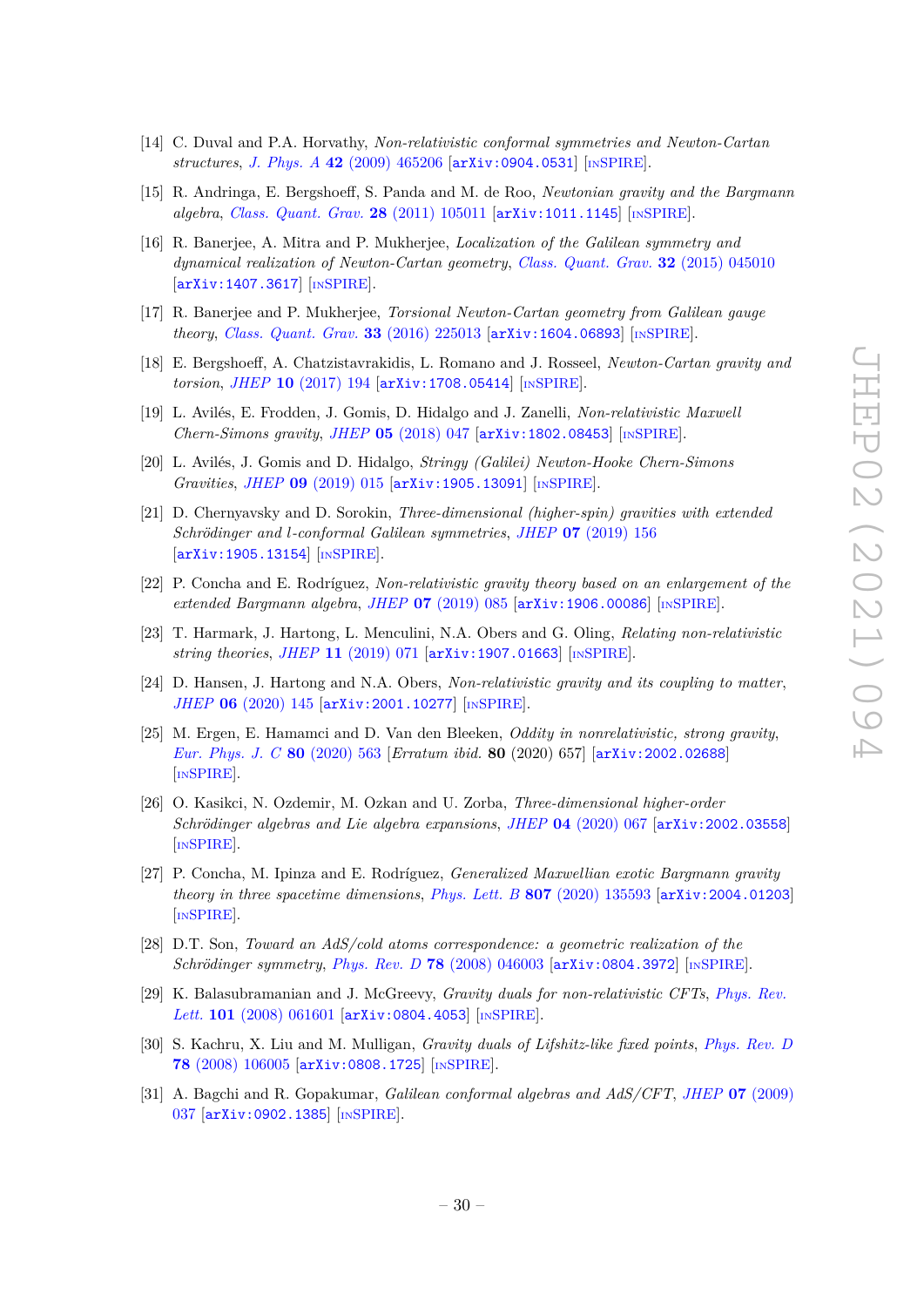[14] C. Duval and P.A. Horvathy, *Non-relativistic conformal symmetries and Newton-Cartan structures*, *J. Phys. A* **42** (2009) 465206 [arXiv:0904.0531] [INSPIRE].

[15] R. Andringa, E. Bergshoeff, S. Panda and M. de Roo, *Newtonian gravity and the Bargmann algebra*, *Class. Quant. Grav.* **28** (2011) 105011 [arXiv:1011.1145] [INSPIRE].

[16] R. Banerjee, A. Mitra and P. Mukherjee, *Localization of the Galilean symmetry and dynamical realization of Newton-Cartan geometry*, *Class. Quant. Grav.* **32** (2015) 045010 [arXiv:1407.3617] [INSPIRE].

[17] R. Banerjee and P. Mukherjee, *Torsional Newton-Cartan geometry from Galilean gauge theory*, *Class. Quant. Grav.* **33** (2016) 225013 [arXiv:1604.06893] [INSPIRE].

[18] E. Bergshoeff, A. Chatzistavrakidis, L. Romano and J. Rosseel, *Newton-Cartan gravity and torsion*, *JHEP* **10** (2017) 194 [arXiv:1708.05414] [INSPIRE].

[19] L. Avilés, E. Frodden, J. Gomis, D. Hidalgo and J. Zanelli, *Non-relativistic Maxwell Chern-Simons gravity*, *JHEP* **05** (2018) 047 [arXiv:1802.08453] [INSPIRE].

[20] L. Avilés, J. Gomis and D. Hidalgo, *Stringy (Galilei) Newton-Hooke Chern-Simons Gravities*, *JHEP* **09** (2019) 015 [arXiv:1905.13091] [INSPIRE].

[21] D. Chernyavsky and D. Sorokin, *Three-dimensional (higher-spin) gravities with extended Schrödinger and l-conformal Galilean symmetries*, *JHEP* **07** (2019) 156 [arXiv:1905.13154] [INSPIRE].

[22] P. Concha and E. Rodríguez, *Non-relativistic gravity theory based on an enlargement of the extended Bargmann algebra*, *JHEP* **07** (2019) 085 [arXiv:1906.00086] [INSPIRE].

[23] T. Harmark, J. Hartong, L. Menculini, N.A. Obers and G. Oling, *Relating non-relativistic string theories*, *JHEP* **11** (2019) 071 [arXiv:1907.01663] [INSPIRE].

[24] D. Hansen, J. Hartong and N.A. Obers, *Non-relativistic gravity and its coupling to matter*, *JHEP* **06** (2020) 145 [arXiv:2001.10277] [INSPIRE].

[25] M. Ergen, E. Hamamci and D. Van den Bleeken, *Oddity in nonrelativistic, strong gravity*, *Eur. Phys. J. C* **80** (2020) 563 [*Erratum ibid.* **80** (2020) 657] [arXiv:2002.02688] [INSPIRE].

[26] O. Kasikci, N. Ozdemir, M. Ozkan and U. Zorba, *Three-dimensional higher-order Schrödinger algebras and Lie algebra expansions*, *JHEP* **04** (2020) 067 [arXiv:2002.03558] [INSPIRE].

[27] P. Concha, M. Ipinza and E. Rodríguez, *Generalized Maxwellian exotic Bargmann gravity theory in three spacetime dimensions*, *Phys. Lett. B* **807** (2020) 135593 [arXiv:2004.01203] [INSPIRE].

[28] D.T. Son, *Toward an AdS/cold atoms correspondence: a geometric realization of the Schrödinger symmetry*, *Phys. Rev. D* **78** (2008) 046003 [arXiv:0804.3972] [INSPIRE].

[29] K. Balasubramanian and J. McGreevy, *Gravity duals for non-relativistic CFTs*, *Phys. Rev. Lett.* **101** (2008) 061601 [arXiv:0804.4053] [INSPIRE].

[30] S. Kachru, X. Liu and M. Mulligan, *Gravity duals of Lifshitz-like fixed points*, *Phys. Rev. D* **78** (2008) 106005 [arXiv:0808.1725] [INSPIRE].

[31] A. Bagchi and R. Gopakumar, *Galilean conformal algebras and AdS/CFT*, *JHEP* **07** (2009) 037 [arXiv:0902.1385] [INSPIRE].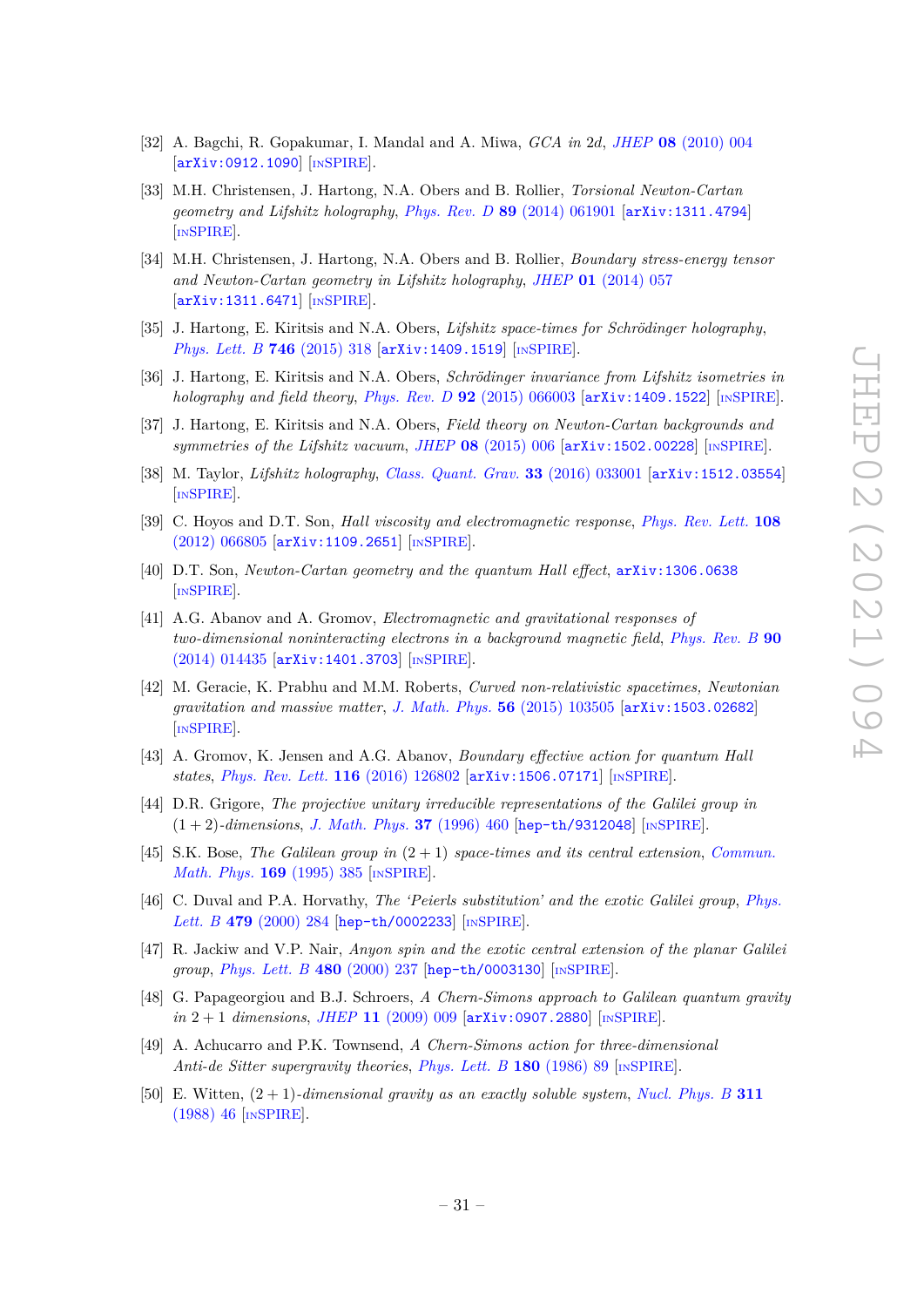[32] A. Bagchi, R. Gopakumar, I. Mandal and A. Miwa, *GCA in 2d*, *JHEP* **08** (2010) 004 [arXiv:0912.1090] [INSPIRE].

[33] M.H. Christensen, J. Hartong, N.A. Obers and B. Rollier, *Torsional Newton-Cartan geometry and Lifshitz holography*, *Phys. Rev. D* **89** (2014) 061901 [arXiv:1311.4794] [INSPIRE].

[34] M.H. Christensen, J. Hartong, N.A. Obers and B. Rollier, *Boundary stress-energy tensor and Newton-Cartan geometry in Lifshitz holography*, *JHEP* **01** (2014) 057 [arXiv:1311.6471] [INSPIRE].

[35] J. Hartong, E. Kiritsis and N.A. Obers, *Lifshitz space-times for Schrödinger holography*, *Phys. Lett. B* **746** (2015) 318 [arXiv:1409.1519] [INSPIRE].

[36] J. Hartong, E. Kiritsis and N.A. Obers, *Schrödinger invariance from Lifshitz isometries in holography and field theory*, *Phys. Rev. D* **92** (2015) 066003 [arXiv:1409.1522] [INSPIRE].

[37] J. Hartong, E. Kiritsis and N.A. Obers, *Field theory on Newton-Cartan backgrounds and symmetries of the Lifshitz vacuum*, *JHEP* **08** (2015) 006 [arXiv:1502.00228] [INSPIRE].

[38] M. Taylor, *Lifshitz holography*, *Class. Quant. Grav.* **33** (2016) 033001 [arXiv:1512.03554] [INSPIRE].

[39] C. Hoyos and D.T. Son, *Hall viscosity and electromagnetic response*, *Phys. Rev. Lett.* **108** (2012) 066805 [arXiv:1109.2651] [INSPIRE].

[40] D.T. Son, *Newton-Cartan geometry and the quantum Hall effect*, arXiv:1306.0638 [INSPIRE].

[41] A.G. Abanov and A. Gromov, *Electromagnetic and gravitational responses of two-dimensional noninteracting electrons in a background magnetic field*, *Phys. Rev. B* **90** (2014) 014435 [arXiv:1401.3703] [INSPIRE].

[42] M. Geracie, K. Prabhu and M.M. Roberts, *Curved non-relativistic spacetimes, Newtonian gravitation and massive matter*, *J. Math. Phys.* **56** (2015) 103505 [arXiv:1503.02682] [INSPIRE].

[43] A. Gromov, K. Jensen and A.G. Abanov, *Boundary effective action for quantum Hall states*, *Phys. Rev. Lett.* **116** (2016) 126802 [arXiv:1506.07171] [INSPIRE].

[44] D.R. Grigore, *The projective unitary irreducible representations of the Galilei group in* $(1+2)$*-dimensions*, *J. Math. Phys.* **37** (1996) 460 [hep-th/9312048] [INSPIRE].

[45] S.K. Bose, *The Galilean group in* $(2+1)$ *space-times and its central extension*, *Commun. Math. Phys.* **169** (1995) 385 [INSPIRE].

[46] C. Duval and P.A. Horvathy, *The 'Peierls substitution' and the exotic Galilei group*, *Phys. Lett. B* **479** (2000) 284 [hep-th/0002233] [INSPIRE].

[47] R. Jackiw and V.P. Nair, *Anyon spin and the exotic central extension of the planar Galilei group*, *Phys. Lett. B* **480** (2000) 237 [hep-th/0003130] [INSPIRE].

[48] G. Papageorgiou and B.J. Schroers, *A Chern-Simons approach to Galilean quantum gravity in* $2+1$ *dimensions*, *JHEP* **11** (2009) 009 [arXiv:0907.2880] [INSPIRE].

[49] A. Achucarro and P.K. Townsend, *A Chern-Simons action for three-dimensional Anti-de Sitter supergravity theories*, *Phys. Lett. B* **180** (1986) 89 [INSPIRE].

[50] E. Witten, $(2+1)$*-dimensional gravity as an exactly soluble system*, *Nucl. Phys. B* **311** (1988) 46 [INSPIRE].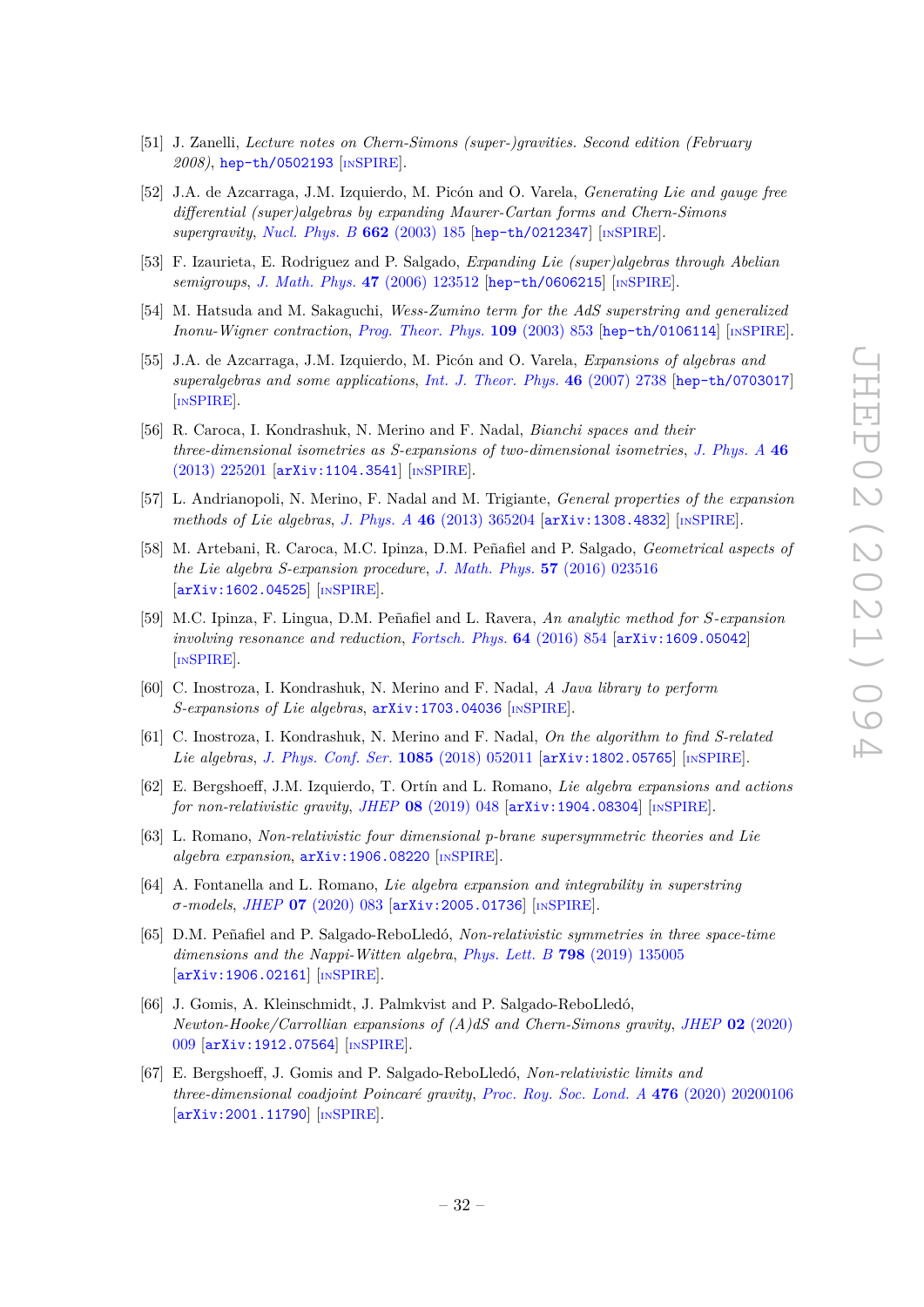[51] J. Zanelli, *Lecture notes on Chern-Simons (super-)gravities. Second edition (February 2008)*, hep-th/0502193 [INSPIRE].

[52] J.A. de Azcarraga, J.M. Izquierdo, M. Picón and O. Varela, *Generating Lie and gauge free differential (super)algebras by expanding Maurer-Cartan forms and Chern-Simons supergravity*, Nucl. Phys. B **662** (2003) 185 [hep-th/0212347] [INSPIRE].

[53] F. Izaurieta, E. Rodriguez and P. Salgado, *Expanding Lie (super)algebras through Abelian semigroups*, J. Math. Phys. **47** (2006) 123512 [hep-th/0606215] [INSPIRE].

[54] M. Hatsuda and M. Sakaguchi, *Wess-Zumino term for the AdS superstring and generalized Inonu-Wigner contraction*, Prog. Theor. Phys. **109** (2003) 853 [hep-th/0106114] [INSPIRE].

[55] J.A. de Azcarraga, J.M. Izquierdo, M. Picón and O. Varela, *Expansions of algebras and superalgebras and some applications*, Int. J. Theor. Phys. **46** (2007) 2738 [hep-th/0703017] [INSPIRE].

[56] R. Caroca, I. Kondrashuk, N. Merino and F. Nadal, *Bianchi spaces and their three-dimensional isometries as S-expansions of two-dimensional isometries*, J. Phys. A **46** (2013) 225201 [arXiv:1104.3541] [INSPIRE].

[57] L. Andrianopoli, N. Merino, F. Nadal and M. Trigiante, *General properties of the expansion methods of Lie algebras*, J. Phys. A **46** (2013) 365204 [arXiv:1308.4832] [INSPIRE].

[58] M. Artebani, R. Caroca, M.C. Ipinza, D.M. Peñafiel and P. Salgado, *Geometrical aspects of the Lie algebra S-expansion procedure*, J. Math. Phys. **57** (2016) 023516 [arXiv:1602.04525] [INSPIRE].

[59] M.C. Ipinza, F. Lingua, D.M. Peñafiel and L. Ravera, *An analytic method for S-expansion involving resonance and reduction*, Fortsch. Phys. **64** (2016) 854 [arXiv:1609.05042] [INSPIRE].

[60] C. Inostroza, I. Kondrashuk, N. Merino and F. Nadal, *A Java library to perform S-expansions of Lie algebras*, arXiv:1703.04036 [INSPIRE].

[61] C. Inostroza, I. Kondrashuk, N. Merino and F. Nadal, *On the algorithm to find S-related Lie algebras*, J. Phys. Conf. Ser. **1085** (2018) 052011 [arXiv:1802.05765] [INSPIRE].

[62] E. Bergshoeff, J.M. Izquierdo, T. Ortín and L. Romano, *Lie algebra expansions and actions for non-relativistic gravity*, JHEP **08** (2019) 048 [arXiv:1904.08304] [INSPIRE].

[63] L. Romano, *Non-relativistic four dimensional p-brane supersymmetric theories and Lie algebra expansion*, arXiv:1906.08220 [INSPIRE].

[64] A. Fontanella and L. Romano, *Lie algebra expansion and integrability in superstring σ-models*, JHEP **07** (2020) 083 [arXiv:2005.01736] [INSPIRE].

[65] D.M. Peñafiel and P. Salgado-ReboLledó, *Non-relativistic symmetries in three space-time dimensions and the Nappi-Witten algebra*, Phys. Lett. B **798** (2019) 135005 [arXiv:1906.02161] [INSPIRE].

[66] J. Gomis, A. Kleinschmidt, J. Palmkvist and P. Salgado-ReboLledó, *Newton-Hooke/Carrollian expansions of (A)dS and Chern-Simons gravity*, JHEP **02** (2020) 009 [arXiv:1912.07564] [INSPIRE].

[67] E. Bergshoeff, J. Gomis and P. Salgado-ReboLledó, *Non-relativistic limits and three-dimensional coadjoint Poincaré gravity*, Proc. Roy. Soc. Lond. A **476** (2020) 20200106 [arXiv:2001.11790] [INSPIRE].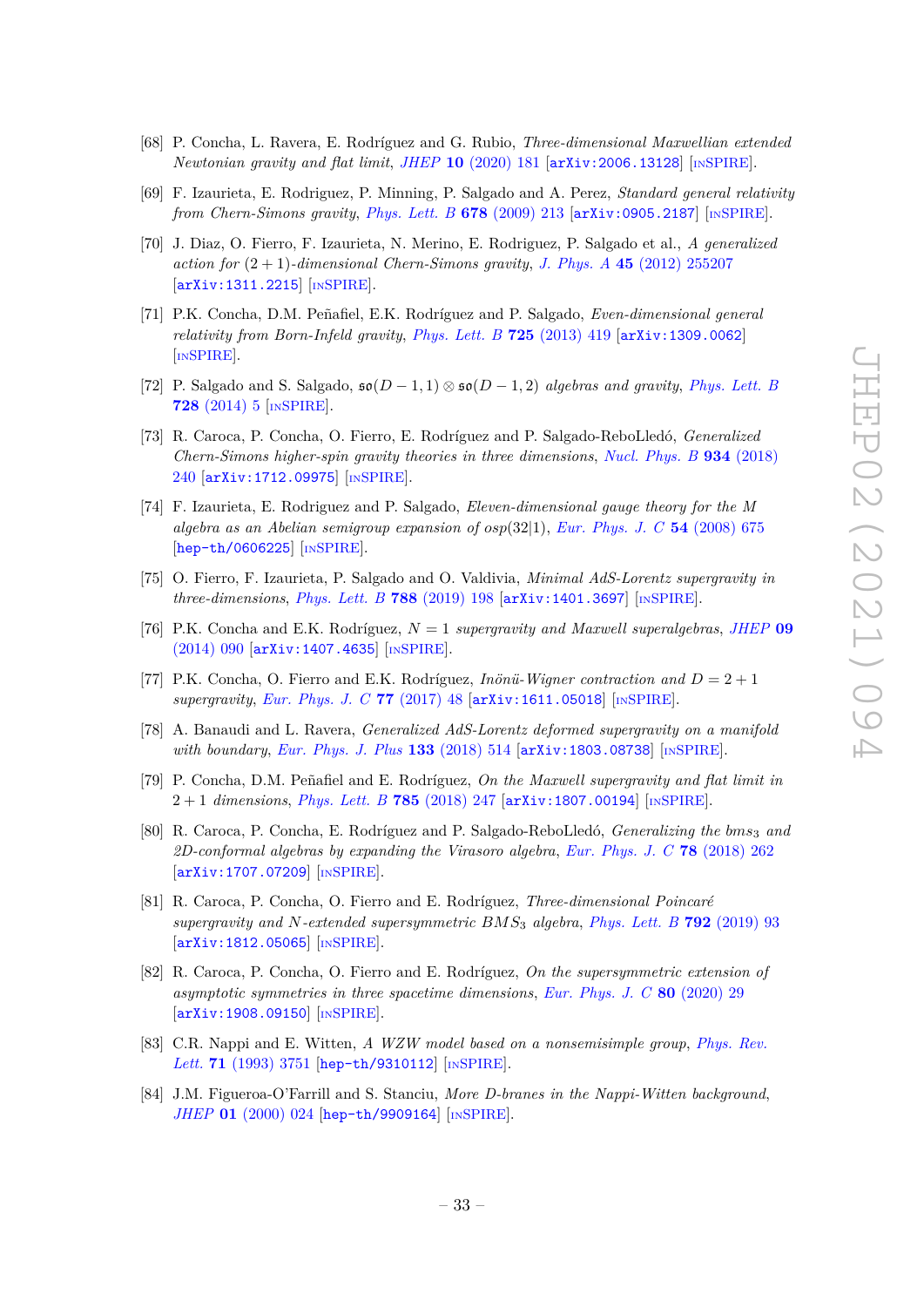[68] P. Concha, L. Ravera, E. Rodríguez and G. Rubio, *Three-dimensional Maxwellian extended Newtonian gravity and flat limit*, *JHEP* **10** (2020) 181 [arXiv:2006.13128] [INSPIRE].

[69] F. Izaurieta, E. Rodriguez, P. Minning, P. Salgado and A. Perez, *Standard general relativity from Chern-Simons gravity*, *Phys. Lett. B* **678** (2009) 213 [arXiv:0905.2187] [INSPIRE].

[70] J. Diaz, O. Fierro, F. Izaurieta, N. Merino, E. Rodriguez, P. Salgado et al., *A generalized action for* $(2+1)$*-dimensional Chern-Simons gravity*, *J. Phys. A* **45** (2012) 255207 [arXiv:1311.2215] [INSPIRE].

[71] P.K. Concha, D.M. Peñafiel, E.K. Rodríguez and P. Salgado, *Even-dimensional general relativity from Born-Infeld gravity*, *Phys. Lett. B* **725** (2013) 419 [arXiv:1309.0062] [INSPIRE].

[72] P. Salgado and S. Salgado, $\mathfrak{so}(D-1,1) \otimes \mathfrak{so}(D-1,2)$ *algebras and gravity*, *Phys. Lett. B* **728** (2014) 5 [INSPIRE].

[73] R. Caroca, P. Concha, O. Fierro, E. Rodríguez and P. Salgado-ReboLledó, *Generalized Chern-Simons higher-spin gravity theories in three dimensions*, *Nucl. Phys. B* **934** (2018) 240 [arXiv:1712.09975] [INSPIRE].

[74] F. Izaurieta, E. Rodriguez and P. Salgado, *Eleven-dimensional gauge theory for the M algebra as an Abelian semigroup expansion of osp*$(32|1)$, *Eur. Phys. J. C* **54** (2008) 675 [hep-th/0606225] [INSPIRE].

[75] O. Fierro, F. Izaurieta, P. Salgado and O. Valdivia, *Minimal AdS-Lorentz supergravity in three-dimensions*, *Phys. Lett. B* **788** (2019) 198 [arXiv:1401.3697] [INSPIRE].

[76] P.K. Concha and E.K. Rodríguez, $N=1$ *supergravity and Maxwell superalgebras*, *JHEP* **09** (2014) 090 [arXiv:1407.4635] [INSPIRE].

[77] P.K. Concha, O. Fierro and E.K. Rodríguez, *Inönü-Wigner contraction and* $D=2+1$ *supergravity*, *Eur. Phys. J. C* **77** (2017) 48 [arXiv:1611.05018] [INSPIRE].

[78] A. Banaudi and L. Ravera, *Generalized AdS-Lorentz deformed supergravity on a manifold with boundary*, *Eur. Phys. J. Plus* **133** (2018) 514 [arXiv:1803.08738] [INSPIRE].

[79] P. Concha, D.M. Peñafiel and E. Rodríguez, *On the Maxwell supergravity and flat limit in* $2+1$ *dimensions*, *Phys. Lett. B* **785** (2018) 247 [arXiv:1807.00194] [INSPIRE].

[80] R. Caroca, P. Concha, E. Rodríguez and P. Salgado-ReboLledó, *Generalizing the* $\mathfrak{bms}_3$ *and 2D-conformal algebras by expanding the Virasoro algebra*, *Eur. Phys. J. C* **78** (2018) 262 [arXiv:1707.07209] [INSPIRE].

[81] R. Caroca, P. Concha, O. Fierro and E. Rodríguez, *Three-dimensional Poincaré supergravity and N-extended supersymmetric* $BMS_3$ *algebra*, *Phys. Lett. B* **792** (2019) 93 [arXiv:1812.05065] [INSPIRE].

[82] R. Caroca, P. Concha, O. Fierro and E. Rodríguez, *On the supersymmetric extension of asymptotic symmetries in three spacetime dimensions*, *Eur. Phys. J. C* **80** (2020) 29 [arXiv:1908.09150] [INSPIRE].

[83] C.R. Nappi and E. Witten, *A WZW model based on a nonsemisimple group*, *Phys. Rev. Lett.* **71** (1993) 3751 [hep-th/9310112] [INSPIRE].

[84] J.M. Figueroa-O'Farrill and S. Stanciu, *More D-branes in the Nappi-Witten background*, *JHEP* **01** (2000) 024 [hep-th/9909164] [INSPIRE].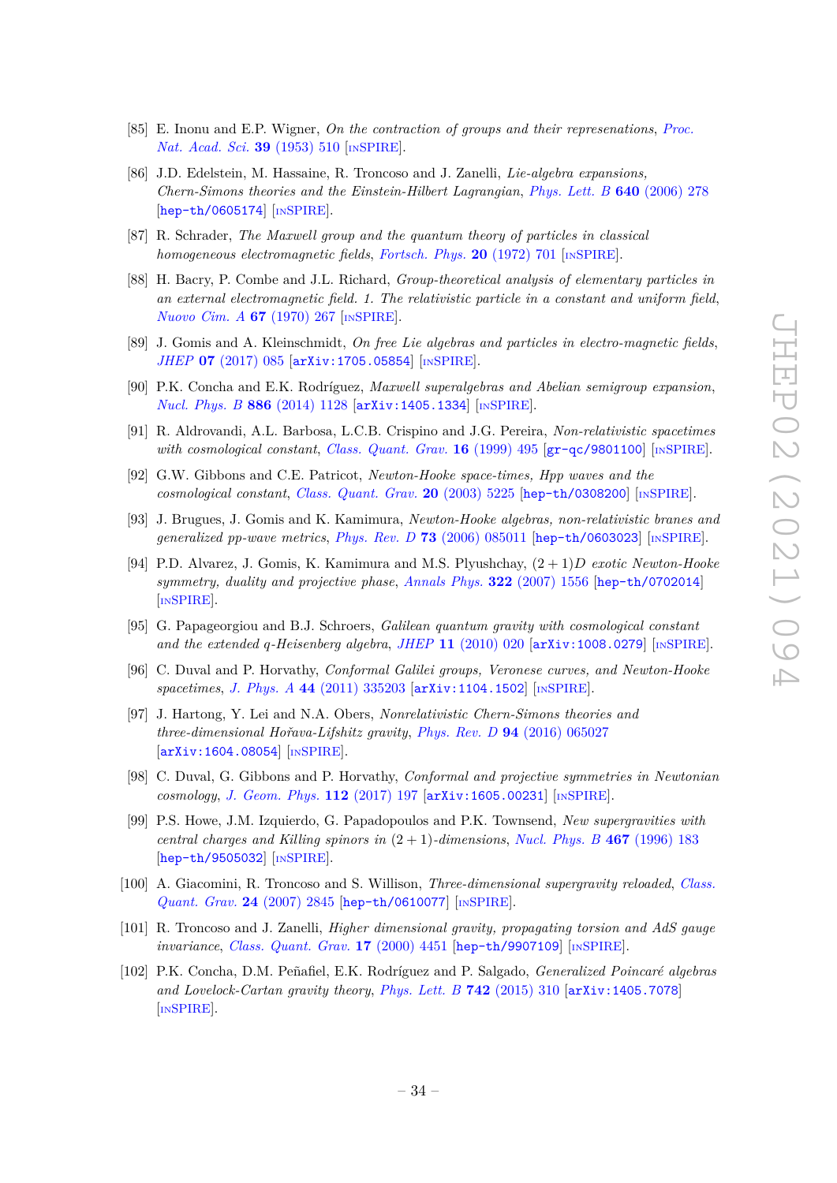[85] E. Inonu and E.P. Wigner, *On the contraction of groups and their represenations*, *Proc. Nat. Acad. Sci.* **39** (1953) 510 [INSPIRE].

[86] J.D. Edelstein, M. Hassaine, R. Troncoso and J. Zanelli, *Lie-algebra expansions, Chern-Simons theories and the Einstein-Hilbert Lagrangian*, *Phys. Lett. B* **640** (2006) 278 [hep-th/0605174] [INSPIRE].

[87] R. Schrader, *The Maxwell group and the quantum theory of particles in classical homogeneous electromagnetic fields*, *Fortsch. Phys.* **20** (1972) 701 [INSPIRE].

[88] H. Bacry, P. Combe and J.L. Richard, *Group-theoretical analysis of elementary particles in an external electromagnetic field. 1. The relativistic particle in a constant and uniform field*, *Nuovo Cim. A* **67** (1970) 267 [INSPIRE].

[89] J. Gomis and A. Kleinschmidt, *On free Lie algebras and particles in electro-magnetic fields*, *JHEP* **07** (2017) 085 [arXiv:1705.05854] [INSPIRE].

[90] P.K. Concha and E.K. Rodríguez, *Maxwell superalgebras and Abelian semigroup expansion*, *Nucl. Phys. B* **886** (2014) 1128 [arXiv:1405.1334] [INSPIRE].

[91] R. Aldrovandi, A.L. Barbosa, L.C.B. Crispino and J.G. Pereira, *Non-relativistic spacetimes with cosmological constant*, *Class. Quant. Grav.* **16** (1999) 495 [gr-qc/9801100] [INSPIRE].

[92] G.W. Gibbons and C.E. Patricot, *Newton-Hooke space-times, Hpp waves and the cosmological constant*, *Class. Quant. Grav.* **20** (2003) 5225 [hep-th/0308200] [INSPIRE].

[93] J. Brugues, J. Gomis and K. Kamimura, *Newton-Hooke algebras, non-relativistic branes and generalized pp-wave metrics*, *Phys. Rev. D* **73** (2006) 085011 [hep-th/0603023] [INSPIRE].

[94] P.D. Alvarez, J. Gomis, K. Kamimura and M.S. Plyushchay, *$(2+1)D$ exotic Newton-Hooke symmetry, duality and projective phase*, *Annals Phys.* **322** (2007) 1556 [hep-th/0702014] [INSPIRE].

[95] G. Papageorgiou and B.J. Schroers, *Galilean quantum gravity with cosmological constant and the extended q-Heisenberg algebra*, *JHEP* **11** (2010) 020 [arXiv:1008.0279] [INSPIRE].

[96] C. Duval and P. Horvathy, *Conformal Galilei groups, Veronese curves, and Newton-Hooke spacetimes*, *J. Phys. A* **44** (2011) 335203 [arXiv:1104.1502] [INSPIRE].

[97] J. Hartong, Y. Lei and N.A. Obers, *Nonrelativistic Chern-Simons theories and three-dimensional Hořava-Lifshitz gravity*, *Phys. Rev. D* **94** (2016) 065027 [arXiv:1604.08054] [INSPIRE].

[98] C. Duval, G. Gibbons and P. Horvathy, *Conformal and projective symmetries in Newtonian cosmology*, *J. Geom. Phys.* **112** (2017) 197 [arXiv:1605.00231] [INSPIRE].

[99] P.S. Howe, J.M. Izquierdo, G. Papadopoulos and P.K. Townsend, *New supergravities with central charges and Killing spinors in $(2+1)$-dimensions*, *Nucl. Phys. B* **467** (1996) 183 [hep-th/9505032] [INSPIRE].

[100] A. Giacomini, R. Troncoso and S. Willison, *Three-dimensional supergravity reloaded*, *Class. Quant. Grav.* **24** (2007) 2845 [hep-th/0610077] [INSPIRE].

[101] R. Troncoso and J. Zanelli, *Higher dimensional gravity, propagating torsion and AdS gauge invariance*, *Class. Quant. Grav.* **17** (2000) 4451 [hep-th/9907109] [INSPIRE].

[102] P.K. Concha, D.M. Peñafiel, E.K. Rodríguez and P. Salgado, *Generalized Poincaré algebras and Lovelock-Cartan gravity theory*, *Phys. Lett. B* **742** (2015) 310 [arXiv:1405.7078] [INSPIRE].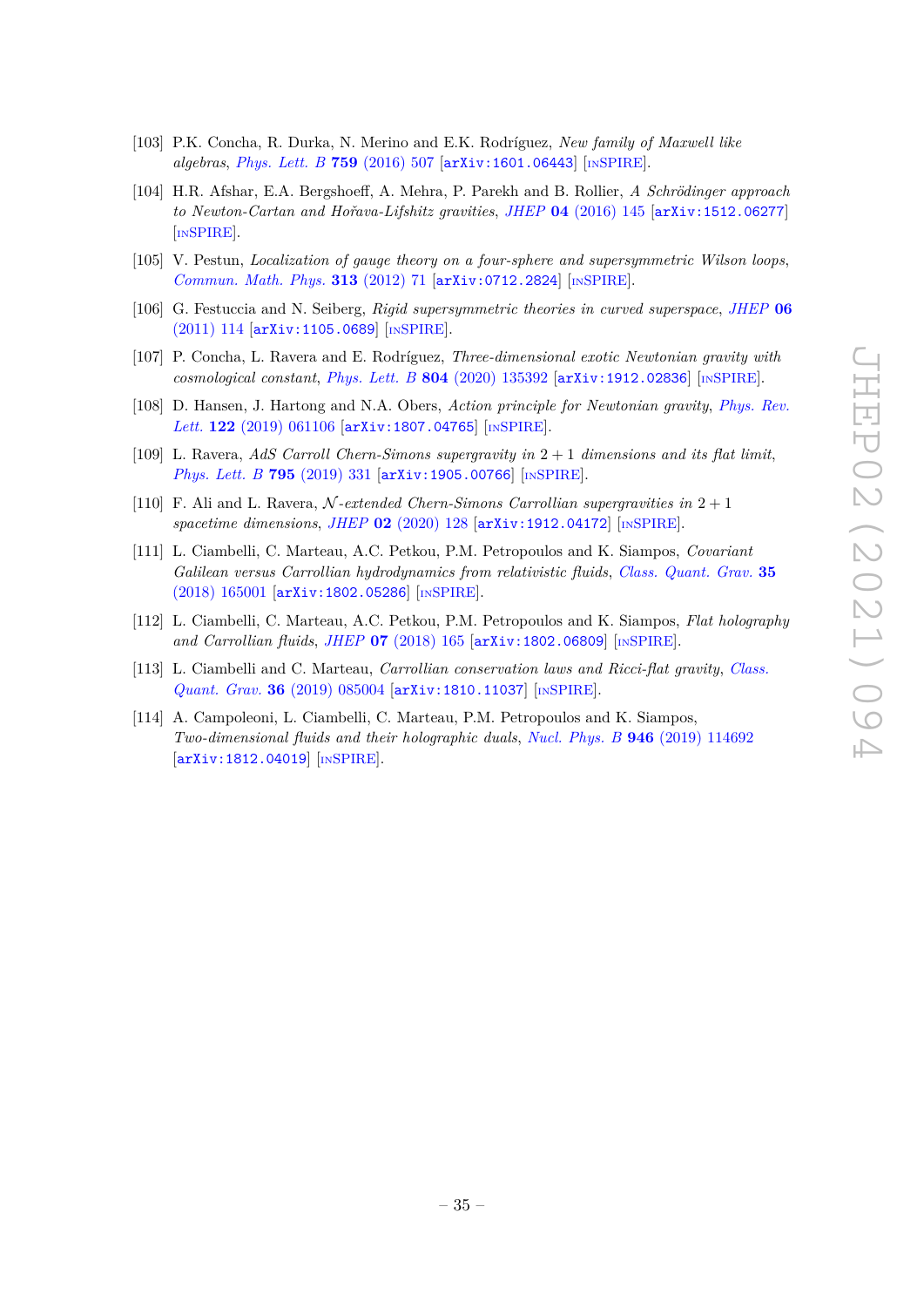[103] P.K. Concha, R. Durka, N. Merino and E.K. Rodríguez, *New family of Maxwell like algebras*, *Phys. Lett. B* **759** (2016) 507 [arXiv:1601.06443] [INSPIRE].

[104] H.R. Afshar, E.A. Bergshoeff, A. Mehra, P. Parekh and B. Rollier, *A Schrödinger approach to Newton-Cartan and Hořava-Lifshitz gravities*, *JHEP* **04** (2016) 145 [arXiv:1512.06277] [INSPIRE].

[105] V. Pestun, *Localization of gauge theory on a four-sphere and supersymmetric Wilson loops*, *Commun. Math. Phys.* **313** (2012) 71 [arXiv:0712.2824] [INSPIRE].

[106] G. Festuccia and N. Seiberg, *Rigid supersymmetric theories in curved superspace*, *JHEP* **06** (2011) 114 [arXiv:1105.0689] [INSPIRE].

[107] P. Concha, L. Ravera and E. Rodríguez, *Three-dimensional exotic Newtonian gravity with cosmological constant*, *Phys. Lett. B* **804** (2020) 135392 [arXiv:1912.02836] [INSPIRE].

[108] D. Hansen, J. Hartong and N.A. Obers, *Action principle for Newtonian gravity*, *Phys. Rev. Lett.* **122** (2019) 061106 [arXiv:1807.04765] [INSPIRE].

[109] L. Ravera, *AdS Carroll Chern-Simons supergravity in* $2+1$ *dimensions and its flat limit*, *Phys. Lett. B* **795** (2019) 331 [arXiv:1905.00766] [INSPIRE].

[110] F. Ali and L. Ravera, $\mathcal{N}$*-extended Chern-Simons Carrollian supergravities in* $2+1$ *spacetime dimensions*, *JHEP* **02** (2020) 128 [arXiv:1912.04172] [INSPIRE].

[111] L. Ciambelli, C. Marteau, A.C. Petkou, P.M. Petropoulos and K. Siampos, *Covariant Galilean versus Carrollian hydrodynamics from relativistic fluids*, *Class. Quant. Grav.* **35** (2018) 165001 [arXiv:1802.05286] [INSPIRE].

[112] L. Ciambelli, C. Marteau, A.C. Petkou, P.M. Petropoulos and K. Siampos, *Flat holography and Carrollian fluids*, *JHEP* **07** (2018) 165 [arXiv:1802.06809] [INSPIRE].

[113] L. Ciambelli and C. Marteau, *Carrollian conservation laws and Ricci-flat gravity*, *Class. Quant. Grav.* **36** (2019) 085004 [arXiv:1810.11037] [INSPIRE].

[114] A. Campoleoni, L. Ciambelli, C. Marteau, P.M. Petropoulos and K. Siampos, *Two-dimensional fluids and their holographic duals*, *Nucl. Phys. B* **946** (2019) 114692 [arXiv:1812.04019] [INSPIRE].